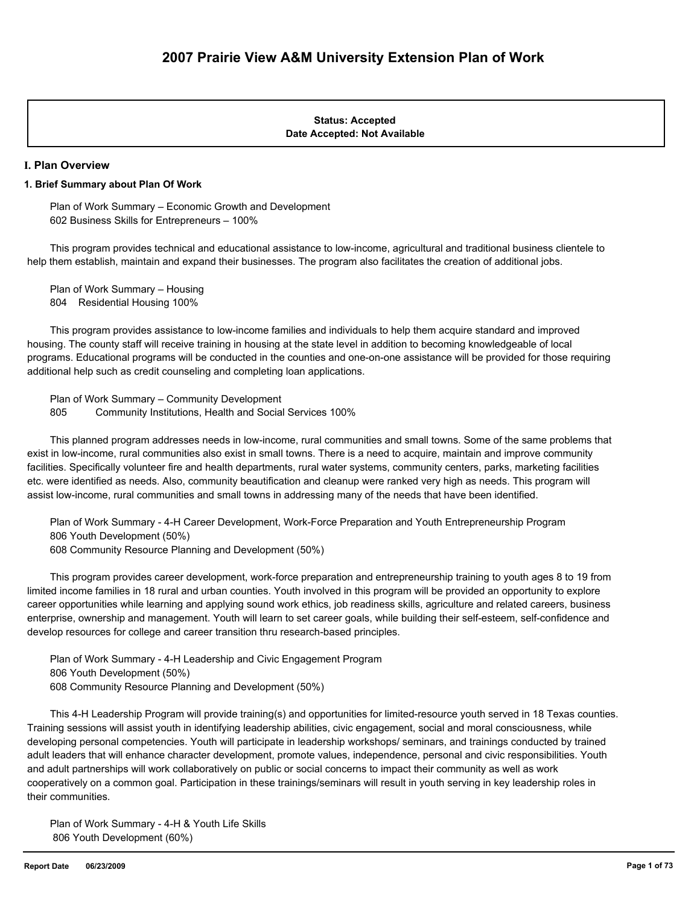# 2007 Prairie View A&M University Extension Plan of Work

**Status: Accepted**
**Date Accepted: Not Available**

## I. Plan Overview

### 1. Brief Summary about Plan Of Work

Plan of Work Summary – Economic Growth and Development
602 Business Skills for Entrepreneurs – 100%

This program provides technical and educational assistance to low-income, agricultural and traditional business clientele to help them establish, maintain and expand their businesses. The program also facilitates the creation of additional jobs.

Plan of Work Summary – Housing
804 Residential Housing 100%

This program provides assistance to low-income families and individuals to help them acquire standard and improved housing. The county staff will receive training in housing at the state level in addition to becoming knowledgeable of local programs. Educational programs will be conducted in the counties and one-on-one assistance will be provided for those requiring additional help such as credit counseling and completing loan applications.

Plan of Work Summary – Community Development
805 Community Institutions, Health and Social Services 100%

This planned program addresses needs in low-income, rural communities and small towns. Some of the same problems that exist in low-income, rural communities also exist in small towns. There is a need to acquire, maintain and improve community facilities. Specifically volunteer fire and health departments, rural water systems, community centers, parks, marketing facilities etc. were identified as needs. Also, community beautification and cleanup were ranked very high as needs. This program will assist low-income, rural communities and small towns in addressing many of the needs that have been identified.

Plan of Work Summary - 4-H Career Development, Work-Force Preparation and Youth Entrepreneurship Program
806 Youth Development (50%)
608 Community Resource Planning and Development (50%)

This program provides career development, work-force preparation and entrepreneurship training to youth ages 8 to 19 from limited income families in 18 rural and urban counties. Youth involved in this program will be provided an opportunity to explore career opportunities while learning and applying sound work ethics, job readiness skills, agriculture and related careers, business enterprise, ownership and management. Youth will learn to set career goals, while building their self-esteem, self-confidence and develop resources for college and career transition thru research-based principles.

Plan of Work Summary - 4-H Leadership and Civic Engagement Program
806 Youth Development (50%)
608 Community Resource Planning and Development (50%)

This 4-H Leadership Program will provide training(s) and opportunities for limited-resource youth served in 18 Texas counties. Training sessions will assist youth in identifying leadership abilities, civic engagement, social and moral consciousness, while developing personal competencies. Youth will participate in leadership workshops/ seminars, and trainings conducted by trained adult leaders that will enhance character development, promote values, independence, personal and civic responsibilities. Youth and adult partnerships will work collaboratively on public or social concerns to impact their community as well as work cooperatively on a common goal. Participation in these trainings/seminars will result in youth serving in key leadership roles in their communities.

Plan of Work Summary - 4-H & Youth Life Skills
806 Youth Development (60%)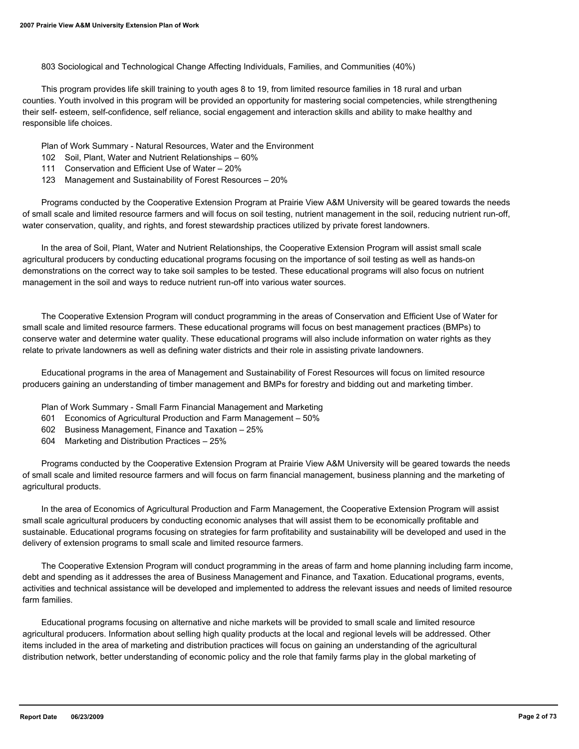803 Sociological and Technological Change Affecting Individuals, Families, and Communities (40%)

This program provides life skill training to youth ages 8 to 19, from limited resource families in 18 rural and urban counties. Youth involved in this program will be provided an opportunity for mastering social competencies, while strengthening their self- esteem, self-confidence, self reliance, social engagement and interaction skills and ability to make healthy and responsible life choices.

Plan of Work Summary - Natural Resources, Water and the Environment

102 Soil, Plant, Water and Nutrient Relationships – 60%
111 Conservation and Efficient Use of Water – 20%
123 Management and Sustainability of Forest Resources – 20%

Programs conducted by the Cooperative Extension Program at Prairie View A&M University will be geared towards the needs of small scale and limited resource farmers and will focus on soil testing, nutrient management in the soil, reducing nutrient run-off, water conservation, quality, and rights, and forest stewardship practices utilized by private forest landowners.

In the area of Soil, Plant, Water and Nutrient Relationships, the Cooperative Extension Program will assist small scale agricultural producers by conducting educational programs focusing on the importance of soil testing as well as hands-on demonstrations on the correct way to take soil samples to be tested. These educational programs will also focus on nutrient management in the soil and ways to reduce nutrient run-off into various water sources.

The Cooperative Extension Program will conduct programming in the areas of Conservation and Efficient Use of Water for small scale and limited resource farmers. These educational programs will focus on best management practices (BMPs) to conserve water and determine water quality. These educational programs will also include information on water rights as they relate to private landowners as well as defining water districts and their role in assisting private landowners.

Educational programs in the area of Management and Sustainability of Forest Resources will focus on limited resource producers gaining an understanding of timber management and BMPs for forestry and bidding out and marketing timber.

Plan of Work Summary - Small Farm Financial Management and Marketing

601 Economics of Agricultural Production and Farm Management – 50%
602 Business Management, Finance and Taxation – 25%
604 Marketing and Distribution Practices – 25%

Programs conducted by the Cooperative Extension Program at Prairie View A&M University will be geared towards the needs of small scale and limited resource farmers and will focus on farm financial management, business planning and the marketing of agricultural products.

In the area of Economics of Agricultural Production and Farm Management, the Cooperative Extension Program will assist small scale agricultural producers by conducting economic analyses that will assist them to be economically profitable and sustainable. Educational programs focusing on strategies for farm profitability and sustainability will be developed and used in the delivery of extension programs to small scale and limited resource farmers.

The Cooperative Extension Program will conduct programming in the areas of farm and home planning including farm income, debt and spending as it addresses the area of Business Management and Finance, and Taxation. Educational programs, events, activities and technical assistance will be developed and implemented to address the relevant issues and needs of limited resource farm families.

Educational programs focusing on alternative and niche markets will be provided to small scale and limited resource agricultural producers. Information about selling high quality products at the local and regional levels will be addressed. Other items included in the area of marketing and distribution practices will focus on gaining an understanding of the agricultural distribution network, better understanding of economic policy and the role that family farms play in the global marketing of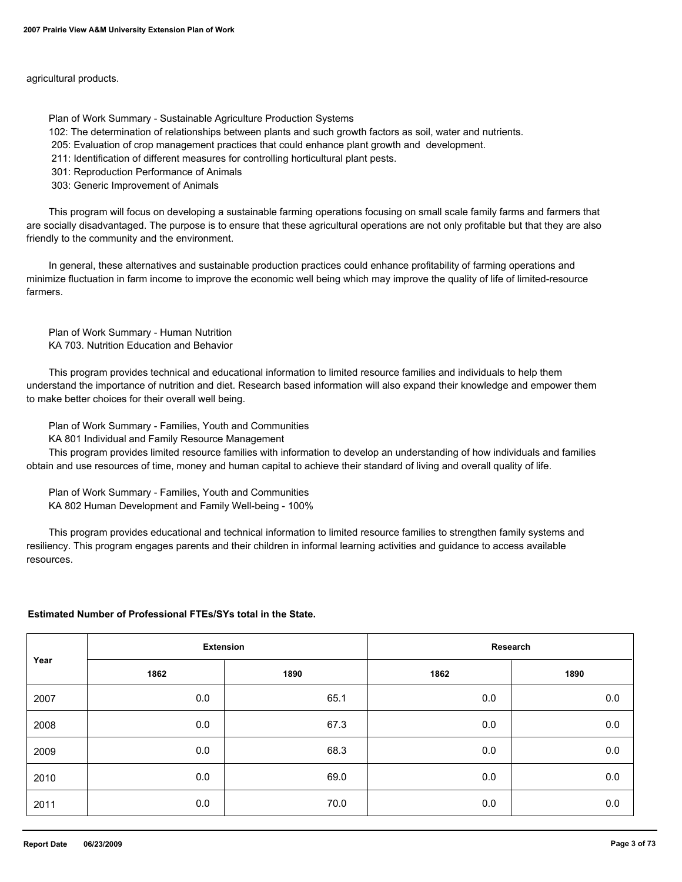agricultural products.

Plan of Work Summary - Sustainable Agriculture Production Systems
102: The determination of relationships between plants and such growth factors as soil, water and nutrients.
205: Evaluation of crop management practices that could enhance plant growth and development.
211: Identification of different measures for controlling horticultural plant pests.
301: Reproduction Performance of Animals
303: Generic Improvement of Animals

This program will focus on developing a sustainable farming operations focusing on small scale family farms and farmers that are socially disadvantaged. The purpose is to ensure that these agricultural operations are not only profitable but that they are also friendly to the community and the environment.

In general, these alternatives and sustainable production practices could enhance profitability of farming operations and minimize fluctuation in farm income to improve the economic well being which may improve the quality of life of limited-resource farmers.

Plan of Work Summary - Human Nutrition
KA 703. Nutrition Education and Behavior

This program provides technical and educational information to limited resource families and individuals to help them understand the importance of nutrition and diet. Research based information will also expand their knowledge and empower them to make better choices for their overall well being.

Plan of Work Summary - Families, Youth and Communities
KA 801 Individual and Family Resource Management
This program provides limited resource families with information to develop an understanding of how individuals and families obtain and use resources of time, money and human capital to achieve their standard of living and overall quality of life.

Plan of Work Summary - Families, Youth and Communities
KA 802 Human Development and Family Well-being - 100%

This program provides educational and technical information to limited resource families to strengthen family systems and resiliency. This program engages parents and their children in informal learning activities and guidance to access available resources.

**Estimated Number of Professional FTEs/SYs total in the State.**

| Year | Extension | | Research | |
|---|---|---|---|---|
| | 1862 | 1890 | 1862 | 1890 |
| 2007 | 0.0 | 65.1 | 0.0 | 0.0 |
| 2008 | 0.0 | 67.3 | 0.0 | 0.0 |
| 2009 | 0.0 | 68.3 | 0.0 | 0.0 |
| 2010 | 0.0 | 69.0 | 0.0 | 0.0 |
| 2011 | 0.0 | 70.0 | 0.0 | 0.0 |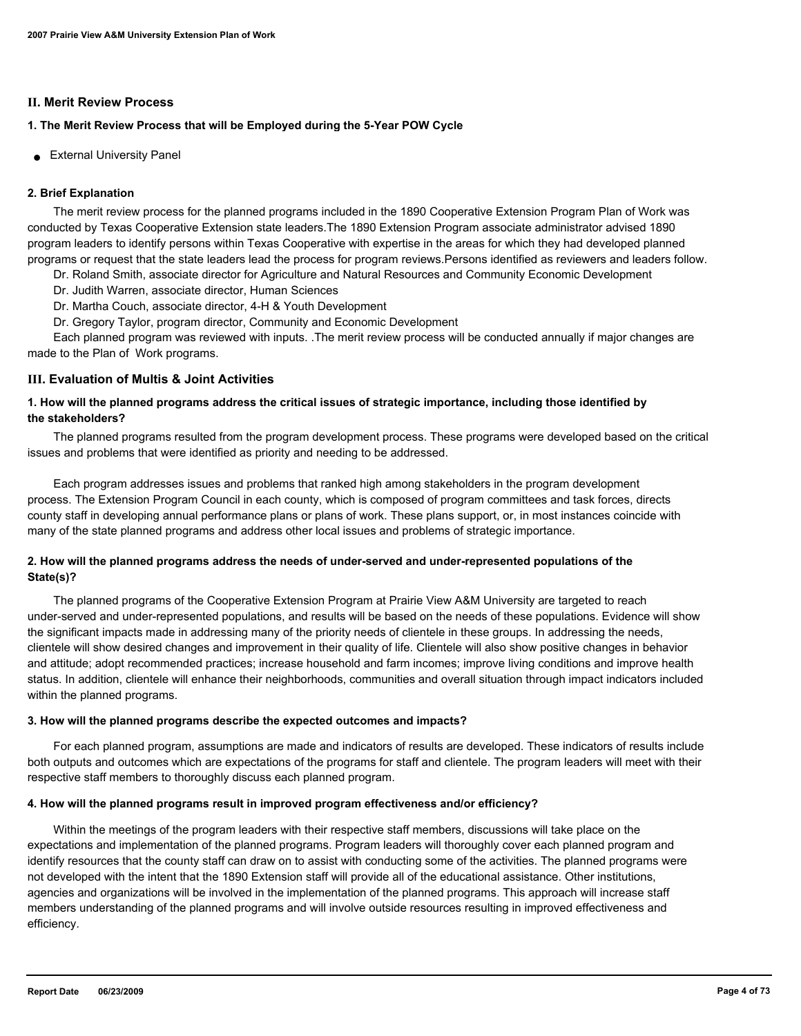## II. Merit Review Process

### 1. The Merit Review Process that will be Employed during the 5-Year POW Cycle

- External University Panel

### 2. Brief Explanation

The merit review process for the planned programs included in the 1890 Cooperative Extension Program Plan of Work was conducted by Texas Cooperative Extension state leaders.The 1890 Extension Program associate administrator advised 1890 program leaders to identify persons within Texas Cooperative with expertise in the areas for which they had developed planned programs or request that the state leaders lead the process for program reviews.Persons identified as reviewers and leaders follow.

Dr. Roland Smith, associate director for Agriculture and Natural Resources and Community Economic Development

Dr. Judith Warren, associate director, Human Sciences

Dr. Martha Couch, associate director, 4-H & Youth Development

Dr. Gregory Taylor, program director, Community and Economic Development

Each planned program was reviewed with inputs. .The merit review process will be conducted annually if major changes are made to the Plan of Work programs.

## III. Evaluation of Multis & Joint Activities

### 1. How will the planned programs address the critical issues of strategic importance, including those identified by the stakeholders?

The planned programs resulted from the program development process. These programs were developed based on the critical issues and problems that were identified as priority and needing to be addressed.

Each program addresses issues and problems that ranked high among stakeholders in the program development process. The Extension Program Council in each county, which is composed of program committees and task forces, directs county staff in developing annual performance plans or plans of work. These plans support, or, in most instances coincide with many of the state planned programs and address other local issues and problems of strategic importance.

### 2. How will the planned programs address the needs of under-served and under-represented populations of the State(s)?

The planned programs of the Cooperative Extension Program at Prairie View A&M University are targeted to reach under-served and under-represented populations, and results will be based on the needs of these populations. Evidence will show the significant impacts made in addressing many of the priority needs of clientele in these groups. In addressing the needs, clientele will show desired changes and improvement in their quality of life. Clientele will also show positive changes in behavior and attitude; adopt recommended practices; increase household and farm incomes; improve living conditions and improve health status. In addition, clientele will enhance their neighborhoods, communities and overall situation through impact indicators included within the planned programs.

### 3. How will the planned programs describe the expected outcomes and impacts?

For each planned program, assumptions are made and indicators of results are developed. These indicators of results include both outputs and outcomes which are expectations of the programs for staff and clientele. The program leaders will meet with their respective staff members to thoroughly discuss each planned program.

### 4. How will the planned programs result in improved program effectiveness and/or efficiency?

Within the meetings of the program leaders with their respective staff members, discussions will take place on the expectations and implementation of the planned programs. Program leaders will thoroughly cover each planned program and identify resources that the county staff can draw on to assist with conducting some of the activities. The planned programs were not developed with the intent that the 1890 Extension staff will provide all of the educational assistance. Other institutions, agencies and organizations will be involved in the implementation of the planned programs. This approach will increase staff members understanding of the planned programs and will involve outside resources resulting in improved effectiveness and efficiency.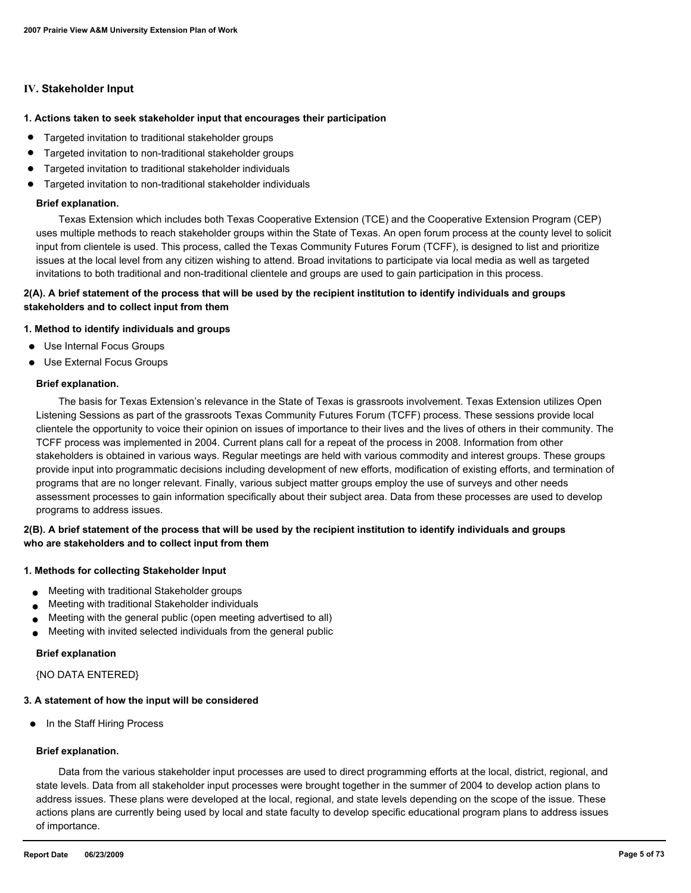## IV. Stakeholder Input

### 1. Actions taken to seek stakeholder input that encourages their participation

- Targeted invitation to traditional stakeholder groups
- Targeted invitation to non-traditional stakeholder groups
- Targeted invitation to traditional stakeholder individuals
- Targeted invitation to non-traditional stakeholder individuals

**Brief explanation.**

Texas Extension which includes both Texas Cooperative Extension (TCE) and the Cooperative Extension Program (CEP) uses multiple methods to reach stakeholder groups within the State of Texas. An open forum process at the county level to solicit input from clientele is used. This process, called the Texas Community Futures Forum (TCFF), is designed to list and prioritize issues at the local level from any citizen wishing to attend. Broad invitations to participate via local media as well as targeted invitations to both traditional and non-traditional clientele and groups are used to gain participation in this process.

### 2(A). A brief statement of the process that will be used by the recipient institution to identify individuals and groups stakeholders and to collect input from them

**1. Method to identify individuals and groups**

- Use Internal Focus Groups
- Use External Focus Groups

**Brief explanation.**

The basis for Texas Extension's relevance in the State of Texas is grassroots involvement. Texas Extension utilizes Open Listening Sessions as part of the grassroots Texas Community Futures Forum (TCFF) process. These sessions provide local clientele the opportunity to voice their opinion on issues of importance to their lives and the lives of others in their community. The TCFF process was implemented in 2004. Current plans call for a repeat of the process in 2008. Information from other stakeholders is obtained in various ways. Regular meetings are held with various commodity and interest groups. These groups provide input into programmatic decisions including development of new efforts, modification of existing efforts, and termination of programs that are no longer relevant. Finally, various subject matter groups employ the use of surveys and other needs assessment processes to gain information specifically about their subject area. Data from these processes are used to develop programs to address issues.

### 2(B). A brief statement of the process that will be used by the recipient institution to identify individuals and groups who are stakeholders and to collect input from them

**1. Methods for collecting Stakeholder Input**

- Meeting with traditional Stakeholder groups
- Meeting with traditional Stakeholder individuals
- Meeting with the general public (open meeting advertised to all)
- Meeting with invited selected individuals from the general public

**Brief explanation**

{NO DATA ENTERED}

### 3. A statement of how the input will be considered

- In the Staff Hiring Process

**Brief explanation.**

Data from the various stakeholder input processes are used to direct programming efforts at the local, district, regional, and state levels. Data from all stakeholder input processes were brought together in the summer of 2004 to develop action plans to address issues. These plans were developed at the local, regional, and state levels depending on the scope of the issue. These actions plans are currently being used by local and state faculty to develop specific educational program plans to address issues of importance.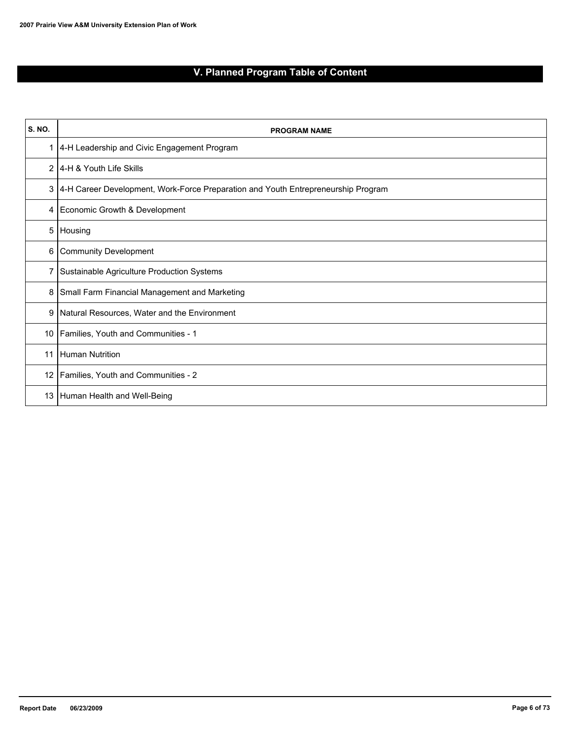## V. Planned Program Table of Content

| S. NO. | PROGRAM NAME |
|---|---|
| 1 | 4-H Leadership and Civic Engagement Program |
| 2 | 4-H & Youth Life Skills |
| 3 | 4-H Career Development, Work-Force Preparation and Youth Entrepreneurship Program |
| 4 | Economic Growth & Development |
| 5 | Housing |
| 6 | Community Development |
| 7 | Sustainable Agriculture Production Systems |
| 8 | Small Farm Financial Management and Marketing |
| 9 | Natural Resources, Water and the Environment |
| 10 | Families, Youth and Communities - 1 |
| 11 | Human Nutrition |
| 12 | Families, Youth and Communities - 2 |
| 13 | Human Health and Well-Being |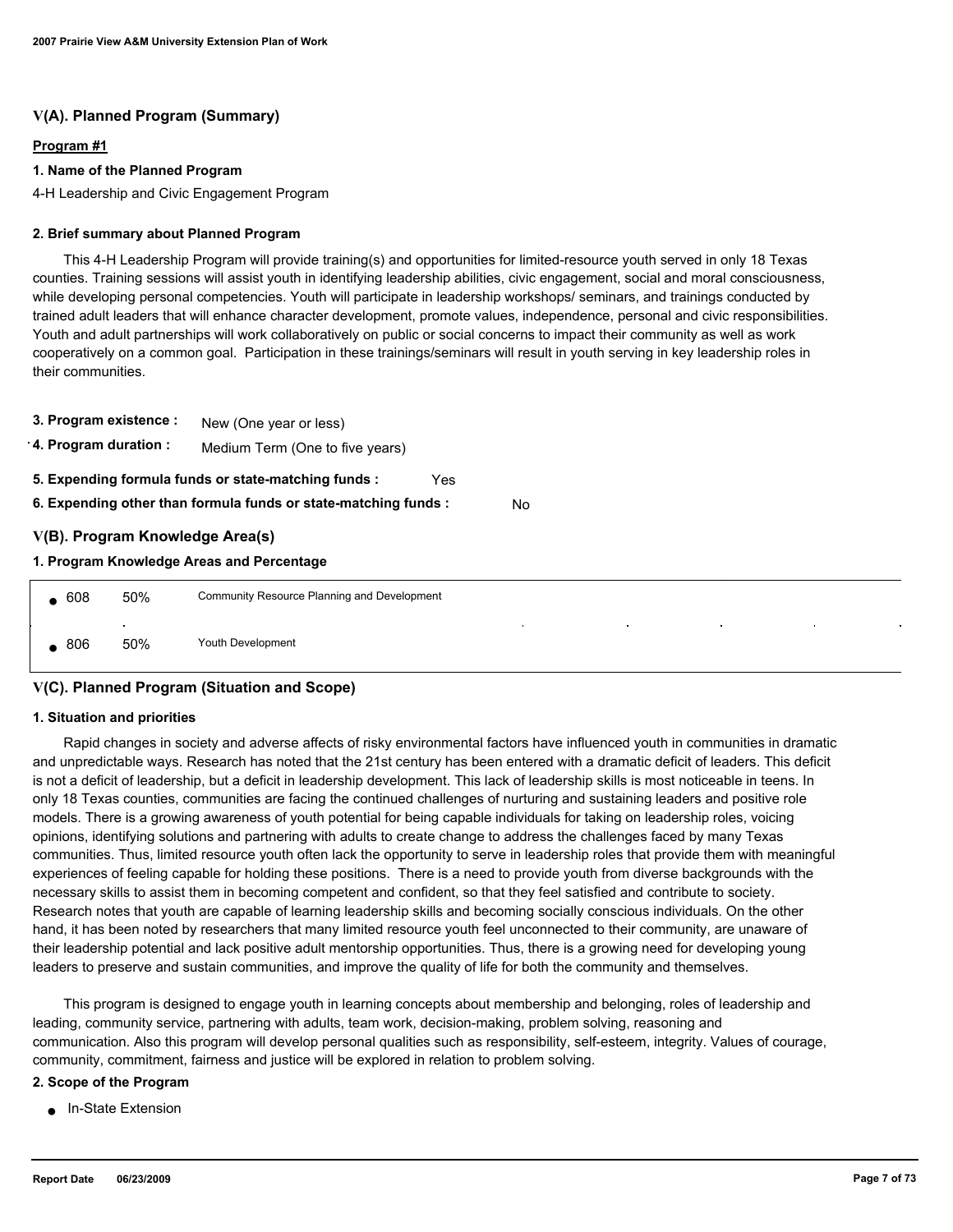## V(A). Planned Program (Summary)

**Program #1**

**1. Name of the Planned Program**

4-H Leadership and Civic Engagement Program

**2. Brief summary about Planned Program**

This 4-H Leadership Program will provide training(s) and opportunities for limited-resource youth served in only 18 Texas counties. Training sessions will assist youth in identifying leadership abilities, civic engagement, social and moral consciousness, while developing personal competencies. Youth will participate in leadership workshops/ seminars, and trainings conducted by trained adult leaders that will enhance character development, promote values, independence, personal and civic responsibilities. Youth and adult partnerships will work collaboratively on public or social concerns to impact their community as well as work cooperatively on a common goal. Participation in these trainings/seminars will result in youth serving in key leadership roles in their communities.

**3. Program existence :** New (One year or less)

**4. Program duration :** Medium Term (One to five years)

**5. Expending formula funds or state-matching funds :** Yes

**6. Expending other than formula funds or state-matching funds :** No

## V(B). Program Knowledge Area(s)

**1. Program Knowledge Areas and Percentage**

| KA Code | % | Knowledge Area |
|---|---|---|
| 608 | 50% | Community Resource Planning and Development |
| 806 | 50% | Youth Development |

## V(C). Planned Program (Situation and Scope)

**1. Situation and priorities**

Rapid changes in society and adverse affects of risky environmental factors have influenced youth in communities in dramatic and unpredictable ways. Research has noted that the 21st century has been entered with a dramatic deficit of leaders. This deficit is not a deficit of leadership, but a deficit in leadership development. This lack of leadership skills is most noticeable in teens. In only 18 Texas counties, communities are facing the continued challenges of nurturing and sustaining leaders and positive role models. There is a growing awareness of youth potential for being capable individuals for taking on leadership roles, voicing opinions, identifying solutions and partnering with adults to create change to address the challenges faced by many Texas communities. Thus, limited resource youth often lack the opportunity to serve in leadership roles that provide them with meaningful experiences of feeling capable for holding these positions. There is a need to provide youth from diverse backgrounds with the necessary skills to assist them in becoming competent and confident, so that they feel satisfied and contribute to society. Research notes that youth are capable of learning leadership skills and becoming socially conscious individuals. On the other hand, it has been noted by researchers that many limited resource youth feel unconnected to their community, are unaware of their leadership potential and lack positive adult mentorship opportunities. Thus, there is a growing need for developing young leaders to preserve and sustain communities, and improve the quality of life for both the community and themselves.

This program is designed to engage youth in learning concepts about membership and belonging, roles of leadership and leading, community service, partnering with adults, team work, decision-making, problem solving, reasoning and communication. Also this program will develop personal qualities such as responsibility, self-esteem, integrity. Values of courage, community, commitment, fairness and justice will be explored in relation to problem solving.

**2. Scope of the Program**

- In-State Extension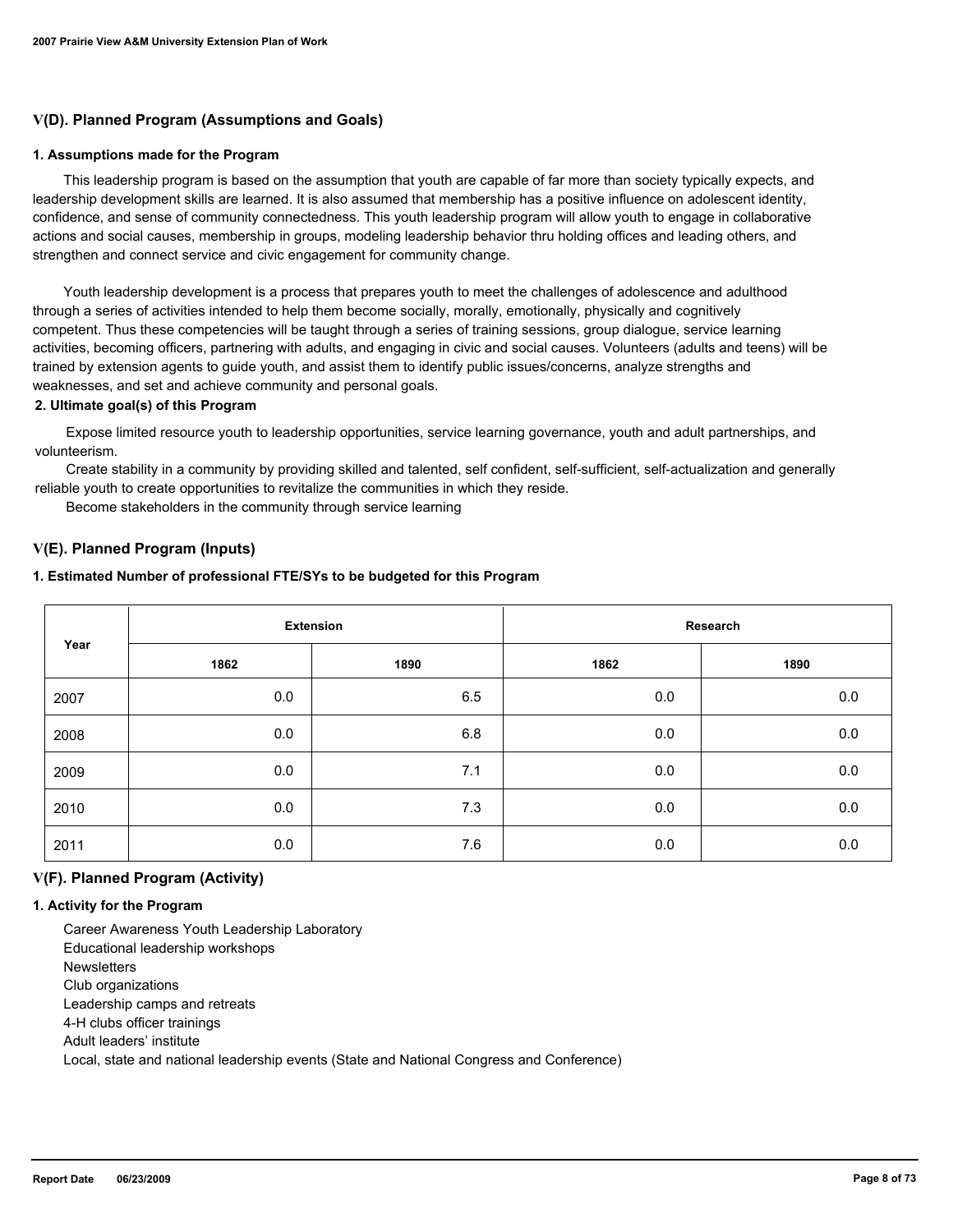## V(D). Planned Program (Assumptions and Goals)

### 1. Assumptions made for the Program

This leadership program is based on the assumption that youth are capable of far more than society typically expects, and leadership development skills are learned. It is also assumed that membership has a positive influence on adolescent identity, confidence, and sense of community connectedness. This youth leadership program will allow youth to engage in collaborative actions and social causes, membership in groups, modeling leadership behavior thru holding offices and leading others, and strengthen and connect service and civic engagement for community change.

Youth leadership development is a process that prepares youth to meet the challenges of adolescence and adulthood through a series of activities intended to help them become socially, morally, emotionally, physically and cognitively competent. Thus these competencies will be taught through a series of training sessions, group dialogue, service learning activities, becoming officers, partnering with adults, and engaging in civic and social causes. Volunteers (adults and teens) will be trained by extension agents to guide youth, and assist them to identify public issues/concerns, analyze strengths and weaknesses, and set and achieve community and personal goals.

### 2. Ultimate goal(s) of this Program

Expose limited resource youth to leadership opportunities, service learning governance, youth and adult partnerships, and volunteerism.

Create stability in a community by providing skilled and talented, self confident, self-sufficient, self-actualization and generally reliable youth to create opportunities to revitalize the communities in which they reside.

Become stakeholders in the community through service learning

## V(E). Planned Program (Inputs)

### 1. Estimated Number of professional FTE/SYs to be budgeted for this Program

| Year | Extension | | Research | |
|---|---|---|---|---|
| | 1862 | 1890 | 1862 | 1890 |
| 2007 | 0.0 | 6.5 | 0.0 | 0.0 |
| 2008 | 0.0 | 6.8 | 0.0 | 0.0 |
| 2009 | 0.0 | 7.1 | 0.0 | 0.0 |
| 2010 | 0.0 | 7.3 | 0.0 | 0.0 |
| 2011 | 0.0 | 7.6 | 0.0 | 0.0 |

## V(F). Planned Program (Activity)

### 1. Activity for the Program

Career Awareness Youth Leadership Laboratory
Educational leadership workshops
Newsletters
Club organizations
Leadership camps and retreats
4-H clubs officer trainings
Adult leaders' institute
Local, state and national leadership events (State and National Congress and Conference)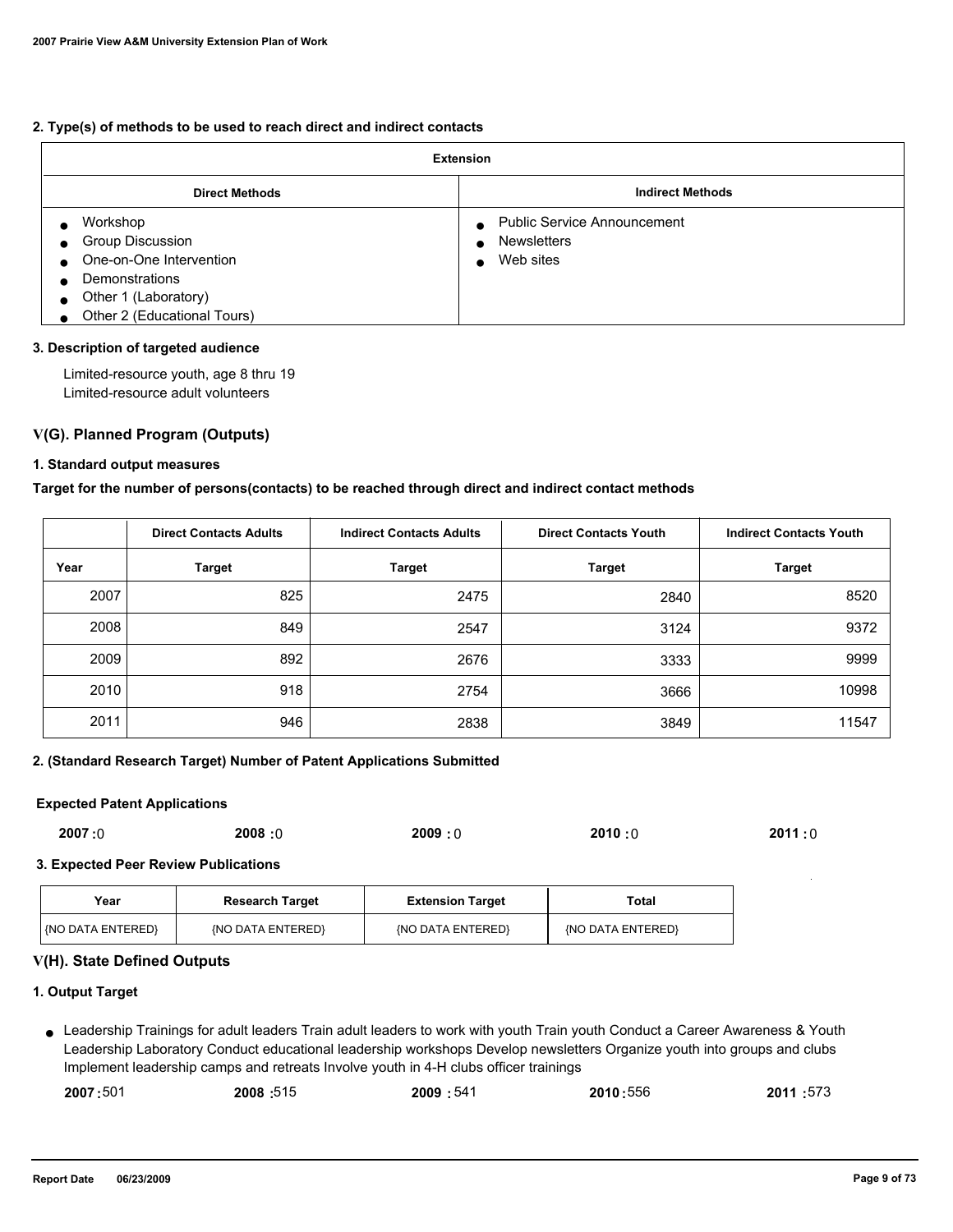#### 2. Type(s) of methods to be used to reach direct and indirect contacts

| Extension | |
|---|---|
| **Direct Methods** | **Indirect Methods** |
| ● Workshop<br>● Group Discussion<br>● One-on-One Intervention<br>● Demonstrations<br>● Other 1 (Laboratory)<br>● Other 2 (Educational Tours) | ● Public Service Announcement<br>● Newsletters<br>● Web sites |

#### 3. Description of targeted audience

Limited-resource youth, age 8 thru 19
Limited-resource adult volunteers

### V(G). Planned Program (Outputs)

#### 1. Standard output measures

**Target for the number of persons(contacts) to be reached through direct and indirect contact methods**

| | Direct Contacts Adults | Indirect Contacts Adults | Direct Contacts Youth | Indirect Contacts Youth |
|---|---|---|---|---|
| **Year** | **Target** | **Target** | **Target** | **Target** |
| 2007 | 825 | 2475 | 2840 | 8520 |
| 2008 | 849 | 2547 | 3124 | 9372 |
| 2009 | 892 | 2676 | 3333 | 9999 |
| 2010 | 918 | 2754 | 3666 | 10998 |
| 2011 | 946 | 2838 | 3849 | 11547 |

#### 2. (Standard Research Target) Number of Patent Applications Submitted

**Expected Patent Applications**

**2007 :** 0 **2008 :** 0 **2009 :** 0 **2010 :** 0 **2011 :** 0

#### 3. Expected Peer Review Publications

| Year | Research Target | Extension Target | Total |
|---|---|---|---|
| {NO DATA ENTERED} | {NO DATA ENTERED} | {NO DATA ENTERED} | {NO DATA ENTERED} |

### V(H). State Defined Outputs

#### 1. Output Target

- Leadership Trainings for adult leaders Train adult leaders to work with youth Train youth Conduct a Career Awareness & Youth Leadership Laboratory Conduct educational leadership workshops Develop newsletters Organize youth into groups and clubs Implement leadership camps and retreats Involve youth in 4-H clubs officer trainings

**2007 :** 501 **2008 :** 515 **2009 :** 541 **2010 :** 556 **2011 :** 573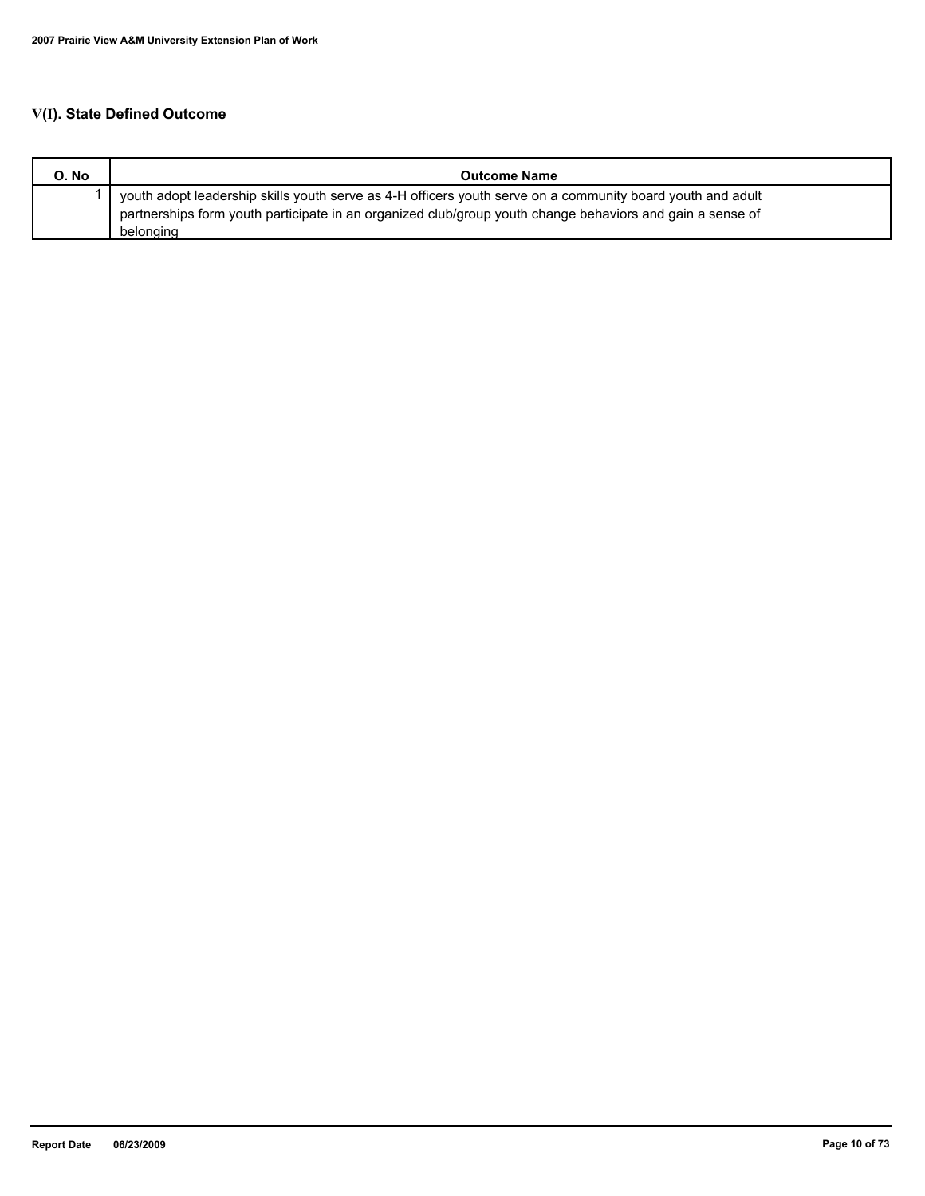## V(I). State Defined Outcome

| O. No | Outcome Name |
|---|---|
| 1 | youth adopt leadership skills youth serve as 4-H officers youth serve on a community board youth and adult partnerships form youth participate in an organized club/group youth change behaviors and gain a sense of belonging |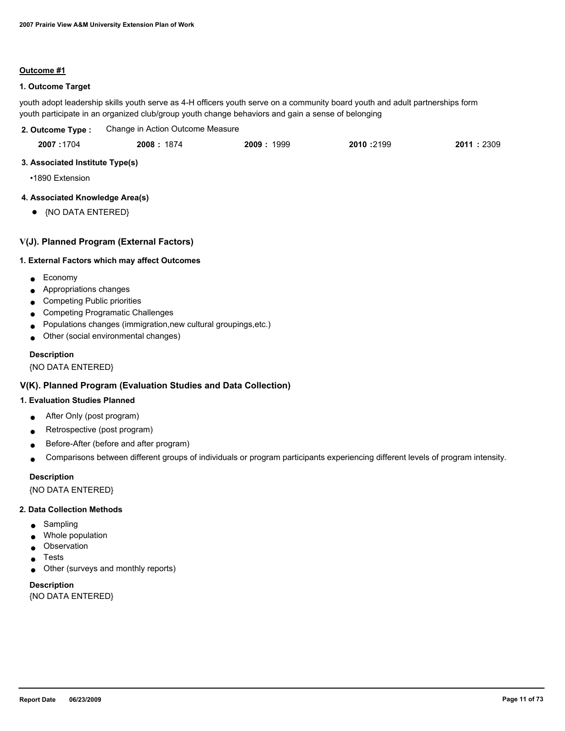**Outcome #1**

**1. Outcome Target**

youth adopt leadership skills youth serve as 4-H officers youth serve on a community board youth and adult partnerships form youth participate in an organized club/group youth change behaviors and gain a sense of belonging

**2. Outcome Type :** Change in Action Outcome Measure

| **2007 :** 1704 | **2008 :** 1874 | **2009 :** 1999 | **2010 :** 2199 | **2011 :** 2309 |
|---|---|---|---|---|

**3. Associated Institute Type(s)**

- 1890 Extension

**4. Associated Knowledge Area(s)**

- {NO DATA ENTERED}

## V(J). Planned Program (External Factors)

**1. External Factors which may affect Outcomes**

- Economy
- Appropriations changes
- Competing Public priorities
- Competing Programatic Challenges
- Populations changes (immigration,new cultural groupings,etc.)
- Other (social environmental changes)

**Description**

{NO DATA ENTERED}

## V(K). Planned Program (Evaluation Studies and Data Collection)

**1. Evaluation Studies Planned**

- After Only (post program)
- Retrospective (post program)
- Before-After (before and after program)
- Comparisons between different groups of individuals or program participants experiencing different levels of program intensity.

**Description**

{NO DATA ENTERED}

**2. Data Collection Methods**

- Sampling
- Whole population
- Observation
- Tests
- Other (surveys and monthly reports)

**Description**

{NO DATA ENTERED}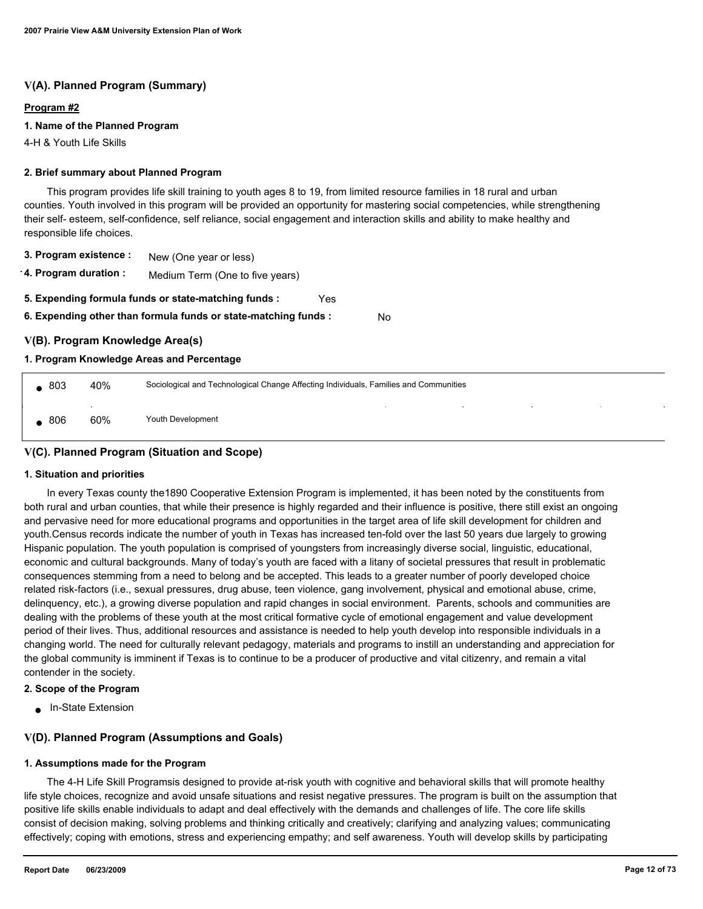## V(A). Planned Program (Summary)

**Program #2**

**1. Name of the Planned Program**

4-H & Youth Life Skills

**2. Brief summary about Planned Program**

This program provides life skill training to youth ages 8 to 19, from limited resource families in 18 rural and urban counties. Youth involved in this program will be provided an opportunity for mastering social competencies, while strengthening their self- esteem, self-confidence, self reliance, social engagement and interaction skills and ability to make healthy and responsible life choices.

**3. Program existence :** New (One year or less)

**4. Program duration :** Medium Term (One to five years)

**5. Expending formula funds or state-matching funds :** Yes

**6. Expending other than formula funds or state-matching funds :** No

## V(B). Program Knowledge Area(s)

**1. Program Knowledge Areas and Percentage**

| KA | Percentage | Description |
|---|---|---|
| 803 | 40% | Sociological and Technological Change Affecting Individuals, Families and Communities |
| 806 | 60% | Youth Development |

## V(C). Planned Program (Situation and Scope)

**1. Situation and priorities**

In every Texas county the1890 Cooperative Extension Program is implemented, it has been noted by the constituents from both rural and urban counties, that while their presence is highly regarded and their influence is positive, there still exist an ongoing and pervasive need for more educational programs and opportunities in the target area of life skill development for children and youth.Census records indicate the number of youth in Texas has increased ten-fold over the last 50 years due largely to growing Hispanic population. The youth population is comprised of youngsters from increasingly diverse social, linguistic, educational, economic and cultural backgrounds. Many of today's youth are faced with a litany of societal pressures that result in problematic consequences stemming from a need to belong and be accepted. This leads to a greater number of poorly developed choice related risk-factors (i.e., sexual pressures, drug abuse, teen violence, gang involvement, physical and emotional abuse, crime, delinquency, etc.), a growing diverse population and rapid changes in social environment. Parents, schools and communities are dealing with the problems of these youth at the most critical formative cycle of emotional engagement and value development period of their lives. Thus, additional resources and assistance is needed to help youth develop into responsible individuals in a changing world. The need for culturally relevant pedagogy, materials and programs to instill an understanding and appreciation for the global community is imminent if Texas is to continue to be a producer of productive and vital citizenry, and remain a vital contender in the society.

**2. Scope of the Program**

- In-State Extension

## V(D). Planned Program (Assumptions and Goals)

**1. Assumptions made for the Program**

The 4-H Life Skill Programsis designed to provide at-risk youth with cognitive and behavioral skills that will promote healthy life style choices, recognize and avoid unsafe situations and resist negative pressures. The program is built on the assumption that positive life skills enable individuals to adapt and deal effectively with the demands and challenges of life. The core life skills consist of decision making, solving problems and thinking critically and creatively; clarifying and analyzing values; communicating effectively; coping with emotions, stress and experiencing empathy; and self awareness. Youth will develop skills by participating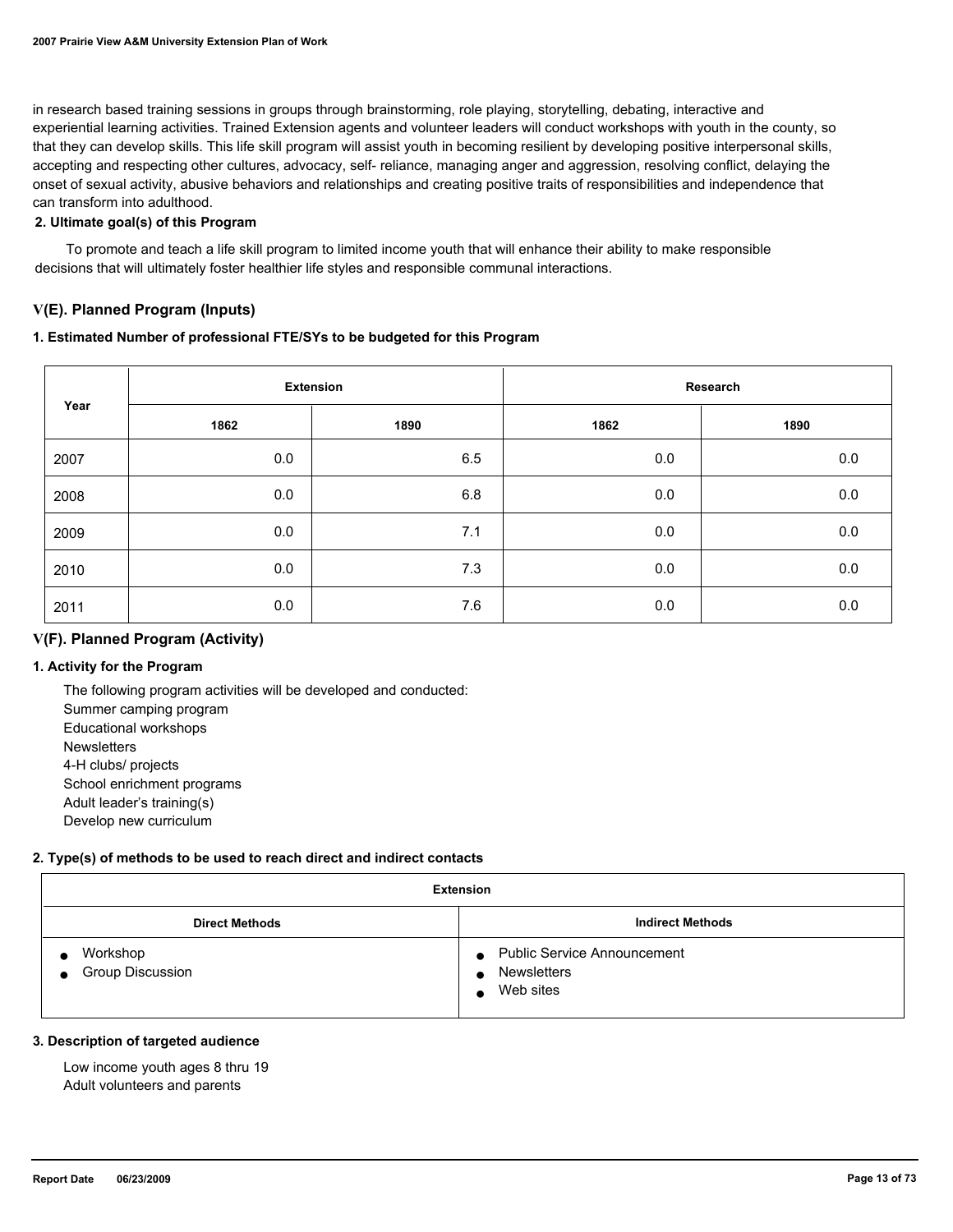in research based training sessions in groups through brainstorming, role playing, storytelling, debating, interactive and experiential learning activities. Trained Extension agents and volunteer leaders will conduct workshops with youth in the county, so that they can develop skills. This life skill program will assist youth in becoming resilient by developing positive interpersonal skills, accepting and respecting other cultures, advocacy, self- reliance, managing anger and aggression, resolving conflict, delaying the onset of sexual activity, abusive behaviors and relationships and creating positive traits of responsibilities and independence that can transform into adulthood.

**2. Ultimate goal(s) of this Program**

To promote and teach a life skill program to limited income youth that will enhance their ability to make responsible decisions that will ultimately foster healthier life styles and responsible communal interactions.

## V(E). Planned Program (Inputs)

**1. Estimated Number of professional FTE/SYs to be budgeted for this Program**

| Year | Extension | | Research | |
|---|---|---|---|---|
| | 1862 | 1890 | 1862 | 1890 |
| 2007 | 0.0 | 6.5 | 0.0 | 0.0 |
| 2008 | 0.0 | 6.8 | 0.0 | 0.0 |
| 2009 | 0.0 | 7.1 | 0.0 | 0.0 |
| 2010 | 0.0 | 7.3 | 0.0 | 0.0 |
| 2011 | 0.0 | 7.6 | 0.0 | 0.0 |

## V(F). Planned Program (Activity)

**1. Activity for the Program**

The following program activities will be developed and conducted:
Summer camping program
Educational workshops
Newsletters
4-H clubs/ projects
School enrichment programs
Adult leader's training(s)
Develop new curriculum

**2. Type(s) of methods to be used to reach direct and indirect contacts**

| Extension | |
|---|---|
| **Direct Methods** | **Indirect Methods** |
| • Workshop<br>• Group Discussion | • Public Service Announcement<br>• Newsletters<br>• Web sites |

**3. Description of targeted audience**

Low income youth ages 8 thru 19
Adult volunteers and parents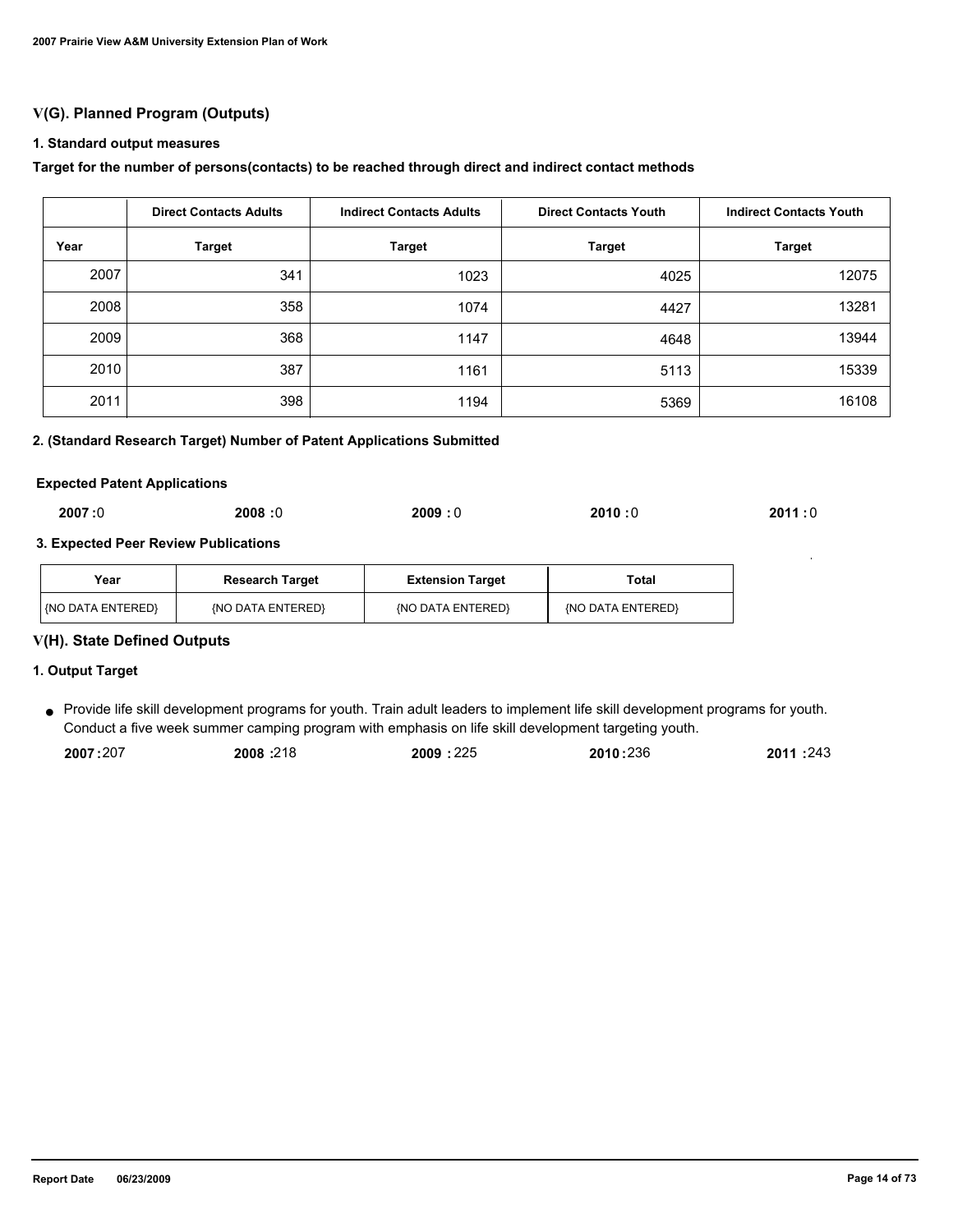## V(G). Planned Program (Outputs)

### 1. Standard output measures

**Target for the number of persons(contacts) to be reached through direct and indirect contact methods**

| | Direct Contacts Adults | Indirect Contacts Adults | Direct Contacts Youth | Indirect Contacts Youth |
|---|---|---|---|---|
| **Year** | **Target** | **Target** | **Target** | **Target** |
| 2007 | 341 | 1023 | 4025 | 12075 |
| 2008 | 358 | 1074 | 4427 | 13281 |
| 2009 | 368 | 1147 | 4648 | 13944 |
| 2010 | 387 | 1161 | 5113 | 15339 |
| 2011 | 398 | 1194 | 5369 | 16108 |

### 2. (Standard Research Target) Number of Patent Applications Submitted

**Expected Patent Applications**

**2007 :**0 **2008 :**0 **2009 :** 0 **2010 :**0 **2011 :** 0

### 3. Expected Peer Review Publications

| Year | Research Target | Extension Target | Total |
|---|---|---|---|
| {NO DATA ENTERED} | {NO DATA ENTERED} | {NO DATA ENTERED} | {NO DATA ENTERED} |

## V(H). State Defined Outputs

### 1. Output Target

- Provide life skill development programs for youth. Train adult leaders to implement life skill development programs for youth. Conduct a five week summer camping program with emphasis on life skill development targeting youth.

  **2007 :**207 **2008 :**218 **2009 :** 225 **2010 :**236 **2011 :**243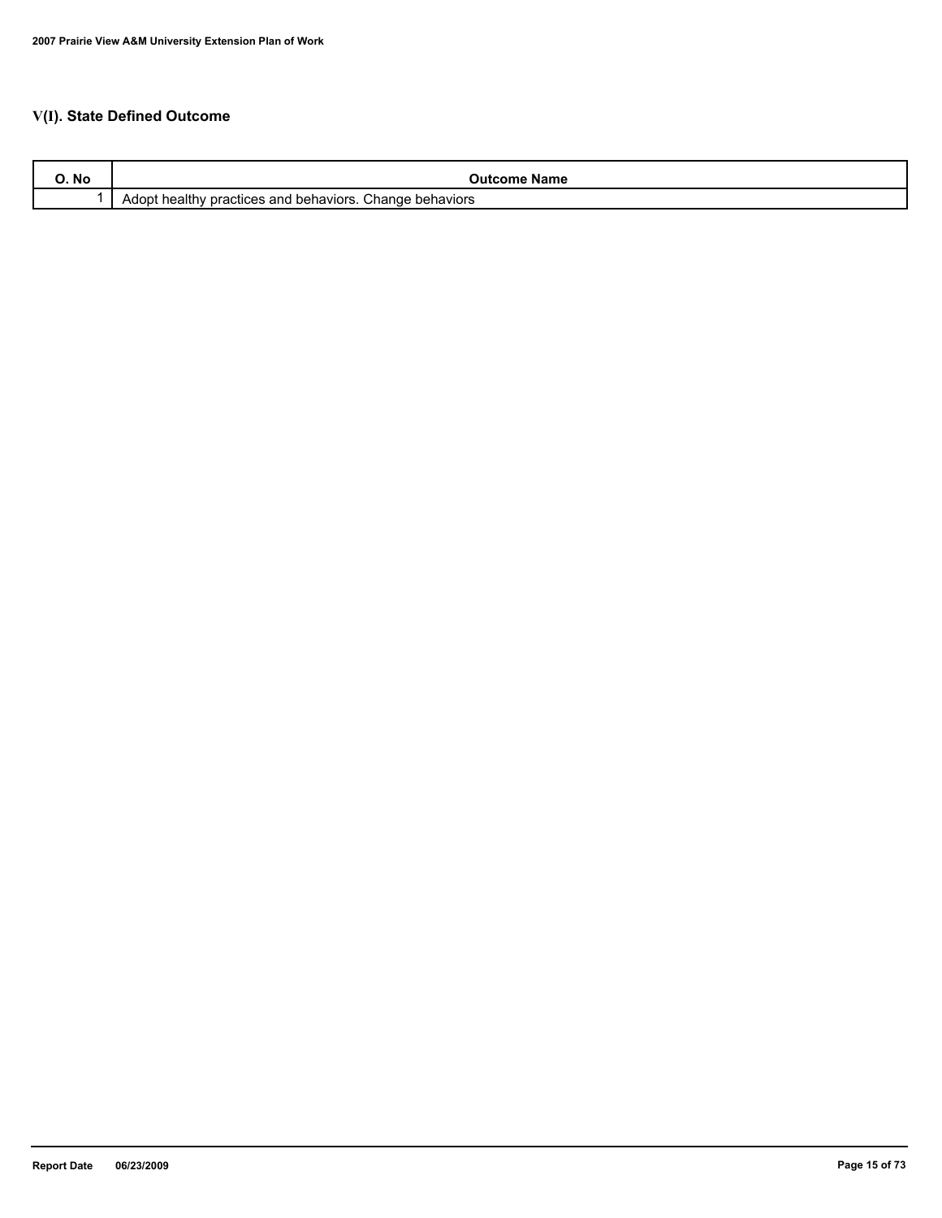## V(I). State Defined Outcome

| O. No | Outcome Name |
|---|---|
| 1 | Adopt healthy practices and behaviors. Change behaviors |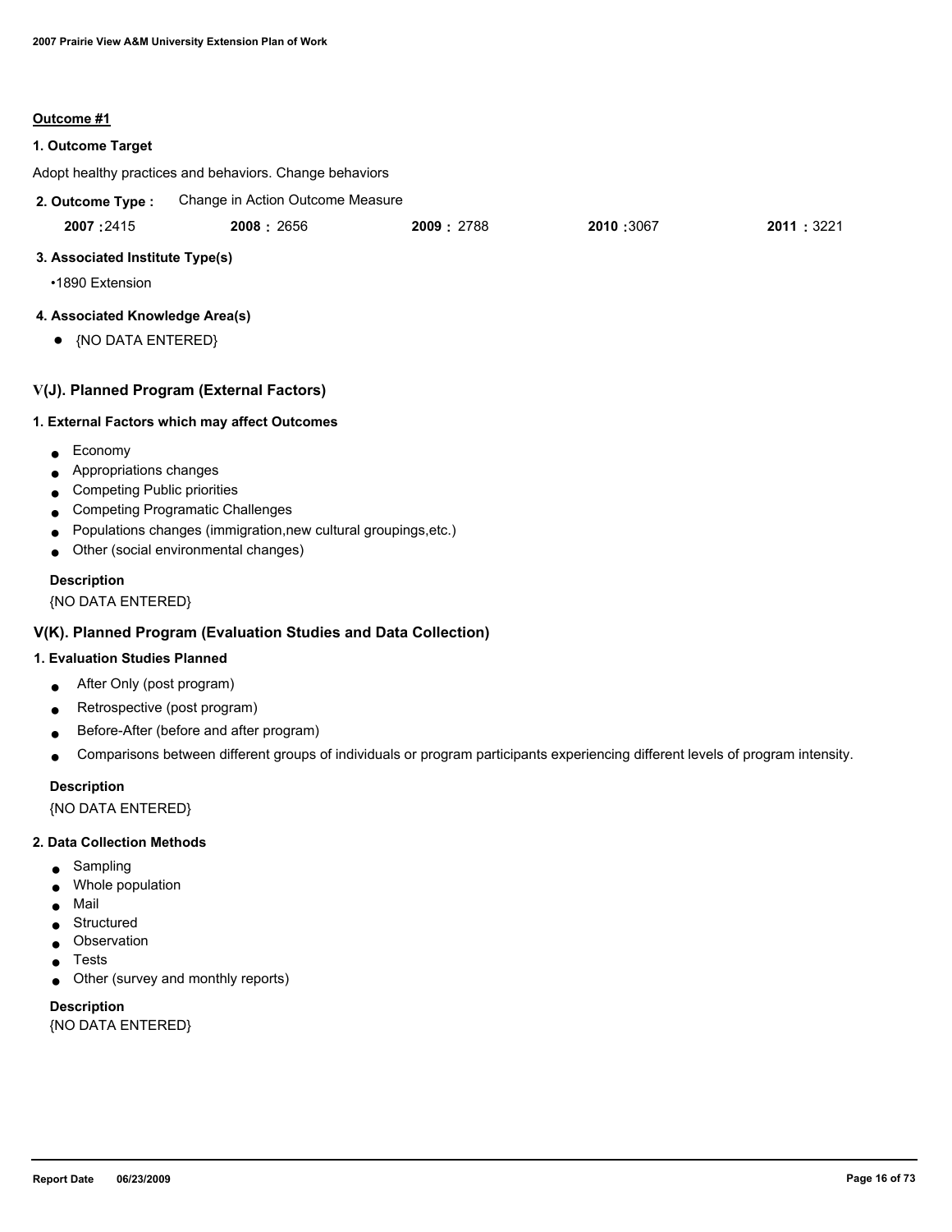**Outcome #1**

**1. Outcome Target**

Adopt healthy practices and behaviors. Change behaviors

**2. Outcome Type :** Change in Action Outcome Measure

| 2007 | 2008 | 2009 | 2010 | 2011 |
|---|---|---|---|---|
| 2415 | 2656 | 2788 | 3067 | 3221 |

**3. Associated Institute Type(s)**

- 1890 Extension

**4. Associated Knowledge Area(s)**

- {NO DATA ENTERED}

## V(J). Planned Program (External Factors)

**1. External Factors which may affect Outcomes**

- Economy
- Appropriations changes
- Competing Public priorities
- Competing Programatic Challenges
- Populations changes (immigration,new cultural groupings,etc.)
- Other (social environmental changes)

**Description**

{NO DATA ENTERED}

## V(K). Planned Program (Evaluation Studies and Data Collection)

**1. Evaluation Studies Planned**

- After Only (post program)
- Retrospective (post program)
- Before-After (before and after program)
- Comparisons between different groups of individuals or program participants experiencing different levels of program intensity.

**Description**

{NO DATA ENTERED}

**2. Data Collection Methods**

- Sampling
- Whole population
- Mail
- Structured
- Observation
- Tests
- Other (survey and monthly reports)

**Description**

{NO DATA ENTERED}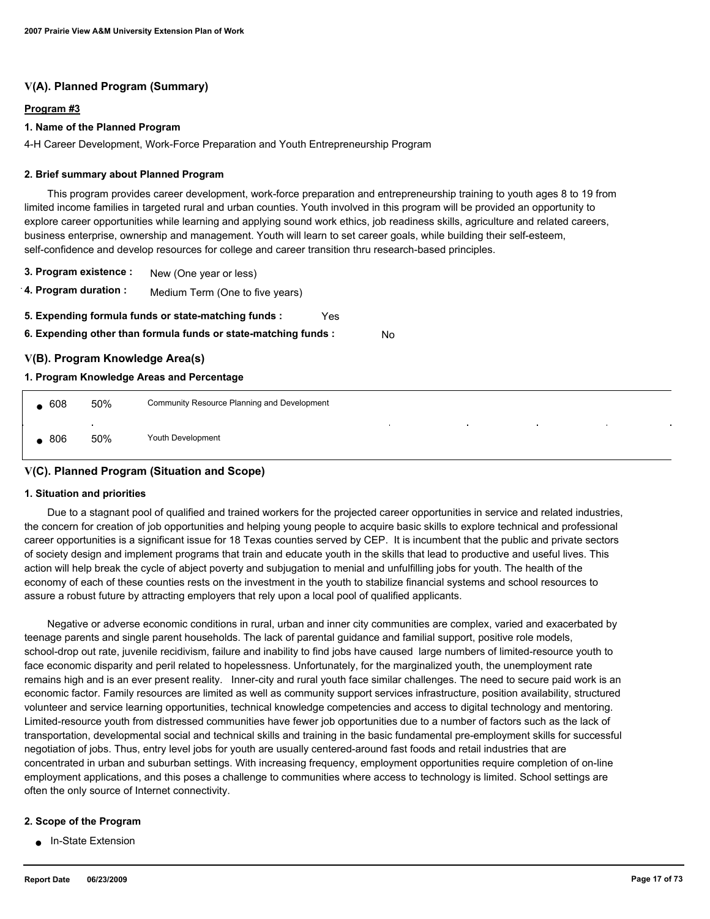## V(A). Planned Program (Summary)

**Program #3**

### 1. Name of the Planned Program

4-H Career Development, Work-Force Preparation and Youth Entrepreneurship Program

### 2. Brief summary about Planned Program

This program provides career development, work-force preparation and entrepreneurship training to youth ages 8 to 19 from limited income families in targeted rural and urban counties. Youth involved in this program will be provided an opportunity to explore career opportunities while learning and applying sound work ethics, job readiness skills, agriculture and related careers, business enterprise, ownership and management. Youth will learn to set career goals, while building their self-esteem, self-confidence and develop resources for college and career transition thru research-based principles.

**3. Program existence :** New (One year or less)

**4. Program duration :** Medium Term (One to five years)

**5. Expending formula funds or state-matching funds :** Yes

**6. Expending other than formula funds or state-matching funds :** No

## V(B). Program Knowledge Area(s)

### 1. Program Knowledge Areas and Percentage

| KA Code | Percentage | Knowledge Area |
|---|---|---|
| 608 | 50% | Community Resource Planning and Development |
| 806 | 50% | Youth Development |

## V(C). Planned Program (Situation and Scope)

### 1. Situation and priorities

Due to a stagnant pool of qualified and trained workers for the projected career opportunities in service and related industries, the concern for creation of job opportunities and helping young people to acquire basic skills to explore technical and professional career opportunities is a significant issue for 18 Texas counties served by CEP. It is incumbent that the public and private sectors of society design and implement programs that train and educate youth in the skills that lead to productive and useful lives. This action will help break the cycle of abject poverty and subjugation to menial and unfulfilling jobs for youth. The health of the economy of each of these counties rests on the investment in the youth to stabilize financial systems and school resources to assure a robust future by attracting employers that rely upon a local pool of qualified applicants.

Negative or adverse economic conditions in rural, urban and inner city communities are complex, varied and exacerbated by teenage parents and single parent households. The lack of parental guidance and familial support, positive role models, school-drop out rate, juvenile recidivism, failure and inability to find jobs have caused large numbers of limited-resource youth to face economic disparity and peril related to hopelessness. Unfortunately, for the marginalized youth, the unemployment rate remains high and is an ever present reality. Inner-city and rural youth face similar challenges. The need to secure paid work is an economic factor. Family resources are limited as well as community support services infrastructure, position availability, structured volunteer and service learning opportunities, technical knowledge competencies and access to digital technology and mentoring. Limited-resource youth from distressed communities have fewer job opportunities due to a number of factors such as the lack of transportation, developmental social and technical skills and training in the basic fundamental pre-employment skills for successful negotiation of jobs. Thus, entry level jobs for youth are usually centered-around fast foods and retail industries that are concentrated in urban and suburban settings. With increasing frequency, employment opportunities require completion of on-line employment applications, and this poses a challenge to communities where access to technology is limited. School settings are often the only source of Internet connectivity.

### 2. Scope of the Program

- In-State Extension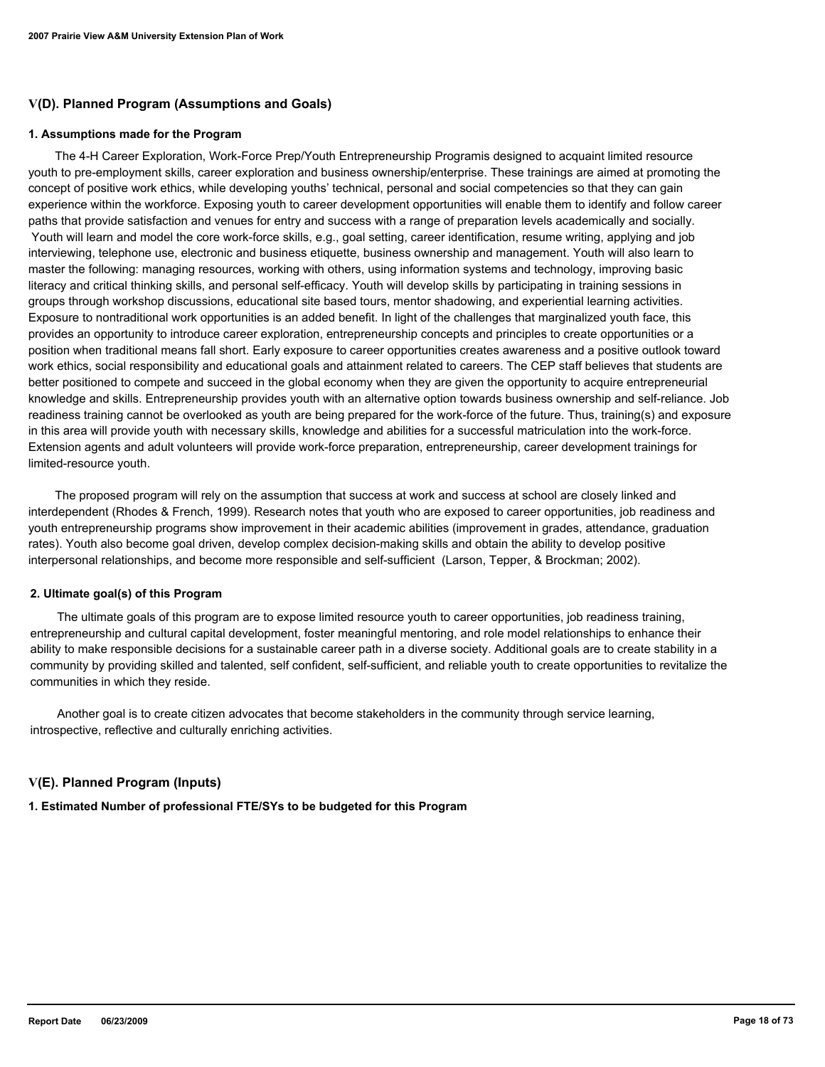## V(D). Planned Program (Assumptions and Goals)

### 1. Assumptions made for the Program

The 4-H Career Exploration, Work-Force Prep/Youth Entrepreneurship Programis designed to acquaint limited resource youth to pre-employment skills, career exploration and business ownership/enterprise. These trainings are aimed at promoting the concept of positive work ethics, while developing youths' technical, personal and social competencies so that they can gain experience within the workforce. Exposing youth to career development opportunities will enable them to identify and follow career paths that provide satisfaction and venues for entry and success with a range of preparation levels academically and socially. Youth will learn and model the core work-force skills, e.g., goal setting, career identification, resume writing, applying and job interviewing, telephone use, electronic and business etiquette, business ownership and management. Youth will also learn to master the following: managing resources, working with others, using information systems and technology, improving basic literacy and critical thinking skills, and personal self-efficacy. Youth will develop skills by participating in training sessions in groups through workshop discussions, educational site based tours, mentor shadowing, and experiential learning activities. Exposure to nontraditional work opportunities is an added benefit. In light of the challenges that marginalized youth face, this provides an opportunity to introduce career exploration, entrepreneurship concepts and principles to create opportunities or a position when traditional means fall short. Early exposure to career opportunities creates awareness and a positive outlook toward work ethics, social responsibility and educational goals and attainment related to careers. The CEP staff believes that students are better positioned to compete and succeed in the global economy when they are given the opportunity to acquire entrepreneurial knowledge and skills. Entrepreneurship provides youth with an alternative option towards business ownership and self-reliance. Job readiness training cannot be overlooked as youth are being prepared for the work-force of the future. Thus, training(s) and exposure in this area will provide youth with necessary skills, knowledge and abilities for a successful matriculation into the work-force. Extension agents and adult volunteers will provide work-force preparation, entrepreneurship, career development trainings for limited-resource youth.

The proposed program will rely on the assumption that success at work and success at school are closely linked and interdependent (Rhodes & French, 1999). Research notes that youth who are exposed to career opportunities, job readiness and youth entrepreneurship programs show improvement in their academic abilities (improvement in grades, attendance, graduation rates). Youth also become goal driven, develop complex decision-making skills and obtain the ability to develop positive interpersonal relationships, and become more responsible and self-sufficient (Larson, Tepper, & Brockman; 2002).

### 2. Ultimate goal(s) of this Program

The ultimate goals of this program are to expose limited resource youth to career opportunities, job readiness training, entrepreneurship and cultural capital development, foster meaningful mentoring, and role model relationships to enhance their ability to make responsible decisions for a sustainable career path in a diverse society. Additional goals are to create stability in a community by providing skilled and talented, self confident, self-sufficient, and reliable youth to create opportunities to revitalize the communities in which they reside.

Another goal is to create citizen advocates that become stakeholders in the community through service learning, introspective, reflective and culturally enriching activities.

## V(E). Planned Program (Inputs)

### 1. Estimated Number of professional FTE/SYs to be budgeted for this Program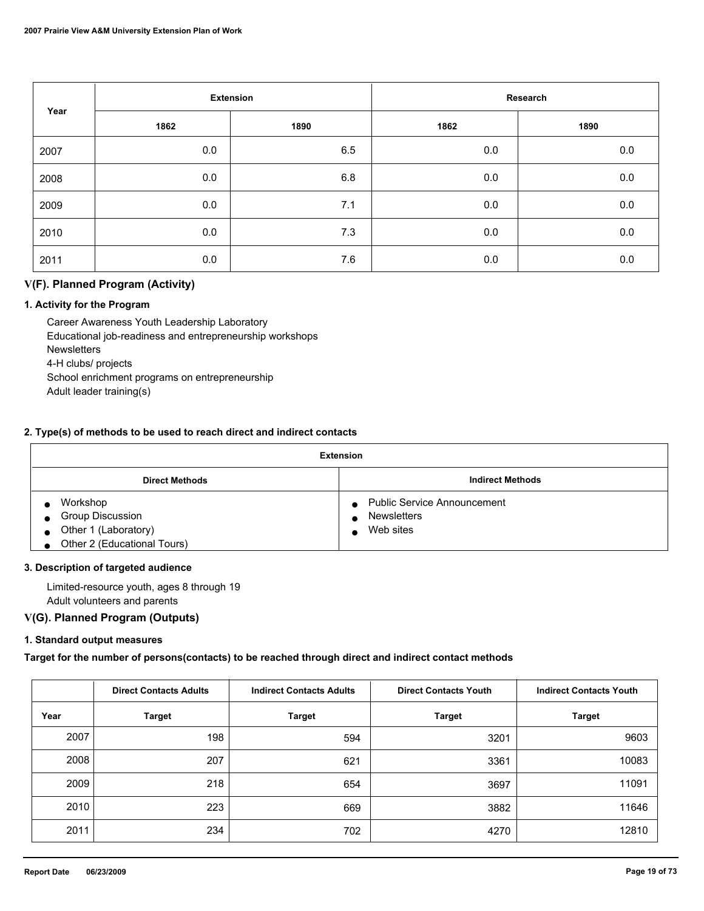| Year | Extension | | Research | |
|---|---|---|---|---|
| | 1862 | 1890 | 1862 | 1890 |
| 2007 | 0.0 | 6.5 | 0.0 | 0.0 |
| 2008 | 0.0 | 6.8 | 0.0 | 0.0 |
| 2009 | 0.0 | 7.1 | 0.0 | 0.0 |
| 2010 | 0.0 | 7.3 | 0.0 | 0.0 |
| 2011 | 0.0 | 7.6 | 0.0 | 0.0 |

## V(F). Planned Program (Activity)

### 1. Activity for the Program

Career Awareness Youth Leadership Laboratory
Educational job-readiness and entrepreneurship workshops
Newsletters
4-H clubs/ projects
School enrichment programs on entrepreneurship
Adult leader training(s)

### 2. Type(s) of methods to be used to reach direct and indirect contacts

| Extension | |
|---|---|
| **Direct Methods** | **Indirect Methods** |
| • Workshop<br>• Group Discussion<br>• Other 1 (Laboratory)<br>• Other 2 (Educational Tours) | • Public Service Announcement<br>• Newsletters<br>• Web sites |

### 3. Description of targeted audience

Limited-resource youth, ages 8 through 19
Adult volunteers and parents

## V(G). Planned Program (Outputs)

### 1. Standard output measures

**Target for the number of persons(contacts) to be reached through direct and indirect contact methods**

| | Direct Contacts Adults | Indirect Contacts Adults | Direct Contacts Youth | Indirect Contacts Youth |
|---|---|---|---|---|
| Year | Target | Target | Target | Target |
| 2007 | 198 | 594 | 3201 | 9603 |
| 2008 | 207 | 621 | 3361 | 10083 |
| 2009 | 218 | 654 | 3697 | 11091 |
| 2010 | 223 | 669 | 3882 | 11646 |
| 2011 | 234 | 702 | 4270 | 12810 |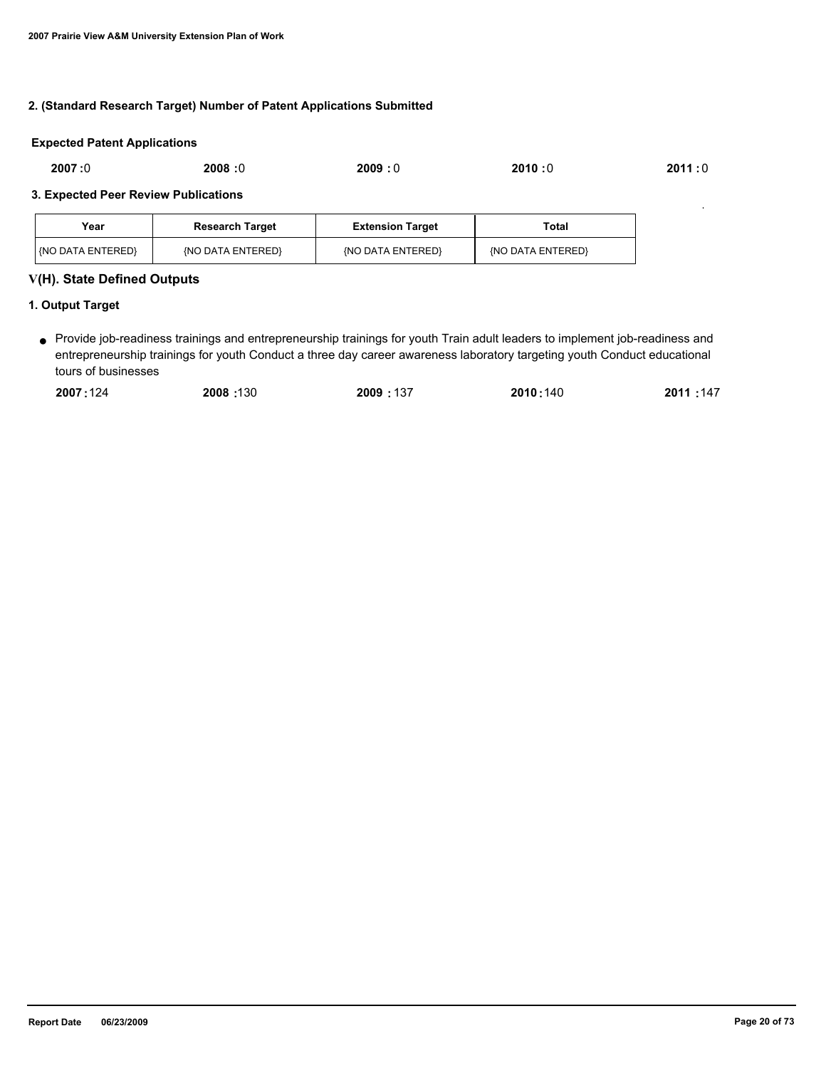#### 2. (Standard Research Target) Number of Patent Applications Submitted

**Expected Patent Applications**

**2007 :** 0 **2008 :** 0 **2009 :** 0 **2010 :** 0 **2011 :** 0

#### 3. Expected Peer Review Publications

| Year | Research Target | Extension Target | Total |
|---|---|---|---|
| {NO DATA ENTERED} | {NO DATA ENTERED} | {NO DATA ENTERED} | {NO DATA ENTERED} |

### V(H). State Defined Outputs

#### 1. Output Target

- Provide job-readiness trainings and entrepreneurship trainings for youth Train adult leaders to implement job-readiness and entrepreneurship trainings for youth Conduct a three day career awareness laboratory targeting youth Conduct educational tours of businesses

  **2007 :** 124 **2008 :** 130 **2009 :** 137 **2010 :** 140 **2011 :** 147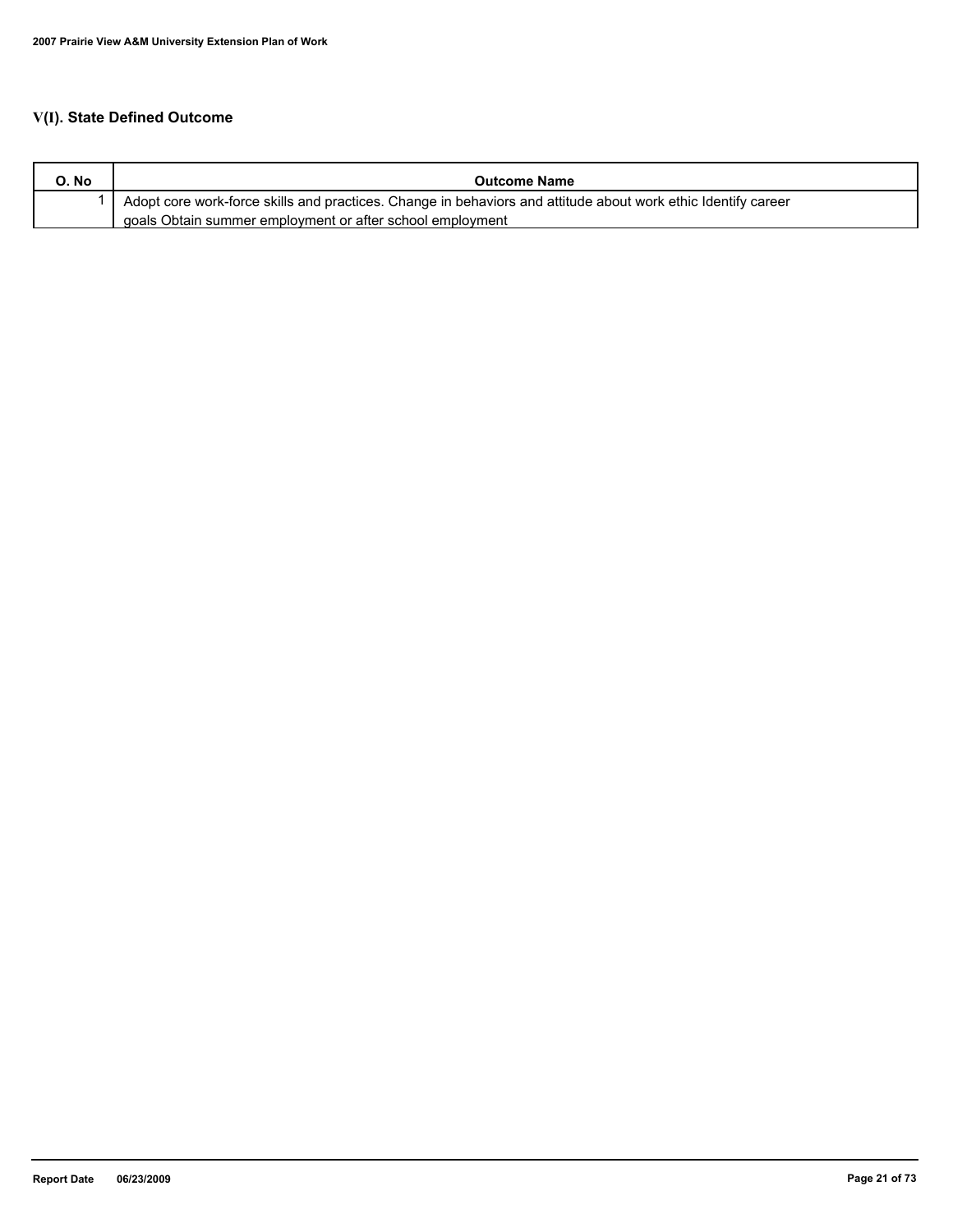## V(I). State Defined Outcome

| O. No | Outcome Name |
|---|---|
| 1 | Adopt core work-force skills and practices. Change in behaviors and attitude about work ethic Identify career goals Obtain summer employment or after school employment |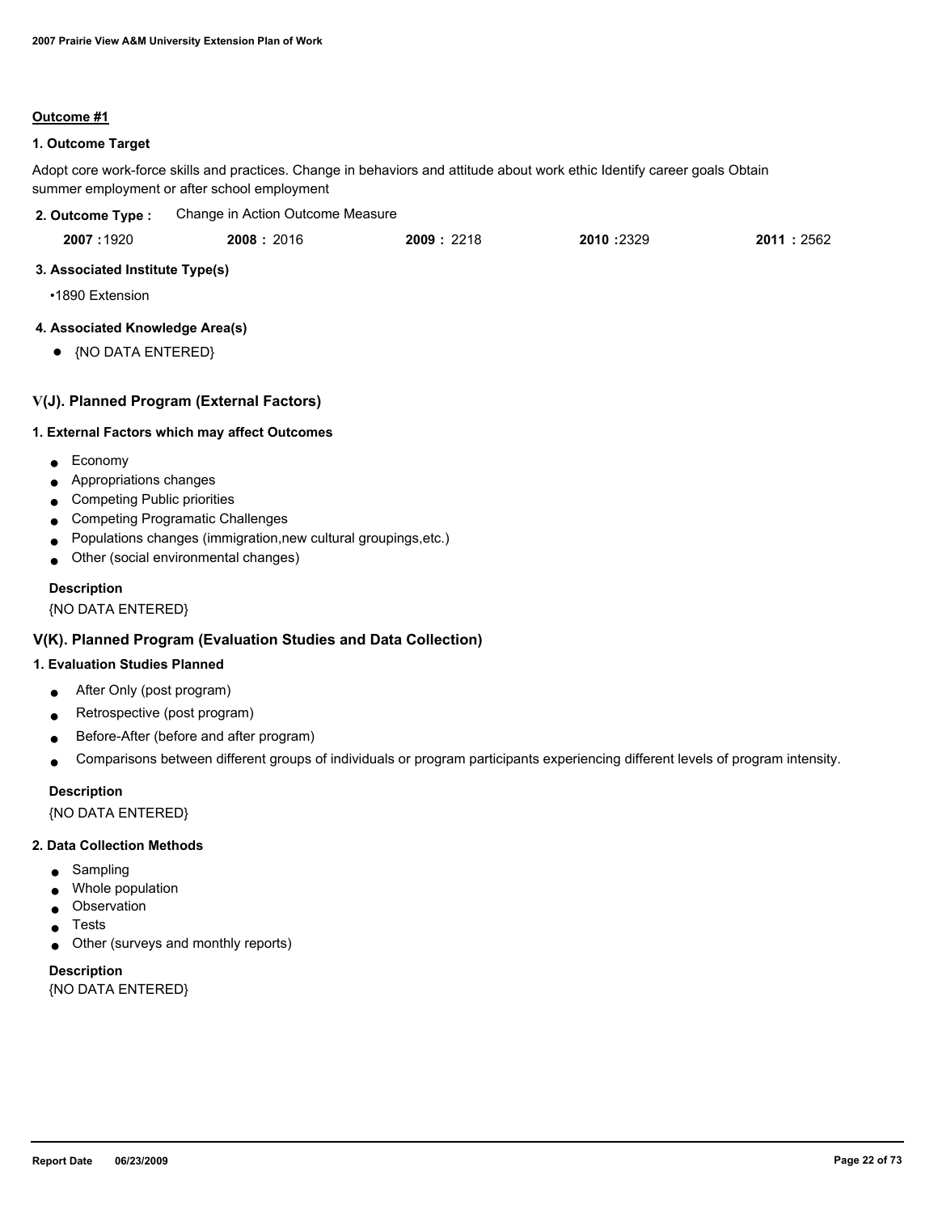**Outcome #1**

### 1. Outcome Target

Adopt core work-force skills and practices. Change in behaviors and attitude about work ethic Identify career goals Obtain summer employment or after school employment

### 2. Outcome Type :

Change in Action Outcome Measure

| 2007 | 2008 | 2009 | 2010 | 2011 |
|---|---|---|---|---|
| 1920 | 2016 | 2218 | 2329 | 2562 |

### 3. Associated Institute Type(s)

- 1890 Extension

### 4. Associated Knowledge Area(s)

- {NO DATA ENTERED}

## V(J). Planned Program (External Factors)

### 1. External Factors which may affect Outcomes

- Economy
- Appropriations changes
- Competing Public priorities
- Competing Programatic Challenges
- Populations changes (immigration,new cultural groupings,etc.)
- Other (social environmental changes)

**Description**

{NO DATA ENTERED}

## V(K). Planned Program (Evaluation Studies and Data Collection)

### 1. Evaluation Studies Planned

- After Only (post program)
- Retrospective (post program)
- Before-After (before and after program)
- Comparisons between different groups of individuals or program participants experiencing different levels of program intensity.

**Description**

{NO DATA ENTERED}

### 2. Data Collection Methods

- Sampling
- Whole population
- Observation
- Tests
- Other (surveys and monthly reports)

**Description**

{NO DATA ENTERED}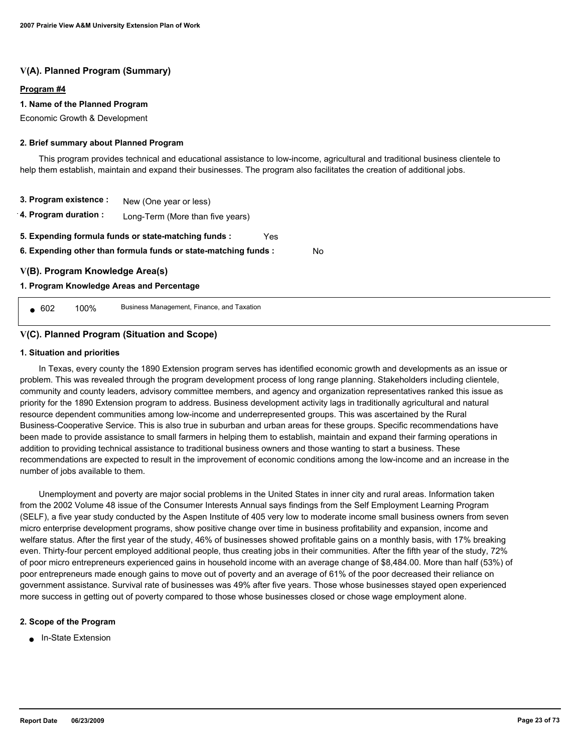## V(A). Planned Program (Summary)

**Program #4**

**1. Name of the Planned Program**

Economic Growth & Development

**2. Brief summary about Planned Program**

This program provides technical and educational assistance to low-income, agricultural and traditional business clientele to help them establish, maintain and expand their businesses. The program also facilitates the creation of additional jobs.

**3. Program existence :** New (One year or less)

**4. Program duration :** Long-Term (More than five years)

**5. Expending formula funds or state-matching funds :** Yes

**6. Expending other than formula funds or state-matching funds :** No

## V(B). Program Knowledge Area(s)

**1. Program Knowledge Areas and Percentage**

| KA | Percentage | Description |
|---|---|---|
| 602 | 100% | Business Management, Finance, and Taxation |

## V(C). Planned Program (Situation and Scope)

**1. Situation and priorities**

In Texas, every county the 1890 Extension program serves has identified economic growth and developments as an issue or problem. This was revealed through the program development process of long range planning. Stakeholders including clientele, community and county leaders, advisory committee members, and agency and organization representatives ranked this issue as priority for the 1890 Extension program to address. Business development activity lags in traditionally agricultural and natural resource dependent communities among low-income and underrepresented groups. This was ascertained by the Rural Business-Cooperative Service. This is also true in suburban and urban areas for these groups. Specific recommendations have been made to provide assistance to small farmers in helping them to establish, maintain and expand their farming operations in addition to providing technical assistance to traditional business owners and those wanting to start a business. These recommendations are expected to result in the improvement of economic conditions among the low-income and an increase in the number of jobs available to them.

Unemployment and poverty are major social problems in the United States in inner city and rural areas. Information taken from the 2002 Volume 48 issue of the Consumer Interests Annual says findings from the Self Employment Learning Program (SELF), a five year study conducted by the Aspen Institute of 405 very low to moderate income small business owners from seven micro enterprise development programs, show positive change over time in business profitability and expansion, income and welfare status. After the first year of the study, 46% of businesses showed profitable gains on a monthly basis, with 17% breaking even. Thirty-four percent employed additional people, thus creating jobs in their communities. After the fifth year of the study, 72% of poor micro entrepreneurs experienced gains in household income with an average change of $8,484.00. More than half (53%) of poor entrepreneurs made enough gains to move out of poverty and an average of 61% of the poor decreased their reliance on government assistance. Survival rate of businesses was 49% after five years. Those whose businesses stayed open experienced more success in getting out of poverty compared to those whose businesses closed or chose wage employment alone.

**2. Scope of the Program**

- In-State Extension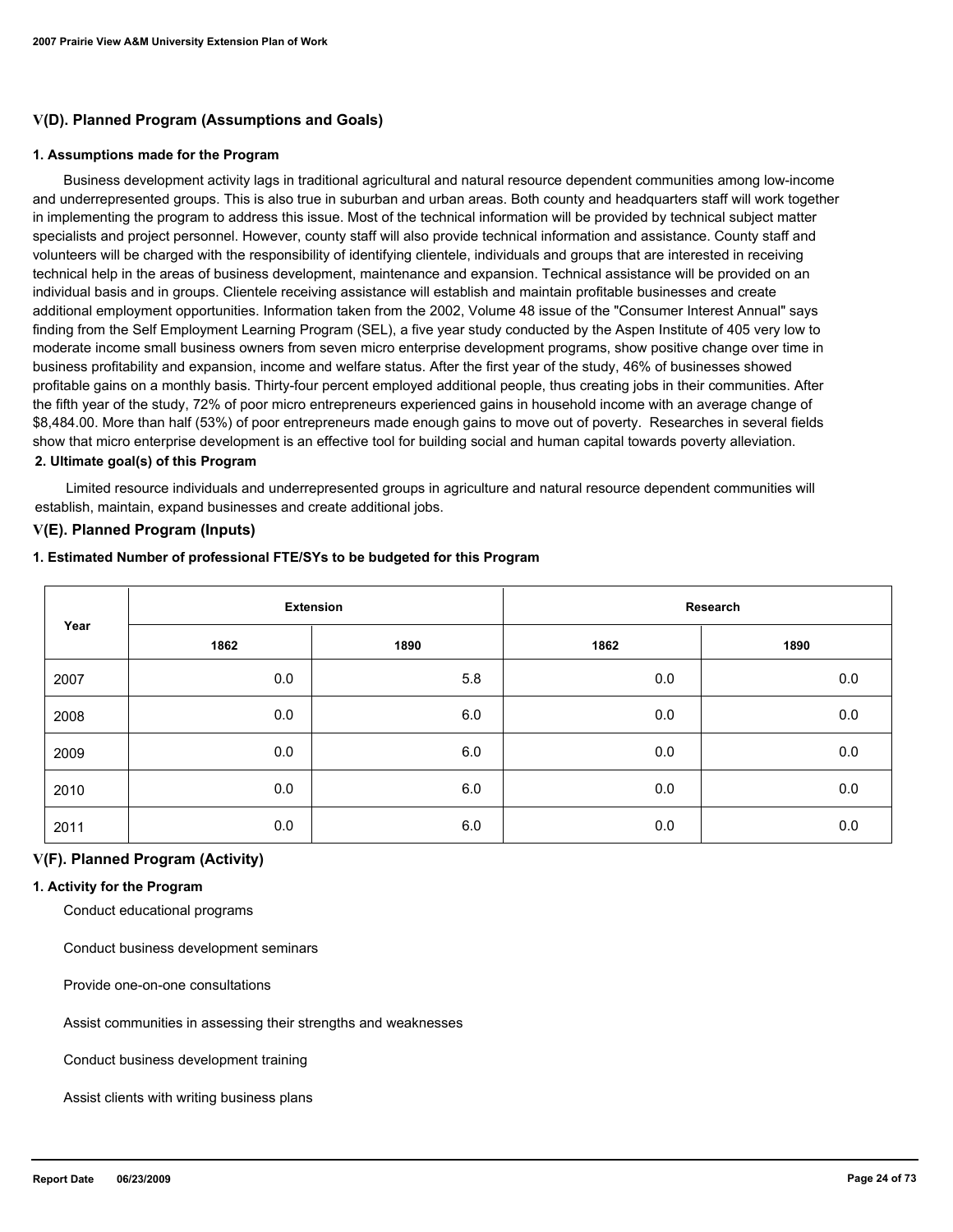## V(D). Planned Program (Assumptions and Goals)

### 1. Assumptions made for the Program

Business development activity lags in traditional agricultural and natural resource dependent communities among low-income and underrepresented groups. This is also true in suburban and urban areas. Both county and headquarters staff will work together in implementing the program to address this issue. Most of the technical information will be provided by technical subject matter specialists and project personnel. However, county staff will also provide technical information and assistance. County staff and volunteers will be charged with the responsibility of identifying clientele, individuals and groups that are interested in receiving technical help in the areas of business development, maintenance and expansion. Technical assistance will be provided on an individual basis and in groups. Clientele receiving assistance will establish and maintain profitable businesses and create additional employment opportunities. Information taken from the 2002, Volume 48 issue of the "Consumer Interest Annual" says finding from the Self Employment Learning Program (SEL), a five year study conducted by the Aspen Institute of 405 very low to moderate income small business owners from seven micro enterprise development programs, show positive change over time in business profitability and expansion, income and welfare status. After the first year of the study, 46% of businesses showed profitable gains on a monthly basis. Thirty-four percent employed additional people, thus creating jobs in their communities. After the fifth year of the study, 72% of poor micro entrepreneurs experienced gains in household income with an average change of $8,484.00. More than half (53%) of poor entrepreneurs made enough gains to move out of poverty. Researches in several fields show that micro enterprise development is an effective tool for building social and human capital towards poverty alleviation.

### 2. Ultimate goal(s) of this Program

Limited resource individuals and underrepresented groups in agriculture and natural resource dependent communities will establish, maintain, expand businesses and create additional jobs.

## V(E). Planned Program (Inputs)

### 1. Estimated Number of professional FTE/SYs to be budgeted for this Program

| Year | Extension | | Research | |
|---|---|---|---|---|
| | 1862 | 1890 | 1862 | 1890 |
| 2007 | 0.0 | 5.8 | 0.0 | 0.0 |
| 2008 | 0.0 | 6.0 | 0.0 | 0.0 |
| 2009 | 0.0 | 6.0 | 0.0 | 0.0 |
| 2010 | 0.0 | 6.0 | 0.0 | 0.0 |
| 2011 | 0.0 | 6.0 | 0.0 | 0.0 |

## V(F). Planned Program (Activity)

### 1. Activity for the Program

Conduct educational programs

Conduct business development seminars

Provide one-on-one consultations

Assist communities in assessing their strengths and weaknesses

Conduct business development training

Assist clients with writing business plans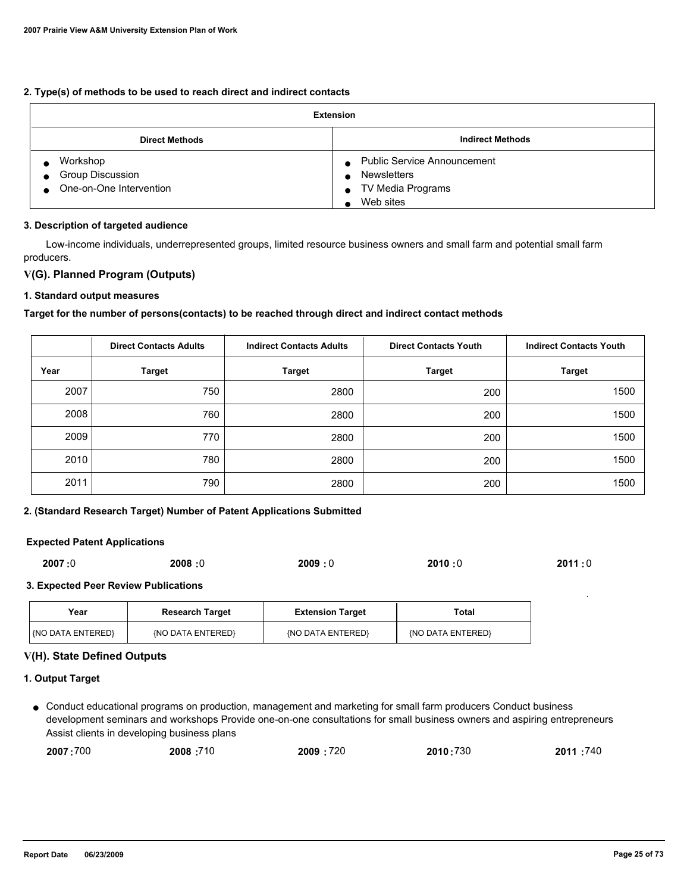**2. Type(s) of methods to be used to reach direct and indirect contacts**

| Extension | |
|---|---|
| **Direct Methods** | **Indirect Methods** |
| • Workshop<br>• Group Discussion<br>• One-on-One Intervention | • Public Service Announcement<br>• Newsletters<br>• TV Media Programs<br>• Web sites |

**3. Description of targeted audience**

Low-income individuals, underrepresented groups, limited resource business owners and small farm and potential small farm producers.

## V(G). Planned Program (Outputs)

**1. Standard output measures**

**Target for the number of persons(contacts) to be reached through direct and indirect contact methods**

| | Direct Contacts Adults | Indirect Contacts Adults | Direct Contacts Youth | Indirect Contacts Youth |
|---|---|---|---|---|
| **Year** | **Target** | **Target** | **Target** | **Target** |
| 2007 | 750 | 2800 | 200 | 1500 |
| 2008 | 760 | 2800 | 200 | 1500 |
| 2009 | 770 | 2800 | 200 | 1500 |
| 2010 | 780 | 2800 | 200 | 1500 |
| 2011 | 790 | 2800 | 200 | 1500 |

**2. (Standard Research Target) Number of Patent Applications Submitted**

**Expected Patent Applications**

**2007 :**0 **2008 :**0 **2009 :** 0 **2010 :**0 **2011 :** 0

**3. Expected Peer Review Publications**

| Year | Research Target | Extension Target | Total |
|---|---|---|---|
| {NO DATA ENTERED} | {NO DATA ENTERED} | {NO DATA ENTERED} | {NO DATA ENTERED} |

## V(H). State Defined Outputs

**1. Output Target**

- Conduct educational programs on production, management and marketing for small farm producers Conduct business development seminars and workshops Provide one-on-one consultations for small business owners and aspiring entrepreneurs Assist clients in developing business plans

  **2007 :**700 **2008 :**710 **2009 :** 720 **2010 :**730 **2011 :**740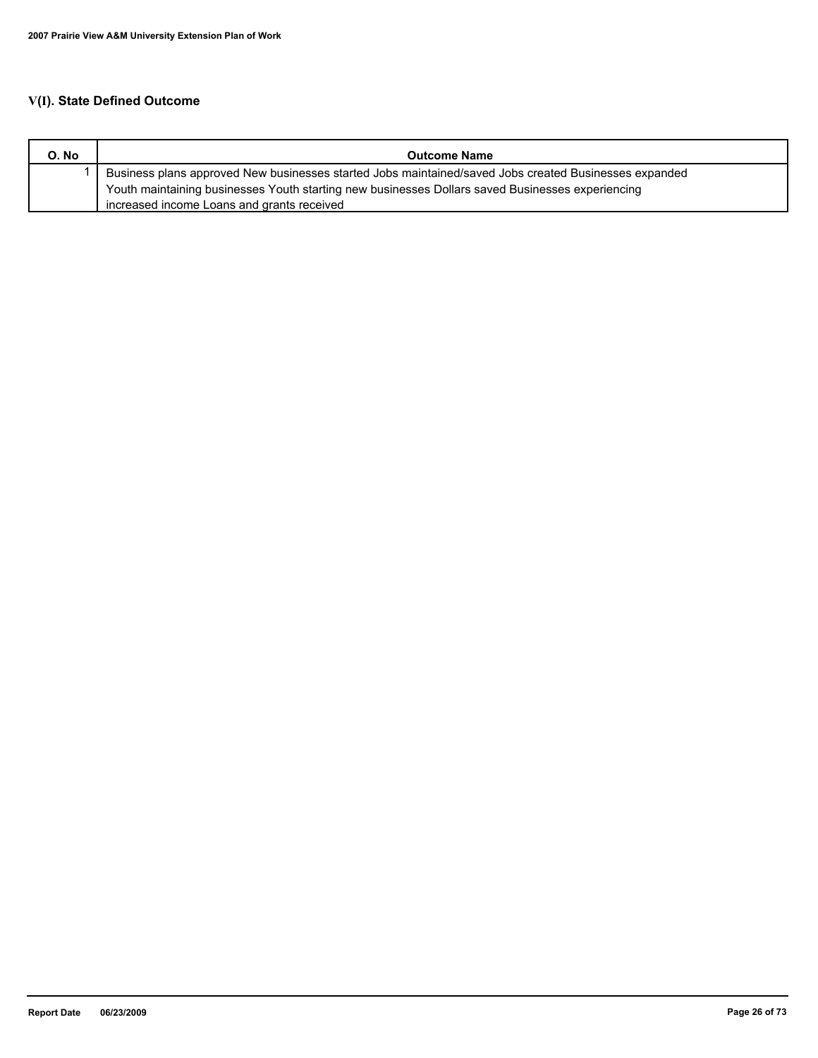## V(I). State Defined Outcome

| O. No | Outcome Name |
|---|---|
| 1 | Business plans approved New businesses started Jobs maintained/saved Jobs created Businesses expanded Youth maintaining businesses Youth starting new businesses Dollars saved Businesses experiencing increased income Loans and grants received |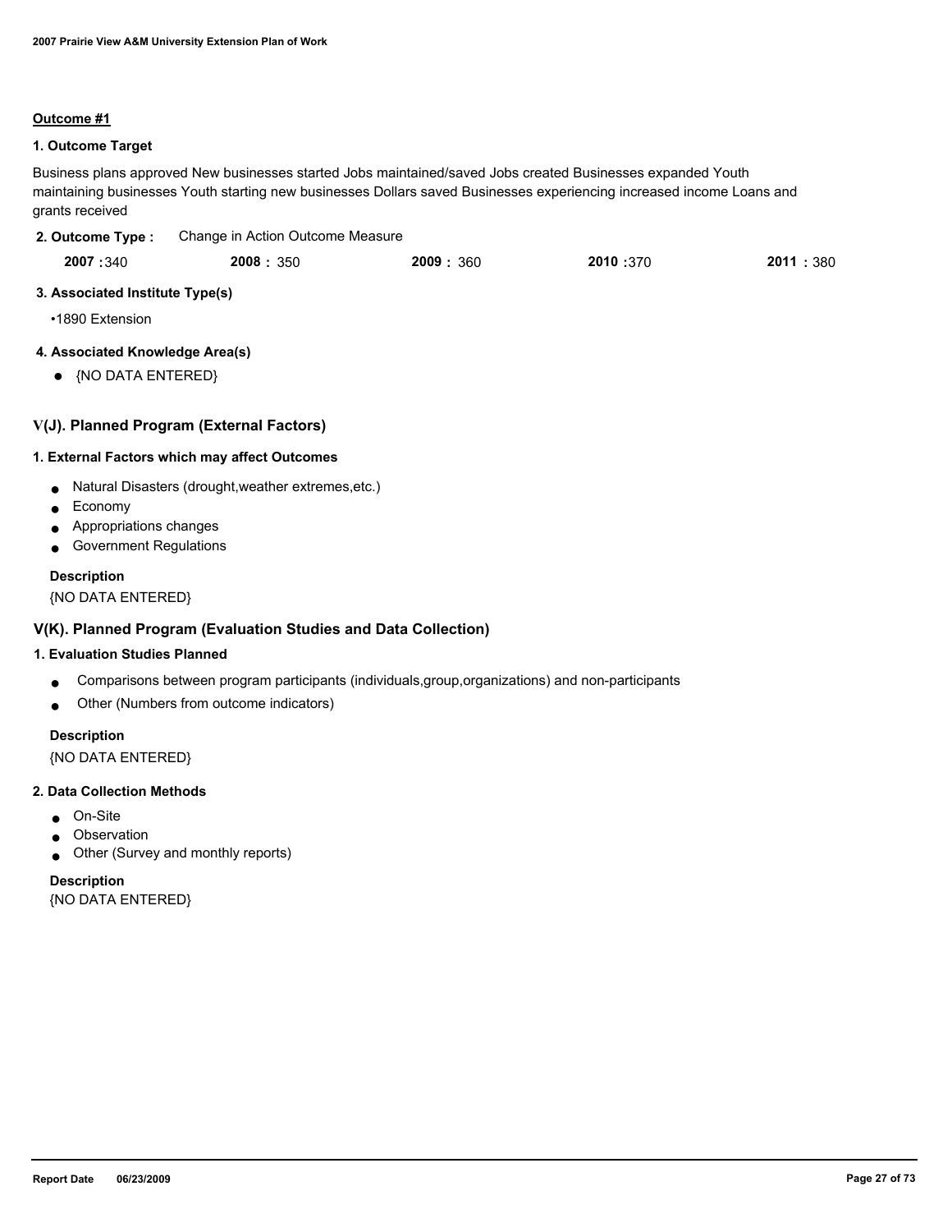**Outcome #1**

### 1. Outcome Target

Business plans approved New businesses started Jobs maintained/saved Jobs created Businesses expanded Youth maintaining businesses Youth starting new businesses Dollars saved Businesses experiencing increased income Loans and grants received

**2. Outcome Type :** Change in Action Outcome Measure

| 2007 | 2008 | 2009 | 2010 | 2011 |
|---|---|---|---|---|
| 340 | 350 | 360 | 370 | 380 |

### 3. Associated Institute Type(s)

- 1890 Extension

### 4. Associated Knowledge Area(s)

- {NO DATA ENTERED}

## V(J). Planned Program (External Factors)

### 1. External Factors which may affect Outcomes

- Natural Disasters (drought,weather extremes,etc.)
- Economy
- Appropriations changes
- Government Regulations

**Description**

{NO DATA ENTERED}

## V(K). Planned Program (Evaluation Studies and Data Collection)

### 1. Evaluation Studies Planned

- Comparisons between program participants (individuals,group,organizations) and non-participants
- Other (Numbers from outcome indicators)

**Description**

{NO DATA ENTERED}

### 2. Data Collection Methods

- On-Site
- Observation
- Other (Survey and monthly reports)

**Description**

{NO DATA ENTERED}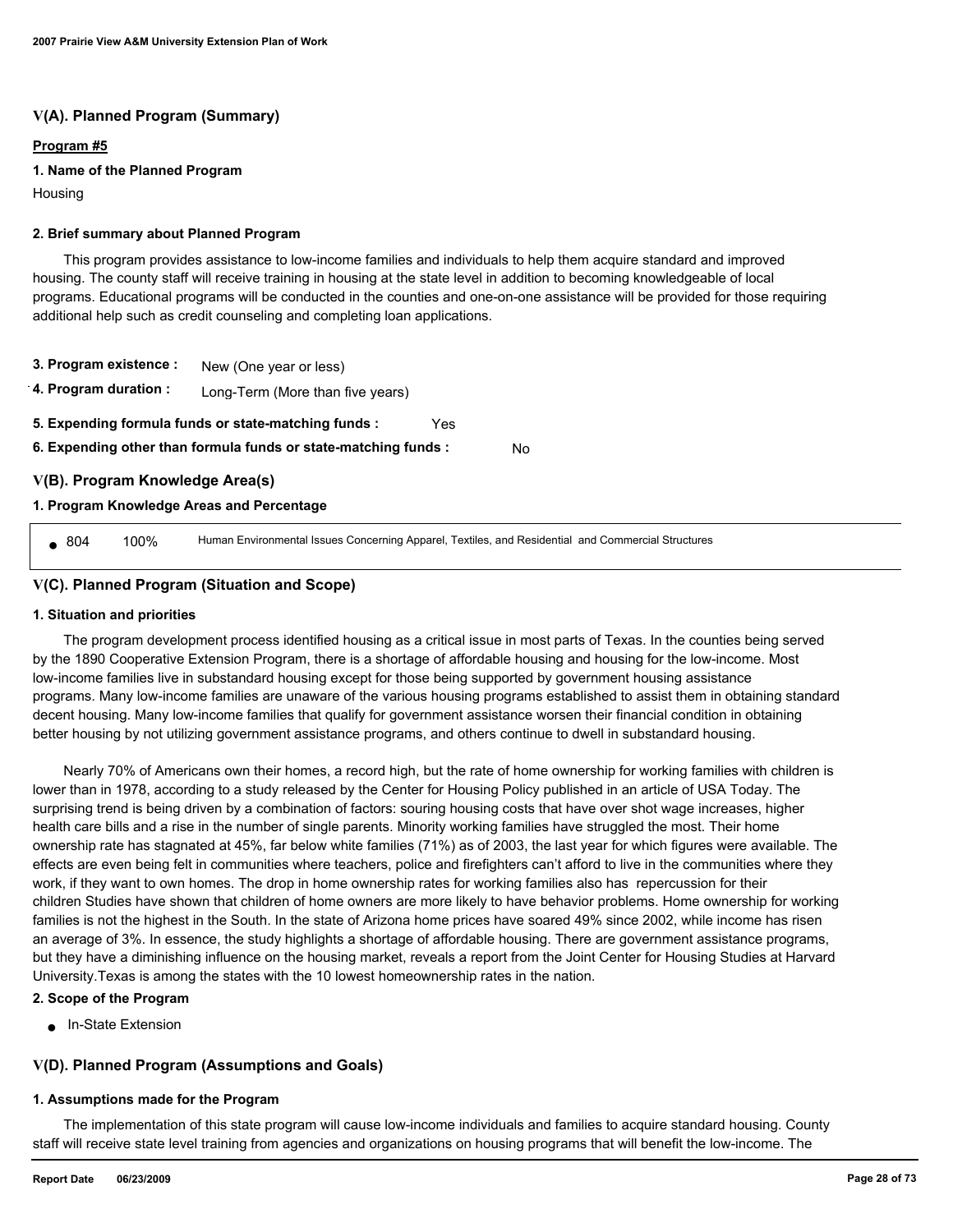## V(A). Planned Program (Summary)

**Program #5**

**1. Name of the Planned Program**

Housing

**2. Brief summary about Planned Program**

This program provides assistance to low-income families and individuals to help them acquire standard and improved housing. The county staff will receive training in housing at the state level in addition to becoming knowledgeable of local programs. Educational programs will be conducted in the counties and one-on-one assistance will be provided for those requiring additional help such as credit counseling and completing loan applications.

**3. Program existence :** New (One year or less)

**4. Program duration :** Long-Term (More than five years)

**5. Expending formula funds or state-matching funds :** Yes

**6. Expending other than formula funds or state-matching funds :** No

## V(B). Program Knowledge Area(s)

**1. Program Knowledge Areas and Percentage**

- 804 100% Human Environmental Issues Concerning Apparel, Textiles, and Residential and Commercial Structures

## V(C). Planned Program (Situation and Scope)

**1. Situation and priorities**

The program development process identified housing as a critical issue in most parts of Texas. In the counties being served by the 1890 Cooperative Extension Program, there is a shortage of affordable housing and housing for the low-income. Most low-income families live in substandard housing except for those being supported by government housing assistance programs. Many low-income families are unaware of the various housing programs established to assist them in obtaining standard decent housing. Many low-income families that qualify for government assistance worsen their financial condition in obtaining better housing by not utilizing government assistance programs, and others continue to dwell in substandard housing.

Nearly 70% of Americans own their homes, a record high, but the rate of home ownership for working families with children is lower than in 1978, according to a study released by the Center for Housing Policy published in an article of USA Today. The surprising trend is being driven by a combination of factors: souring housing costs that have over shot wage increases, higher health care bills and a rise in the number of single parents. Minority working families have struggled the most. Their home ownership rate has stagnated at 45%, far below white families (71%) as of 2003, the last year for which figures were available. The effects are even being felt in communities where teachers, police and firefighters can't afford to live in the communities where they work, if they want to own homes. The drop in home ownership rates for working families also has repercussion for their children Studies have shown that children of home owners are more likely to have behavior problems. Home ownership for working families is not the highest in the South. In the state of Arizona home prices have soared 49% since 2002, while income has risen an average of 3%. In essence, the study highlights a shortage of affordable housing. There are government assistance programs, but they have a diminishing influence on the housing market, reveals a report from the Joint Center for Housing Studies at Harvard University.Texas is among the states with the 10 lowest homeownership rates in the nation.

**2. Scope of the Program**

- In-State Extension

## V(D). Planned Program (Assumptions and Goals)

**1. Assumptions made for the Program**

The implementation of this state program will cause low-income individuals and families to acquire standard housing. County staff will receive state level training from agencies and organizations on housing programs that will benefit the low-income. The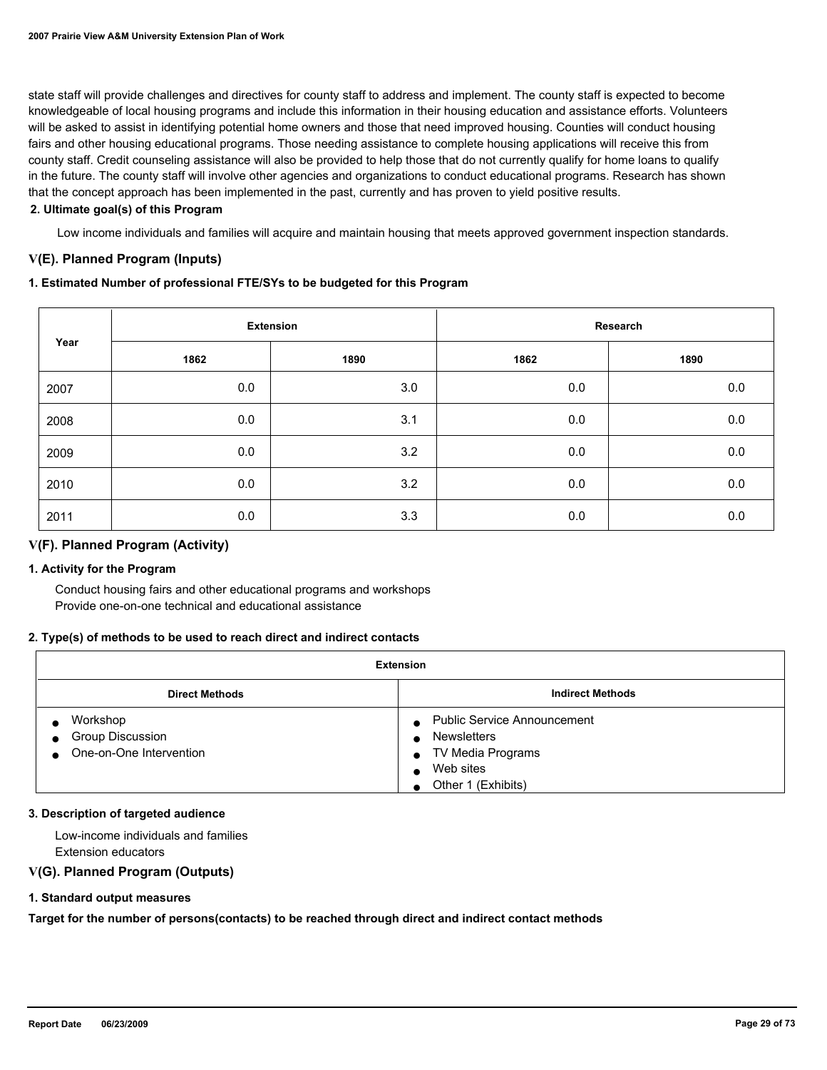state staff will provide challenges and directives for county staff to address and implement. The county staff is expected to become knowledgeable of local housing programs and include this information in their housing education and assistance efforts. Volunteers will be asked to assist in identifying potential home owners and those that need improved housing. Counties will conduct housing fairs and other housing educational programs. Those needing assistance to complete housing applications will receive this from county staff. Credit counseling assistance will also be provided to help those that do not currently qualify for home loans to qualify in the future. The county staff will involve other agencies and organizations to conduct educational programs. Research has shown that the concept approach has been implemented in the past, currently and has proven to yield positive results.

#### 2. Ultimate goal(s) of this Program

Low income individuals and families will acquire and maintain housing that meets approved government inspection standards.

## V(E). Planned Program (Inputs)

#### 1. Estimated Number of professional FTE/SYs to be budgeted for this Program

| Year | Extension | | Research | |
|---|---|---|---|---|
| | 1862 | 1890 | 1862 | 1890 |
| 2007 | 0.0 | 3.0 | 0.0 | 0.0 |
| 2008 | 0.0 | 3.1 | 0.0 | 0.0 |
| 2009 | 0.0 | 3.2 | 0.0 | 0.0 |
| 2010 | 0.0 | 3.2 | 0.0 | 0.0 |
| 2011 | 0.0 | 3.3 | 0.0 | 0.0 |

## V(F). Planned Program (Activity)

#### 1. Activity for the Program

Conduct housing fairs and other educational programs and workshops
Provide one-on-one technical and educational assistance

#### 2. Type(s) of methods to be used to reach direct and indirect contacts

| Extension | |
|---|---|
| **Direct Methods** | **Indirect Methods** |
| • Workshop<br>• Group Discussion<br>• One-on-One Intervention | • Public Service Announcement<br>• Newsletters<br>• TV Media Programs<br>• Web sites<br>• Other 1 (Exhibits) |

#### 3. Description of targeted audience

Low-income individuals and families
Extension educators

## V(G). Planned Program (Outputs)

#### 1. Standard output measures

**Target for the number of persons(contacts) to be reached through direct and indirect contact methods**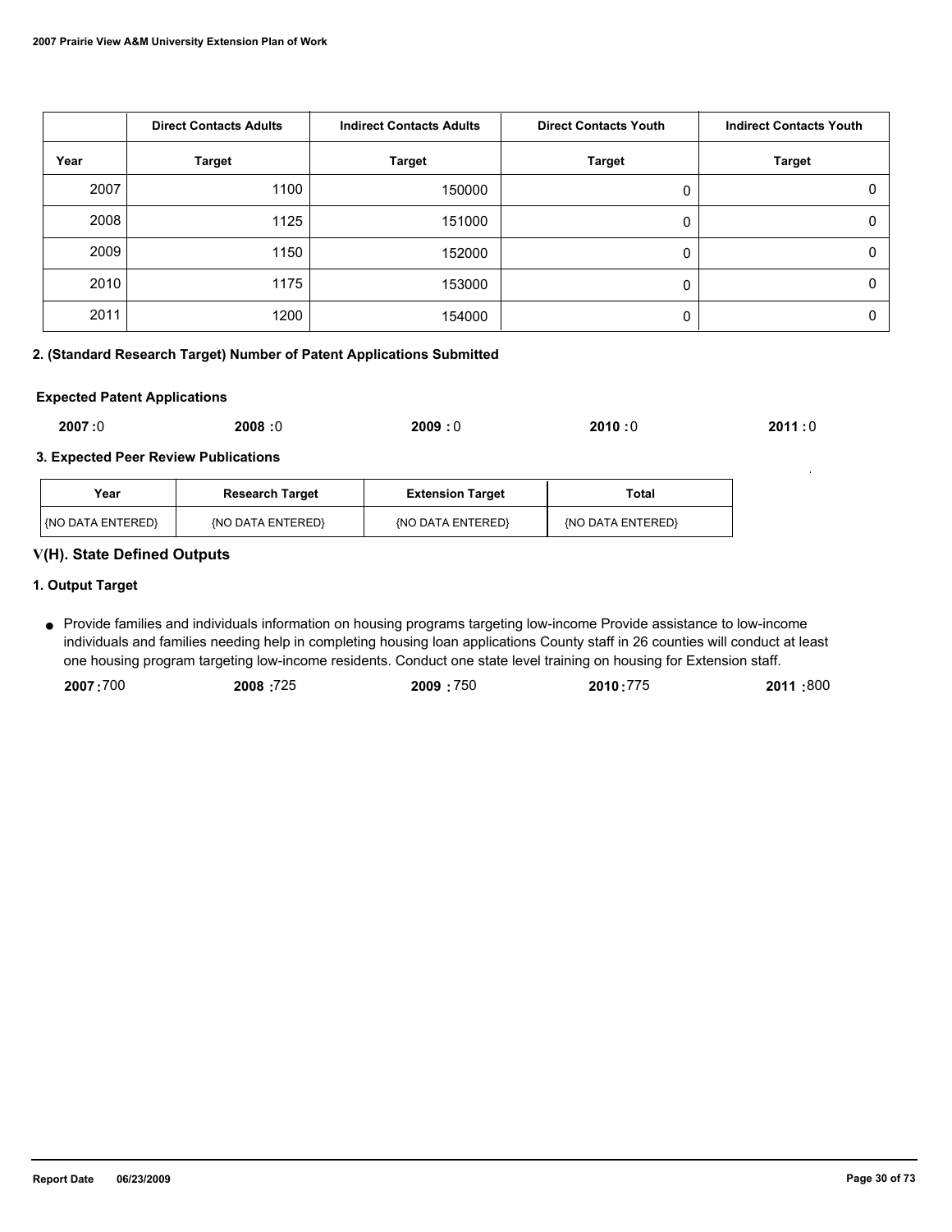| | Direct Contacts Adults | Indirect Contacts Adults | Direct Contacts Youth | Indirect Contacts Youth |
|---|---|---|---|---|
| Year | Target | Target | Target | Target |
| 2007 | 1100 | 150000 | 0 | 0 |
| 2008 | 1125 | 151000 | 0 | 0 |
| 2009 | 1150 | 152000 | 0 | 0 |
| 2010 | 1175 | 153000 | 0 | 0 |
| 2011 | 1200 | 154000 | 0 | 0 |

**2. (Standard Research Target) Number of Patent Applications Submitted**

**Expected Patent Applications**

**2007 :**0 **2008 :**0 **2009 :** 0 **2010 :**0 **2011 :** 0

**3. Expected Peer Review Publications**

| Year | Research Target | Extension Target | Total |
|---|---|---|---|
| {NO DATA ENTERED} | {NO DATA ENTERED} | {NO DATA ENTERED} | {NO DATA ENTERED} |

## V(H). State Defined Outputs

### 1. Output Target

- Provide families and individuals information on housing programs targeting low-income Provide assistance to low-income individuals and families needing help in completing housing loan applications County staff in 26 counties will conduct at least one housing program targeting low-income residents. Conduct one state level training on housing for Extension staff.

  **2007 :**700 **2008 :**725 **2009 :** 750 **2010 :**775 **2011 :**800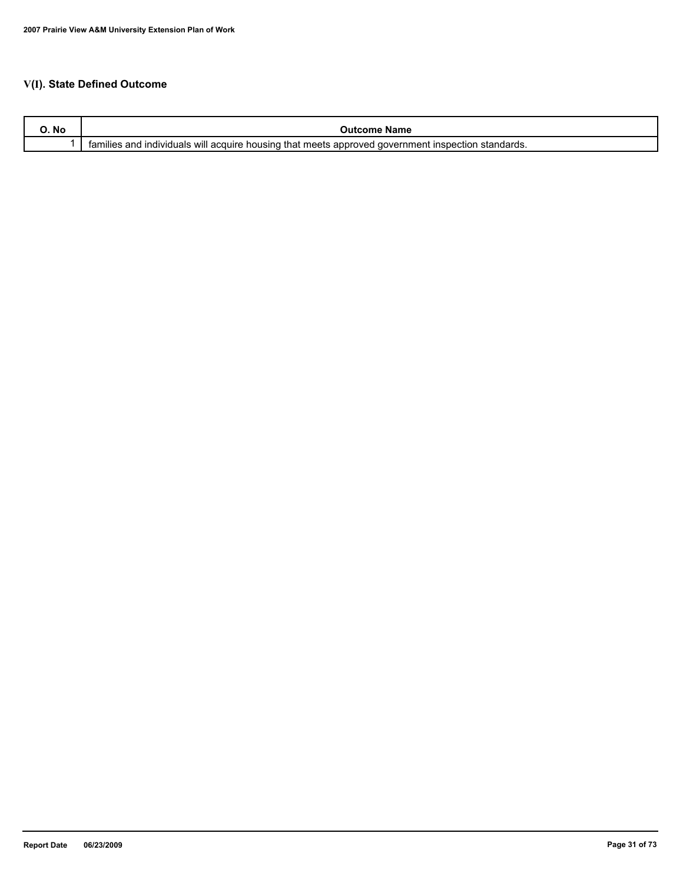## V(I). State Defined Outcome

| O. No | Outcome Name |
| --- | --- |
| 1 | families and individuals will acquire housing that meets approved government inspection standards. |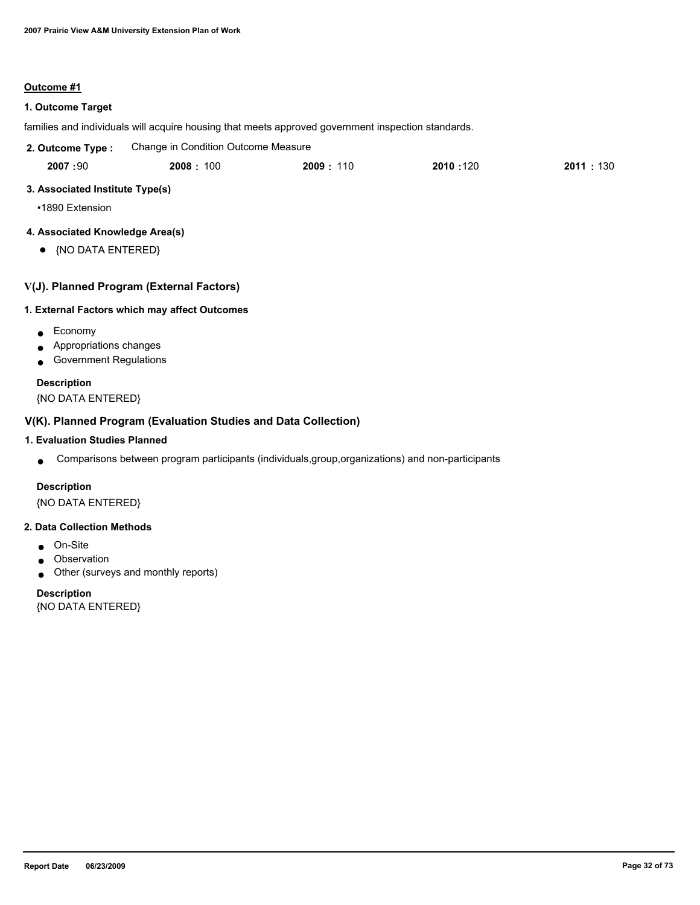**Outcome #1**

**1. Outcome Target**

families and individuals will acquire housing that meets approved government inspection standards.

**2. Outcome Type :** Change in Condition Outcome Measure

| 2007 | 2008 | 2009 | 2010 | 2011 |
|---|---|---|---|---|
| 90 | 100 | 110 | 120 | 130 |

**3. Associated Institute Type(s)**

- 1890 Extension

**4. Associated Knowledge Area(s)**

- {NO DATA ENTERED}

## V(J). Planned Program (External Factors)

**1. External Factors which may affect Outcomes**

- Economy
- Appropriations changes
- Government Regulations

**Description**

{NO DATA ENTERED}

## V(K). Planned Program (Evaluation Studies and Data Collection)

**1. Evaluation Studies Planned**

- Comparisons between program participants (individuals,group,organizations) and non-participants

**Description**

{NO DATA ENTERED}

**2. Data Collection Methods**

- On-Site
- Observation
- Other (surveys and monthly reports)

**Description**

{NO DATA ENTERED}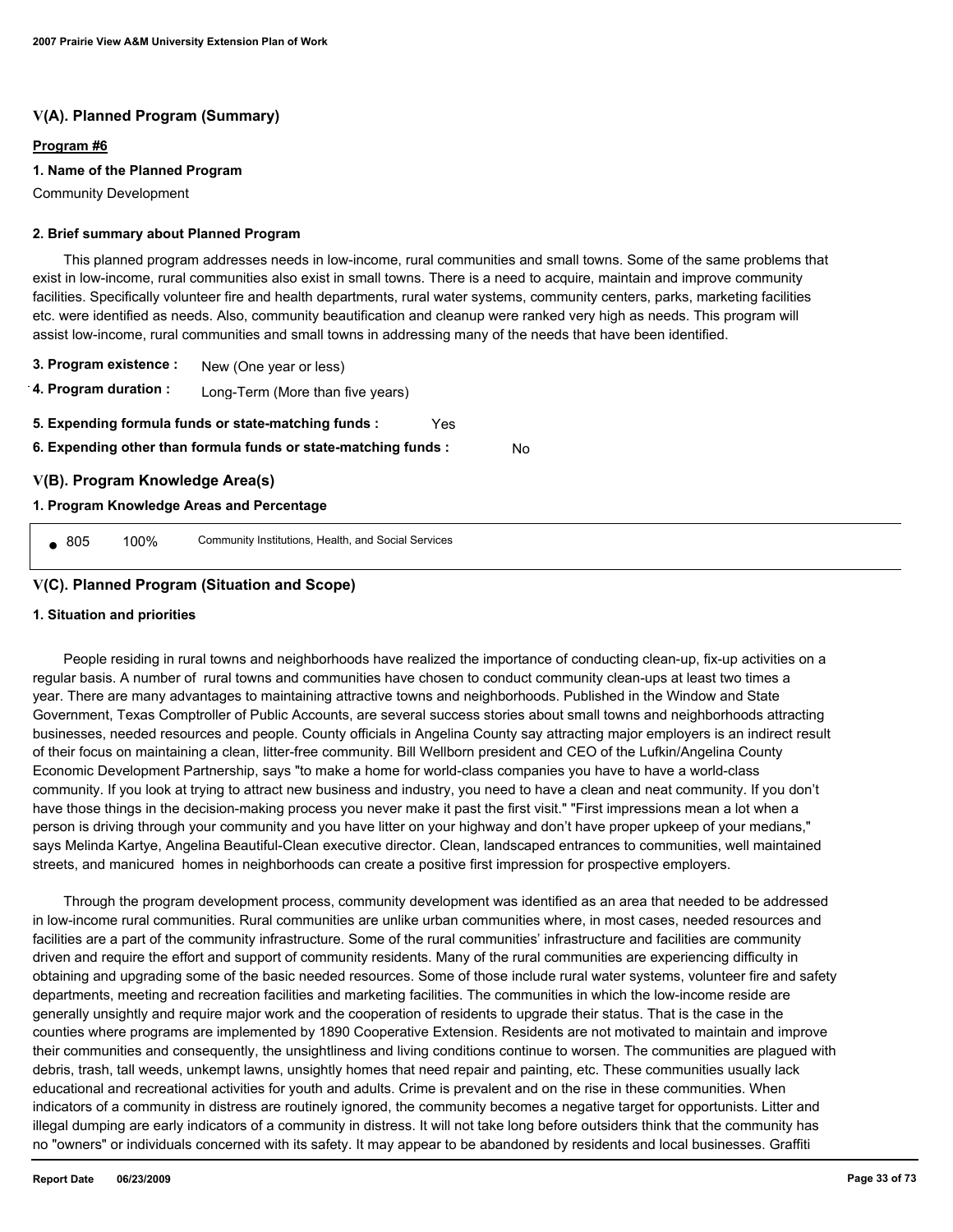## V(A). Planned Program (Summary)

**Program #6**

**1. Name of the Planned Program**

Community Development

**2. Brief summary about Planned Program**

This planned program addresses needs in low-income, rural communities and small towns. Some of the same problems that exist in low-income, rural communities also exist in small towns. There is a need to acquire, maintain and improve community facilities. Specifically volunteer fire and health departments, rural water systems, community centers, parks, marketing facilities etc. were identified as needs. Also, community beautification and cleanup were ranked very high as needs. This program will assist low-income, rural communities and small towns in addressing many of the needs that have been identified.

**3. Program existence :** New (One year or less)

**4. Program duration :** Long-Term (More than five years)

**5. Expending formula funds or state-matching funds :** Yes

**6. Expending other than formula funds or state-matching funds :** No

## V(B). Program Knowledge Area(s)

**1. Program Knowledge Areas and Percentage**

| | | |
|---|---|---|
| 805 | 100% | Community Institutions, Health, and Social Services |

## V(C). Planned Program (Situation and Scope)

**1. Situation and priorities**

People residing in rural towns and neighborhoods have realized the importance of conducting clean-up, fix-up activities on a regular basis. A number of rural towns and communities have chosen to conduct community clean-ups at least two times a year. There are many advantages to maintaining attractive towns and neighborhoods. Published in the Window and State Government, Texas Comptroller of Public Accounts, are several success stories about small towns and neighborhoods attracting businesses, needed resources and people. County officials in Angelina County say attracting major employers is an indirect result of their focus on maintaining a clean, litter-free community. Bill Wellborn president and CEO of the Lufkin/Angelina County Economic Development Partnership, says "to make a home for world-class companies you have to have a world-class community. If you look at trying to attract new business and industry, you need to have a clean and neat community. If you don't have those things in the decision-making process you never make it past the first visit." "First impressions mean a lot when a person is driving through your community and you have litter on your highway and don't have proper upkeep of your medians," says Melinda Kartye, Angelina Beautiful-Clean executive director. Clean, landscaped entrances to communities, well maintained streets, and manicured homes in neighborhoods can create a positive first impression for prospective employers.

Through the program development process, community development was identified as an area that needed to be addressed in low-income rural communities. Rural communities are unlike urban communities where, in most cases, needed resources and facilities are a part of the community infrastructure. Some of the rural communities' infrastructure and facilities are community driven and require the effort and support of community residents. Many of the rural communities are experiencing difficulty in obtaining and upgrading some of the basic needed resources. Some of those include rural water systems, volunteer fire and safety departments, meeting and recreation facilities and marketing facilities. The communities in which the low-income reside are generally unsightly and require major work and the cooperation of residents to upgrade their status. That is the case in the counties where programs are implemented by 1890 Cooperative Extension. Residents are not motivated to maintain and improve their communities and consequently, the unsightliness and living conditions continue to worsen. The communities are plagued with debris, trash, tall weeds, unkempt lawns, unsightly homes that need repair and painting, etc. These communities usually lack educational and recreational activities for youth and adults. Crime is prevalent and on the rise in these communities. When indicators of a community in distress are routinely ignored, the community becomes a negative target for opportunists. Litter and illegal dumping are early indicators of a community in distress. It will not take long before outsiders think that the community has no "owners" or individuals concerned with its safety. It may appear to be abandoned by residents and local businesses. Graffiti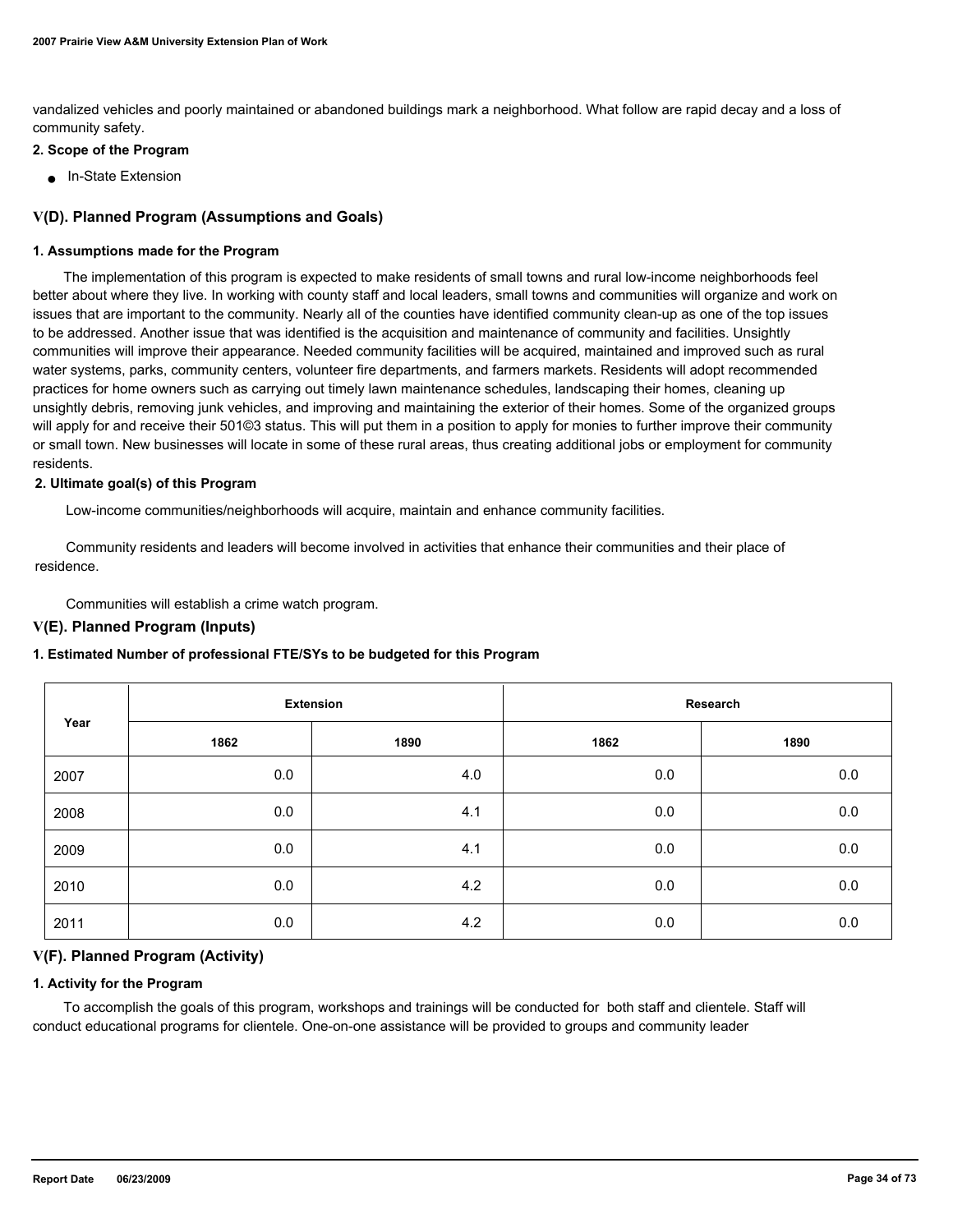vandalized vehicles and poorly maintained or abandoned buildings mark a neighborhood. What follow are rapid decay and a loss of community safety.

**2. Scope of the Program**

- In-State Extension

## V(D). Planned Program (Assumptions and Goals)

**1. Assumptions made for the Program**

The implementation of this program is expected to make residents of small towns and rural low-income neighborhoods feel better about where they live. In working with county staff and local leaders, small towns and communities will organize and work on issues that are important to the community. Nearly all of the counties have identified community clean-up as one of the top issues to be addressed. Another issue that was identified is the acquisition and maintenance of community and facilities. Unsightly communities will improve their appearance. Needed community facilities will be acquired, maintained and improved such as rural water systems, parks, community centers, volunteer fire departments, and farmers markets. Residents will adopt recommended practices for home owners such as carrying out timely lawn maintenance schedules, landscaping their homes, cleaning up unsightly debris, removing junk vehicles, and improving and maintaining the exterior of their homes. Some of the organized groups will apply for and receive their 501©3 status. This will put them in a position to apply for monies to further improve their community or small town. New businesses will locate in some of these rural areas, thus creating additional jobs or employment for community residents.

**2. Ultimate goal(s) of this Program**

Low-income communities/neighborhoods will acquire, maintain and enhance community facilities.

Community residents and leaders will become involved in activities that enhance their communities and their place of residence.

Communities will establish a crime watch program.

## V(E). Planned Program (Inputs)

**1. Estimated Number of professional FTE/SYs to be budgeted for this Program**

| Year | Extension | | Research | |
|---|---|---|---|---|
| | 1862 | 1890 | 1862 | 1890 |
| 2007 | 0.0 | 4.0 | 0.0 | 0.0 |
| 2008 | 0.0 | 4.1 | 0.0 | 0.0 |
| 2009 | 0.0 | 4.1 | 0.0 | 0.0 |
| 2010 | 0.0 | 4.2 | 0.0 | 0.0 |
| 2011 | 0.0 | 4.2 | 0.0 | 0.0 |

## V(F). Planned Program (Activity)

**1. Activity for the Program**

To accomplish the goals of this program, workshops and trainings will be conducted for both staff and clientele. Staff will conduct educational programs for clientele. One-on-one assistance will be provided to groups and community leader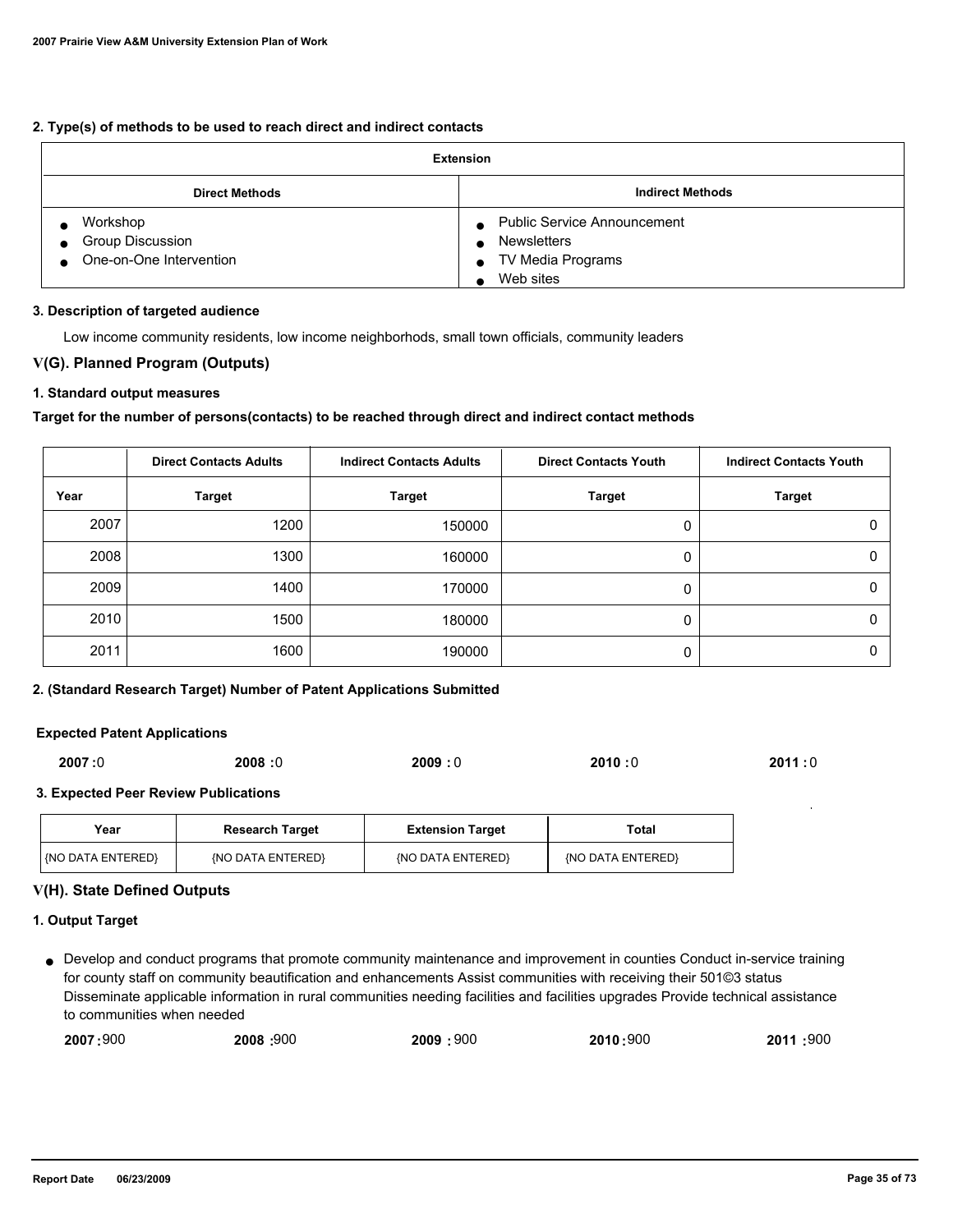**2. Type(s) of methods to be used to reach direct and indirect contacts**

| Extension | |
|---|---|
| **Direct Methods** | **Indirect Methods** |
| • Workshop<br>• Group Discussion<br>• One-on-One Intervention | • Public Service Announcement<br>• Newsletters<br>• TV Media Programs<br>• Web sites |

**3. Description of targeted audience**

Low income community residents, low income neighborhods, small town officials, community leaders

## V(G). Planned Program (Outputs)

**1. Standard output measures**

**Target for the number of persons(contacts) to be reached through direct and indirect contact methods**

| | Direct Contacts Adults | Indirect Contacts Adults | Direct Contacts Youth | Indirect Contacts Youth |
|---|---|---|---|---|
| **Year** | **Target** | **Target** | **Target** | **Target** |
| 2007 | 1200 | 150000 | 0 | 0 |
| 2008 | 1300 | 160000 | 0 | 0 |
| 2009 | 1400 | 170000 | 0 | 0 |
| 2010 | 1500 | 180000 | 0 | 0 |
| 2011 | 1600 | 190000 | 0 | 0 |

**2. (Standard Research Target) Number of Patent Applications Submitted**

**Expected Patent Applications**

**2007 :**0 **2008 :**0 **2009 :** 0 **2010 :**0 **2011 :** 0

**3. Expected Peer Review Publications**

| Year | Research Target | Extension Target | Total |
|---|---|---|---|
| {NO DATA ENTERED} | {NO DATA ENTERED} | {NO DATA ENTERED} | {NO DATA ENTERED} |

## V(H). State Defined Outputs

**1. Output Target**

- Develop and conduct programs that promote community maintenance and improvement in counties Conduct in-service training for county staff on community beautification and enhancements Assist communities with receiving their 501©3 status Disseminate applicable information in rural communities needing facilities and facilities upgrades Provide technical assistance to communities when needed

  **2007 :**900 **2008 :**900 **2009 :** 900 **2010 :**900 **2011 :**900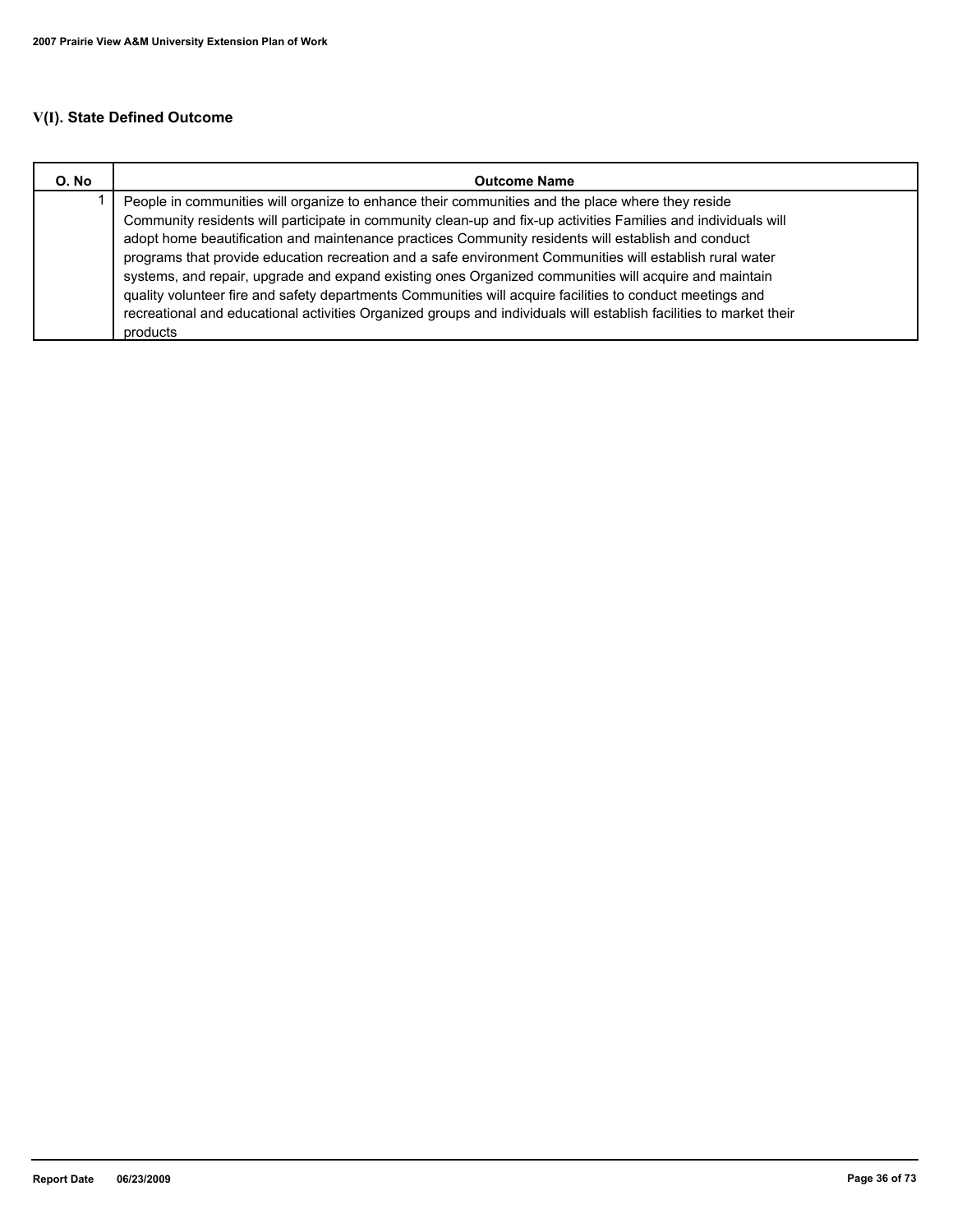## V(I). State Defined Outcome

| O. No | Outcome Name |
|---|---|
| 1 | People in communities will organize to enhance their communities and the place where they reside Community residents will participate in community clean-up and fix-up activities Families and individuals will adopt home beautification and maintenance practices Community residents will establish and conduct programs that provide education recreation and a safe environment Communities will establish rural water systems, and repair, upgrade and expand existing ones Organized communities will acquire and maintain quality volunteer fire and safety departments Communities will acquire facilities to conduct meetings and recreational and educational activities Organized groups and individuals will establish facilities to market their products |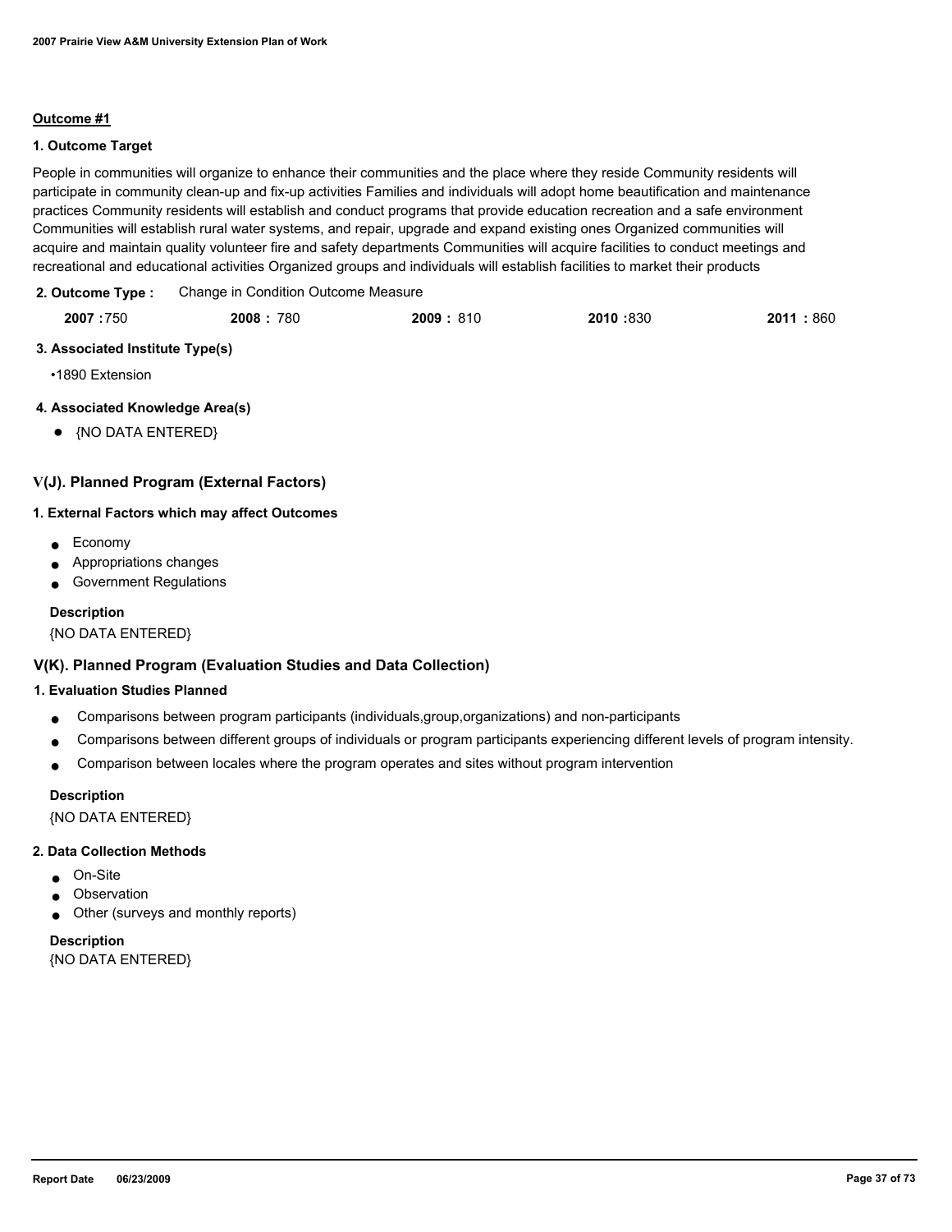**Outcome #1**

**1. Outcome Target**

People in communities will organize to enhance their communities and the place where they reside Community residents will participate in community clean-up and fix-up activities Families and individuals will adopt home beautification and maintenance practices Community residents will establish and conduct programs that provide education recreation and a safe environment Communities will establish rural water systems, and repair, upgrade and expand existing ones Organized communities will acquire and maintain quality volunteer fire and safety departments Communities will acquire facilities to conduct meetings and recreational and educational activities Organized groups and individuals will establish facilities to market their products

**2. Outcome Type :** Change in Condition Outcome Measure

| **2007 :** 750 | **2008 :** 780 | **2009 :** 810 | **2010 :** 830 | **2011 :** 860 |
|---|---|---|---|---|

**3. Associated Institute Type(s)**

•1890 Extension

**4. Associated Knowledge Area(s)**

- {NO DATA ENTERED}

## V(J). Planned Program (External Factors)

**1. External Factors which may affect Outcomes**

- Economy
- Appropriations changes
- Government Regulations

**Description**

{NO DATA ENTERED}

## V(K). Planned Program (Evaluation Studies and Data Collection)

**1. Evaluation Studies Planned**

- Comparisons between program participants (individuals,group,organizations) and non-participants
- Comparisons between different groups of individuals or program participants experiencing different levels of program intensity.
- Comparison between locales where the program operates and sites without program intervention

**Description**

{NO DATA ENTERED}

**2. Data Collection Methods**

- On-Site
- Observation
- Other (surveys and monthly reports)

**Description**

{NO DATA ENTERED}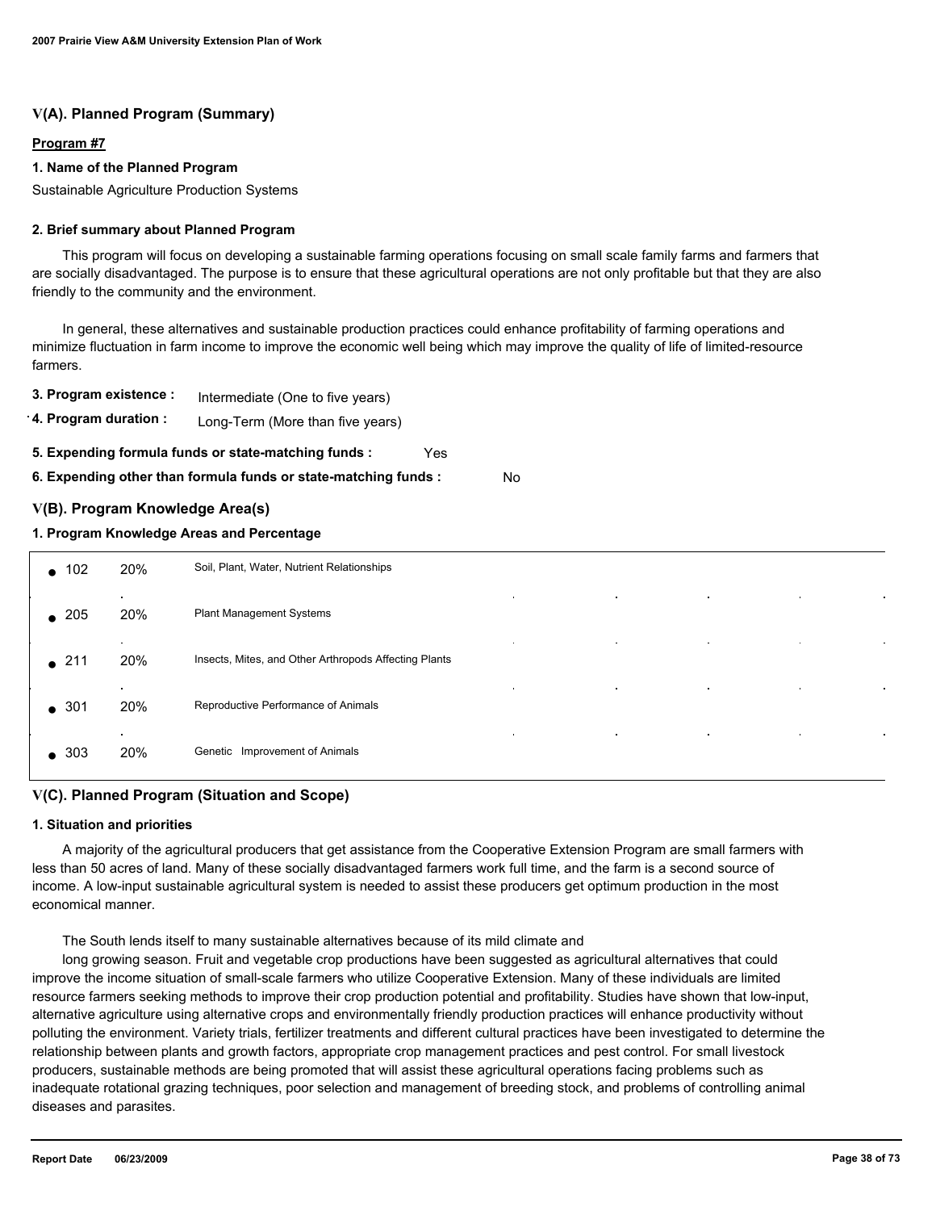## V(A). Planned Program (Summary)

**Program #7**

**1. Name of the Planned Program**

Sustainable Agriculture Production Systems

**2. Brief summary about Planned Program**

This program will focus on developing a sustainable farming operations focusing on small scale family farms and farmers that are socially disadvantaged. The purpose is to ensure that these agricultural operations are not only profitable but that they are also friendly to the community and the environment.

In general, these alternatives and sustainable production practices could enhance profitability of farming operations and minimize fluctuation in farm income to improve the economic well being which may improve the quality of life of limited-resource farmers.

**3. Program existence :** Intermediate (One to five years)

**4. Program duration :** Long-Term (More than five years)

**5. Expending formula funds or state-matching funds :** Yes

**6. Expending other than formula funds or state-matching funds :** No

## V(B). Program Knowledge Area(s)

**1. Program Knowledge Areas and Percentage**

| KA Code | % | Knowledge Area |
|---|---|---|
| 102 | 20% | Soil, Plant, Water, Nutrient Relationships |
| 205 | 20% | Plant Management Systems |
| 211 | 20% | Insects, Mites, and Other Arthropods Affecting Plants |
| 301 | 20% | Reproductive Performance of Animals |
| 303 | 20% | Genetic Improvement of Animals |

## V(C). Planned Program (Situation and Scope)

**1. Situation and priorities**

A majority of the agricultural producers that get assistance from the Cooperative Extension Program are small farmers with less than 50 acres of land. Many of these socially disadvantaged farmers work full time, and the farm is a second source of income. A low-input sustainable agricultural system is needed to assist these producers get optimum production in the most economical manner.

The South lends itself to many sustainable alternatives because of its mild climate and

long growing season. Fruit and vegetable crop productions have been suggested as agricultural alternatives that could improve the income situation of small-scale farmers who utilize Cooperative Extension. Many of these individuals are limited resource farmers seeking methods to improve their crop production potential and profitability. Studies have shown that low-input, alternative agriculture using alternative crops and environmentally friendly production practices will enhance productivity without polluting the environment. Variety trials, fertilizer treatments and different cultural practices have been investigated to determine the relationship between plants and growth factors, appropriate crop management practices and pest control. For small livestock producers, sustainable methods are being promoted that will assist these agricultural operations facing problems such as inadequate rotational grazing techniques, poor selection and management of breeding stock, and problems of controlling animal diseases and parasites.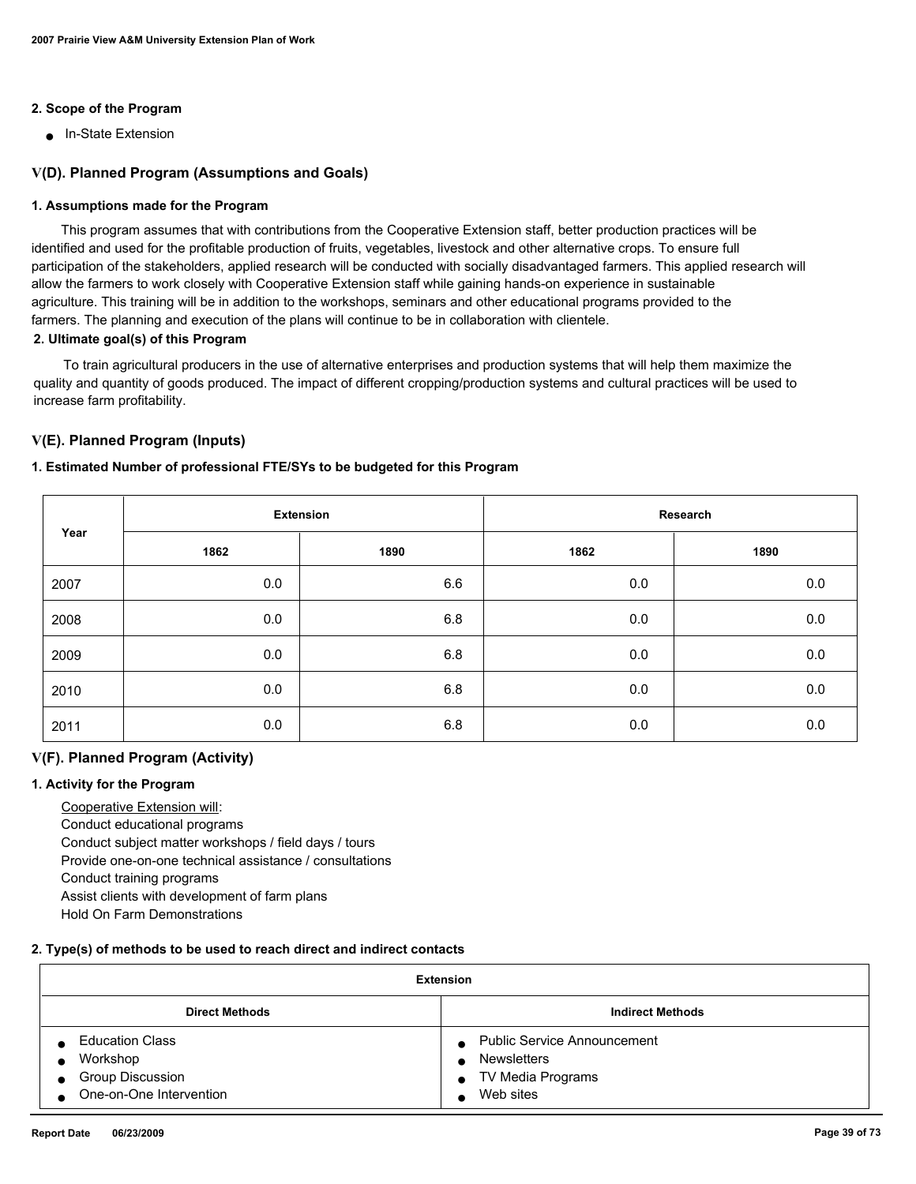#### 2. Scope of the Program

- In-State Extension

### V(D). Planned Program (Assumptions and Goals)

#### 1. Assumptions made for the Program

This program assumes that with contributions from the Cooperative Extension staff, better production practices will be identified and used for the profitable production of fruits, vegetables, livestock and other alternative crops. To ensure full participation of the stakeholders, applied research will be conducted with socially disadvantaged farmers. This applied research will allow the farmers to work closely with Cooperative Extension staff while gaining hands-on experience in sustainable agriculture. This training will be in addition to the workshops, seminars and other educational programs provided to the farmers. The planning and execution of the plans will continue to be in collaboration with clientele.

#### 2. Ultimate goal(s) of this Program

To train agricultural producers in the use of alternative enterprises and production systems that will help them maximize the quality and quantity of goods produced. The impact of different cropping/production systems and cultural practices will be used to increase farm profitability.

### V(E). Planned Program (Inputs)

#### 1. Estimated Number of professional FTE/SYs to be budgeted for this Program

| Year | Extension | | Research | |
|---|---|---|---|---|
| | 1862 | 1890 | 1862 | 1890 |
| 2007 | 0.0 | 6.6 | 0.0 | 0.0 |
| 2008 | 0.0 | 6.8 | 0.0 | 0.0 |
| 2009 | 0.0 | 6.8 | 0.0 | 0.0 |
| 2010 | 0.0 | 6.8 | 0.0 | 0.0 |
| 2011 | 0.0 | 6.8 | 0.0 | 0.0 |

### V(F). Planned Program (Activity)

#### 1. Activity for the Program

Cooperative Extension will:
Conduct educational programs
Conduct subject matter workshops / field days / tours
Provide one-on-one technical assistance / consultations
Conduct training programs
Assist clients with development of farm plans
Hold On Farm Demonstrations

#### 2. Type(s) of methods to be used to reach direct and indirect contacts

| Extension | |
|---|---|
| **Direct Methods** | **Indirect Methods** |
| • Education Class<br>• Workshop<br>• Group Discussion<br>• One-on-One Intervention | • Public Service Announcement<br>• Newsletters<br>• TV Media Programs<br>• Web sites |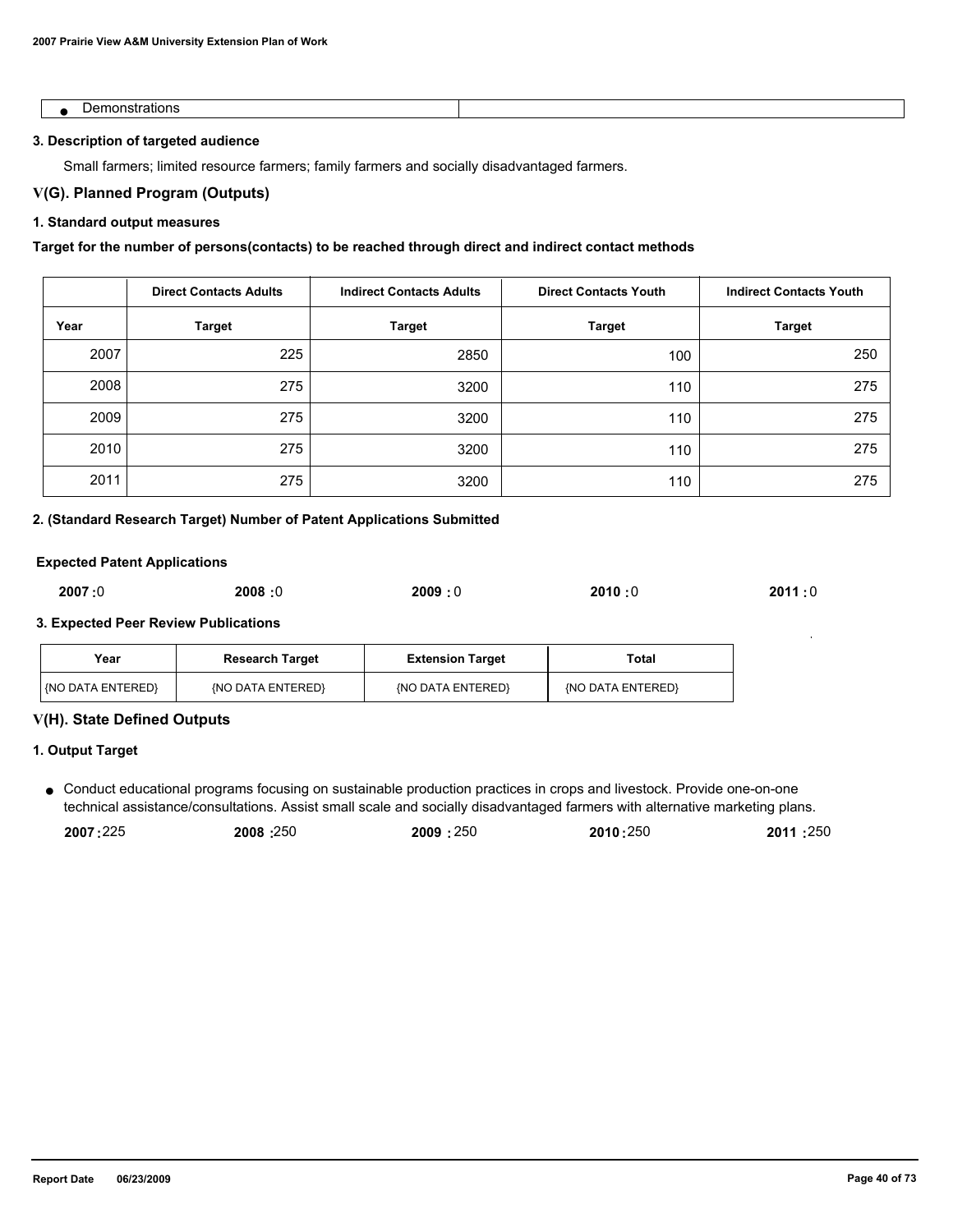| ● Demonstrations | |
|---|---|

**3. Description of targeted audience**

Small farmers; limited resource farmers; family farmers and socially disadvantaged farmers.

## V(G). Planned Program (Outputs)

**1. Standard output measures**

**Target for the number of persons(contacts) to be reached through direct and indirect contact methods**

| | Direct Contacts Adults | Indirect Contacts Adults | Direct Contacts Youth | Indirect Contacts Youth |
|---|---|---|---|---|
| **Year** | **Target** | **Target** | **Target** | **Target** |
| 2007 | 225 | 2850 | 100 | 250 |
| 2008 | 275 | 3200 | 110 | 275 |
| 2009 | 275 | 3200 | 110 | 275 |
| 2010 | 275 | 3200 | 110 | 275 |
| 2011 | 275 | 3200 | 110 | 275 |

**2. (Standard Research Target) Number of Patent Applications Submitted**

**Expected Patent Applications**

**2007 :** 0 **2008 :** 0 **2009 :** 0 **2010 :** 0 **2011 :** 0

**3. Expected Peer Review Publications**

| Year | Research Target | Extension Target | Total |
|---|---|---|---|
| {NO DATA ENTERED} | {NO DATA ENTERED} | {NO DATA ENTERED} | {NO DATA ENTERED} |

## V(H). State Defined Outputs

**1. Output Target**

- Conduct educational programs focusing on sustainable production practices in crops and livestock. Provide one-on-one technical assistance/consultations. Assist small scale and socially disadvantaged farmers with alternative marketing plans.

  **2007 :** 225 **2008 :** 250 **2009 :** 250 **2010 :** 250 **2011 :** 250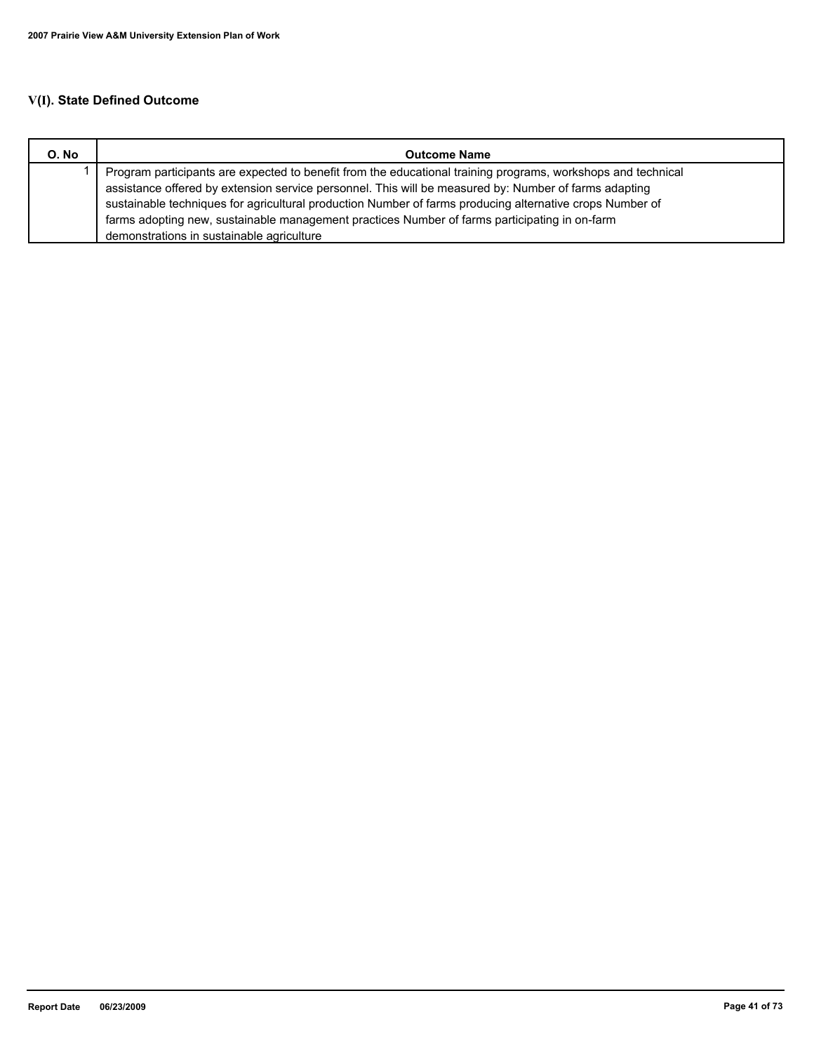## V(I). State Defined Outcome

| O. No | Outcome Name |
|---|---|
| 1 | Program participants are expected to benefit from the educational training programs, workshops and technical assistance offered by extension service personnel. This will be measured by: Number of farms adapting sustainable techniques for agricultural production Number of farms producing alternative crops Number of farms adopting new, sustainable management practices Number of farms participating in on-farm demonstrations in sustainable agriculture |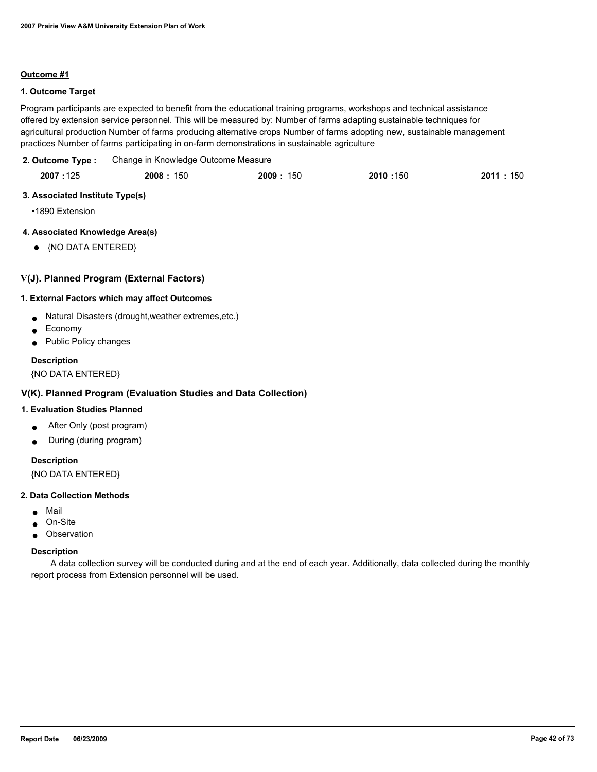**Outcome #1**

**1. Outcome Target**

Program participants are expected to benefit from the educational training programs, workshops and technical assistance offered by extension service personnel. This will be measured by: Number of farms adapting sustainable techniques for agricultural production Number of farms producing alternative crops Number of farms adopting new, sustainable management practices Number of farms participating in on-farm demonstrations in sustainable agriculture

**2. Outcome Type :** Change in Knowledge Outcome Measure

| **2007 :** 125 | **2008 :** 150 | **2009 :** 150 | **2010 :** 150 | **2011 :** 150 |
|---|---|---|---|---|

**3. Associated Institute Type(s)**

•1890 Extension

**4. Associated Knowledge Area(s)**

- {NO DATA ENTERED}

### V(J). Planned Program (External Factors)

**1. External Factors which may affect Outcomes**

- Natural Disasters (drought,weather extremes,etc.)
- Economy
- Public Policy changes

**Description**

{NO DATA ENTERED}

### V(K). Planned Program (Evaluation Studies and Data Collection)

**1. Evaluation Studies Planned**

- After Only (post program)
- During (during program)

**Description**

{NO DATA ENTERED}

**2. Data Collection Methods**

- Mail
- On-Site
- Observation

**Description**

A data collection survey will be conducted during and at the end of each year. Additionally, data collected during the monthly report process from Extension personnel will be used.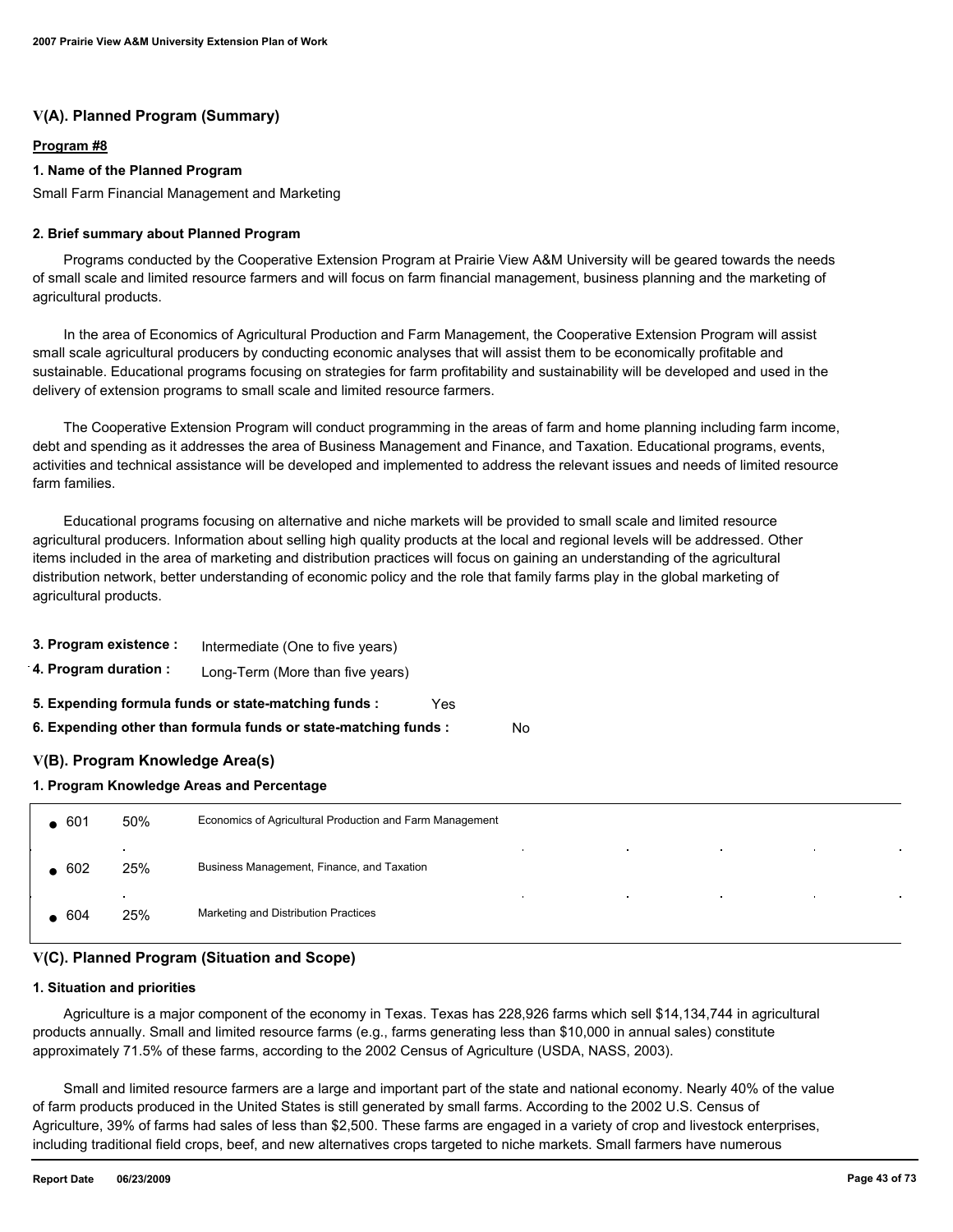## V(A). Planned Program (Summary)

**Program #8**

**1. Name of the Planned Program**

Small Farm Financial Management and Marketing

**2. Brief summary about Planned Program**

Programs conducted by the Cooperative Extension Program at Prairie View A&M University will be geared towards the needs of small scale and limited resource farmers and will focus on farm financial management, business planning and the marketing of agricultural products.

In the area of Economics of Agricultural Production and Farm Management, the Cooperative Extension Program will assist small scale agricultural producers by conducting economic analyses that will assist them to be economically profitable and sustainable. Educational programs focusing on strategies for farm profitability and sustainability will be developed and used in the delivery of extension programs to small scale and limited resource farmers.

The Cooperative Extension Program will conduct programming in the areas of farm and home planning including farm income, debt and spending as it addresses the area of Business Management and Finance, and Taxation. Educational programs, events, activities and technical assistance will be developed and implemented to address the relevant issues and needs of limited resource farm families.

Educational programs focusing on alternative and niche markets will be provided to small scale and limited resource agricultural producers. Information about selling high quality products at the local and regional levels will be addressed. Other items included in the area of marketing and distribution practices will focus on gaining an understanding of the agricultural distribution network, better understanding of economic policy and the role that family farms play in the global marketing of agricultural products.

**3. Program existence :** Intermediate (One to five years)

**4. Program duration :** Long-Term (More than five years)

**5. Expending formula funds or state-matching funds :** Yes

**6. Expending other than formula funds or state-matching funds :** No

## V(B). Program Knowledge Area(s)

**1. Program Knowledge Areas and Percentage**

| KA | % | Knowledge Area |
|---|---|---|
| 601 | 50% | Economics of Agricultural Production and Farm Management |
| 602 | 25% | Business Management, Finance, and Taxation |
| 604 | 25% | Marketing and Distribution Practices |

## V(C). Planned Program (Situation and Scope)

**1. Situation and priorities**

Agriculture is a major component of the economy in Texas. Texas has 228,926 farms which sell $14,134,744 in agricultural products annually. Small and limited resource farms (e.g., farms generating less than $10,000 in annual sales) constitute approximately 71.5% of these farms, according to the 2002 Census of Agriculture (USDA, NASS, 2003).

Small and limited resource farmers are a large and important part of the state and national economy. Nearly 40% of the value of farm products produced in the United States is still generated by small farms. According to the 2002 U.S. Census of Agriculture, 39% of farms had sales of less than $2,500. These farms are engaged in a variety of crop and livestock enterprises, including traditional field crops, beef, and new alternatives crops targeted to niche markets. Small farmers have numerous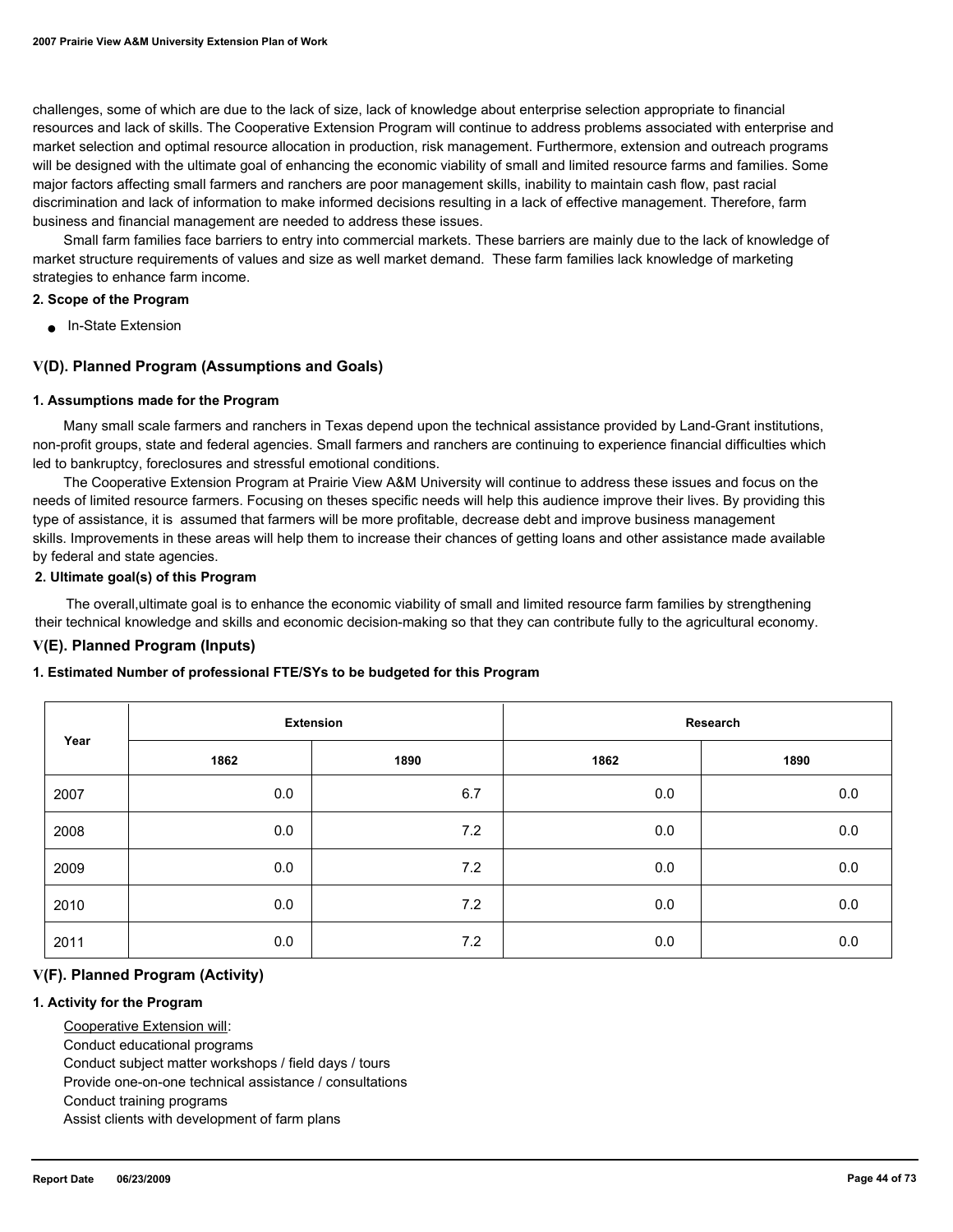challenges, some of which are due to the lack of size, lack of knowledge about enterprise selection appropriate to financial resources and lack of skills. The Cooperative Extension Program will continue to address problems associated with enterprise and market selection and optimal resource allocation in production, risk management. Furthermore, extension and outreach programs will be designed with the ultimate goal of enhancing the economic viability of small and limited resource farms and families. Some major factors affecting small farmers and ranchers are poor management skills, inability to maintain cash flow, past racial discrimination and lack of information to make informed decisions resulting in a lack of effective management. Therefore, farm business and financial management are needed to address these issues.

Small farm families face barriers to entry into commercial markets. These barriers are mainly due to the lack of knowledge of market structure requirements of values and size as well market demand. These farm families lack knowledge of marketing strategies to enhance farm income.

**2. Scope of the Program**

- In-State Extension

## V(D). Planned Program (Assumptions and Goals)

**1. Assumptions made for the Program**

Many small scale farmers and ranchers in Texas depend upon the technical assistance provided by Land-Grant institutions, non-profit groups, state and federal agencies. Small farmers and ranchers are continuing to experience financial difficulties which led to bankruptcy, foreclosures and stressful emotional conditions.

The Cooperative Extension Program at Prairie View A&M University will continue to address these issues and focus on the needs of limited resource farmers. Focusing on theses specific needs will help this audience improve their lives. By providing this type of assistance, it is assumed that farmers will be more profitable, decrease debt and improve business management skills. Improvements in these areas will help them to increase their chances of getting loans and other assistance made available by federal and state agencies.

**2. Ultimate goal(s) of this Program**

The overall,ultimate goal is to enhance the economic viability of small and limited resource farm families by strengthening their technical knowledge and skills and economic decision-making so that they can contribute fully to the agricultural economy.

## V(E). Planned Program (Inputs)

**1. Estimated Number of professional FTE/SYs to be budgeted for this Program**

| Year | Extension | | Research | |
|---|---|---|---|---|
| | 1862 | 1890 | 1862 | 1890 |
| 2007 | 0.0 | 6.7 | 0.0 | 0.0 |
| 2008 | 0.0 | 7.2 | 0.0 | 0.0 |
| 2009 | 0.0 | 7.2 | 0.0 | 0.0 |
| 2010 | 0.0 | 7.2 | 0.0 | 0.0 |
| 2011 | 0.0 | 7.2 | 0.0 | 0.0 |

## V(F). Planned Program (Activity)

**1. Activity for the Program**

Cooperative Extension will:
Conduct educational programs
Conduct subject matter workshops / field days / tours
Provide one-on-one technical assistance / consultations
Conduct training programs
Assist clients with development of farm plans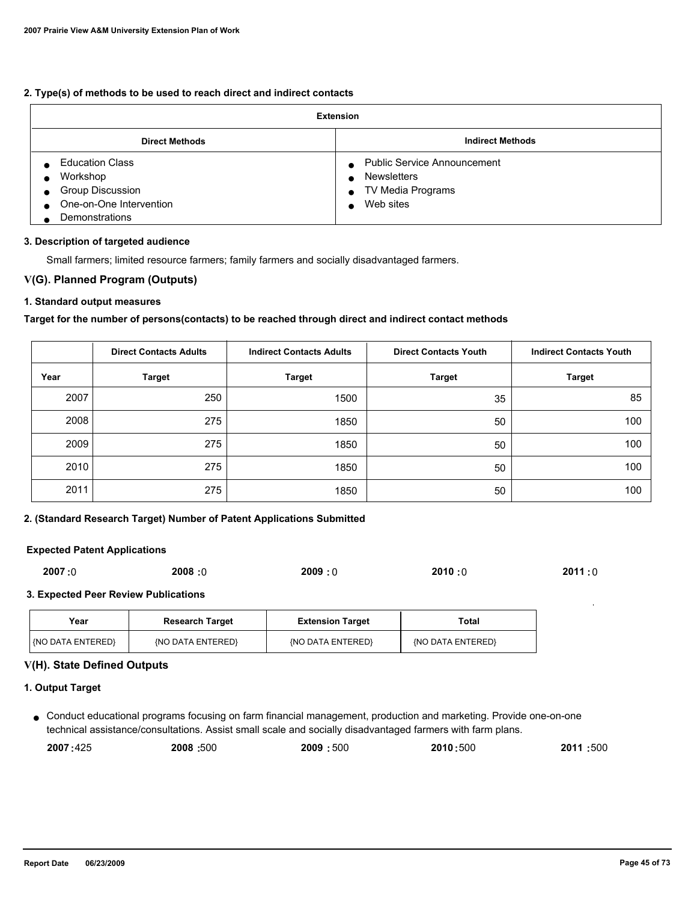**2. Type(s) of methods to be used to reach direct and indirect contacts**

| Extension | |
|---|---|
| **Direct Methods** | **Indirect Methods** |
| • Education Class<br>• Workshop<br>• Group Discussion<br>• One-on-One Intervention<br>• Demonstrations | • Public Service Announcement<br>• Newsletters<br>• TV Media Programs<br>• Web sites |

**3. Description of targeted audience**

Small farmers; limited resource farmers; family farmers and socially disadvantaged farmers.

## V(G). Planned Program (Outputs)

**1. Standard output measures**

**Target for the number of persons(contacts) to be reached through direct and indirect contact methods**

| | Direct Contacts Adults | Indirect Contacts Adults | Direct Contacts Youth | Indirect Contacts Youth |
|---|---|---|---|---|
| **Year** | **Target** | **Target** | **Target** | **Target** |
| 2007 | 250 | 1500 | 35 | 85 |
| 2008 | 275 | 1850 | 50 | 100 |
| 2009 | 275 | 1850 | 50 | 100 |
| 2010 | 275 | 1850 | 50 | 100 |
| 2011 | 275 | 1850 | 50 | 100 |

**2. (Standard Research Target) Number of Patent Applications Submitted**

**Expected Patent Applications**

**2007 :**0 **2008 :**0 **2009 :** 0 **2010 :**0 **2011 :** 0

**3. Expected Peer Review Publications**

| Year | Research Target | Extension Target | Total |
|---|---|---|---|
| {NO DATA ENTERED} | {NO DATA ENTERED} | {NO DATA ENTERED} | {NO DATA ENTERED} |

## V(H). State Defined Outputs

**1. Output Target**

- Conduct educational programs focusing on farm financial management, production and marketing. Provide one-on-one technical assistance/consultations. Assist small scale and socially disadvantaged farmers with farm plans.

  **2007 :**425 **2008 :**500 **2009 :** 500 **2010 :**500 **2011 :**500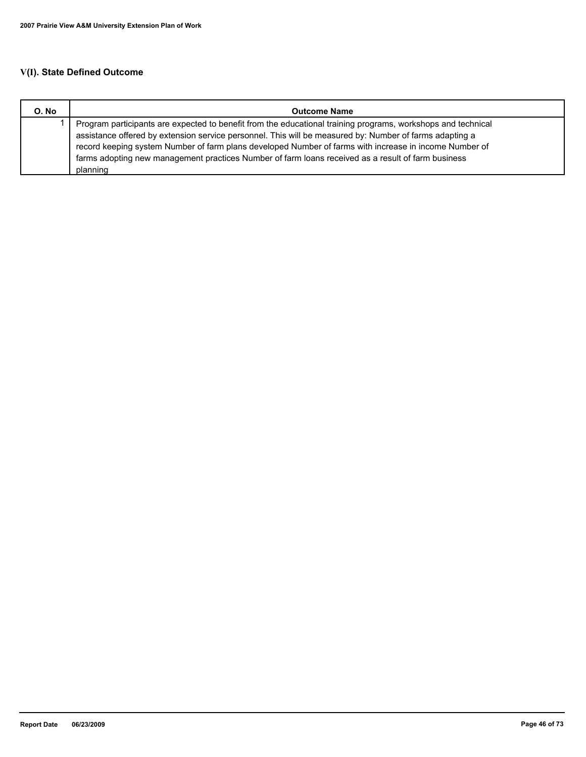## V(I). State Defined Outcome

| O. No | Outcome Name |
|---|---|
| 1 | Program participants are expected to benefit from the educational training programs, workshops and technical assistance offered by extension service personnel. This will be measured by: Number of farms adapting a record keeping system Number of farm plans developed Number of farms with increase in income Number of farms adopting new management practices Number of farm loans received as a result of farm business planning |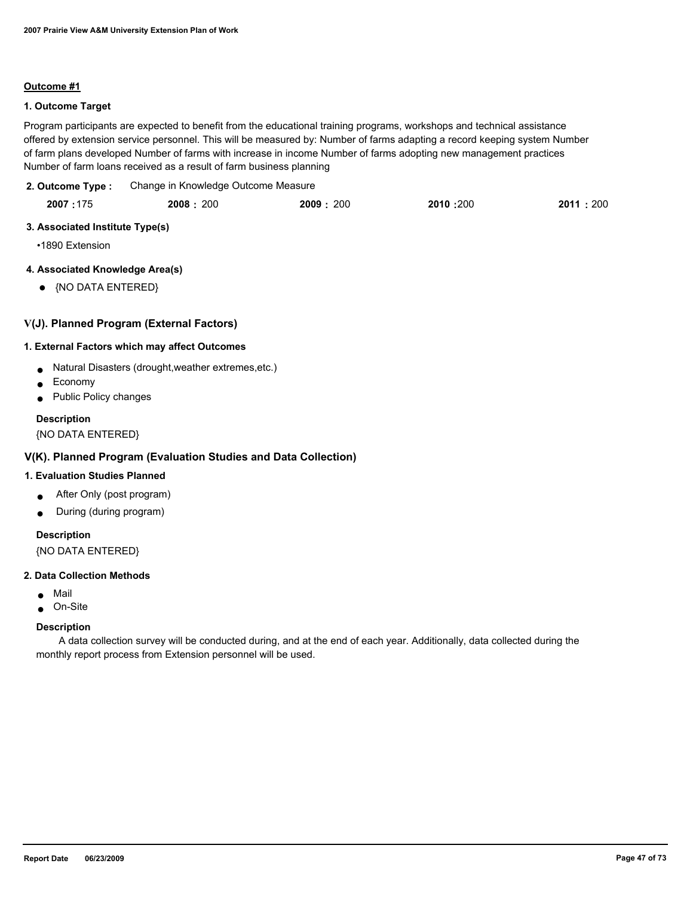**Outcome #1**

**1. Outcome Target**

Program participants are expected to benefit from the educational training programs, workshops and technical assistance offered by extension service personnel. This will be measured by: Number of farms adapting a record keeping system Number of farm plans developed Number of farms with increase in income Number of farms adopting new management practices Number of farm loans received as a result of farm business planning

**2. Outcome Type :** Change in Knowledge Outcome Measure

| 2007 | 2008 | 2009 | 2010 | 2011 |
|---|---|---|---|---|
| 175 | 200 | 200 | 200 | 200 |

**3. Associated Institute Type(s)**

- 1890 Extension

**4. Associated Knowledge Area(s)**

- {NO DATA ENTERED}

## V(J). Planned Program (External Factors)

**1. External Factors which may affect Outcomes**

- Natural Disasters (drought,weather extremes,etc.)
- Economy
- Public Policy changes

**Description**

{NO DATA ENTERED}

## V(K). Planned Program (Evaluation Studies and Data Collection)

**1. Evaluation Studies Planned**

- After Only (post program)
- During (during program)

**Description**

{NO DATA ENTERED}

**2. Data Collection Methods**

- Mail
- On-Site

**Description**

A data collection survey will be conducted during, and at the end of each year. Additionally, data collected during the monthly report process from Extension personnel will be used.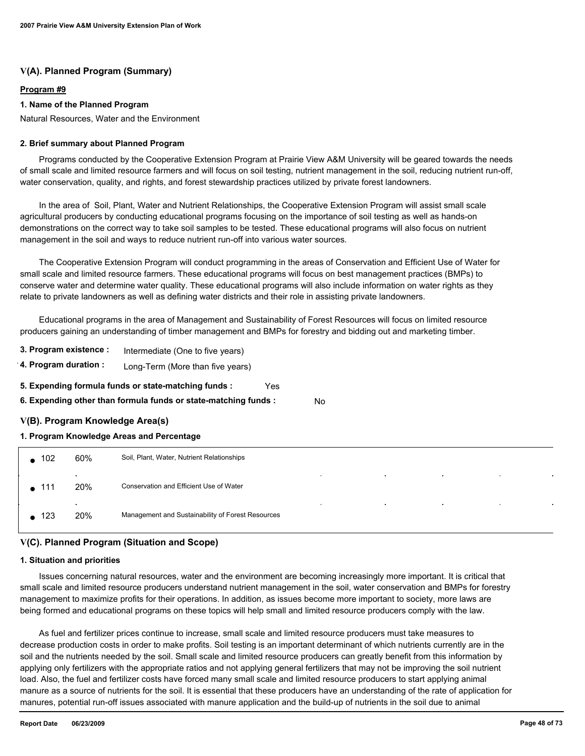## V(A). Planned Program (Summary)

**Program #9**

**1. Name of the Planned Program**

Natural Resources, Water and the Environment

**2. Brief summary about Planned Program**

Programs conducted by the Cooperative Extension Program at Prairie View A&M University will be geared towards the needs of small scale and limited resource farmers and will focus on soil testing, nutrient management in the soil, reducing nutrient run-off, water conservation, quality, and rights, and forest stewardship practices utilized by private forest landowners.

In the area of Soil, Plant, Water and Nutrient Relationships, the Cooperative Extension Program will assist small scale agricultural producers by conducting educational programs focusing on the importance of soil testing as well as hands-on demonstrations on the correct way to take soil samples to be tested. These educational programs will also focus on nutrient management in the soil and ways to reduce nutrient run-off into various water sources.

The Cooperative Extension Program will conduct programming in the areas of Conservation and Efficient Use of Water for small scale and limited resource farmers. These educational programs will focus on best management practices (BMPs) to conserve water and determine water quality. These educational programs will also include information on water rights as they relate to private landowners as well as defining water districts and their role in assisting private landowners.

Educational programs in the area of Management and Sustainability of Forest Resources will focus on limited resource producers gaining an understanding of timber management and BMPs for forestry and bidding out and marketing timber.

**3. Program existence :** Intermediate (One to five years)

**4. Program duration :** Long-Term (More than five years)

**5. Expending formula funds or state-matching funds :** Yes

**6. Expending other than formula funds or state-matching funds :** No

## V(B). Program Knowledge Area(s)

**1. Program Knowledge Areas and Percentage**

| KA | Percentage | Knowledge Area |
|---|---|---|
| 102 | 60% | Soil, Plant, Water, Nutrient Relationships |
| 111 | 20% | Conservation and Efficient Use of Water |
| 123 | 20% | Management and Sustainability of Forest Resources |

## V(C). Planned Program (Situation and Scope)

**1. Situation and priorities**

Issues concerning natural resources, water and the environment are becoming increasingly more important. It is critical that small scale and limited resource producers understand nutrient management in the soil, water conservation and BMPs for forestry management to maximize profits for their operations. In addition, as issues become more important to society, more laws are being formed and educational programs on these topics will help small and limited resource producers comply with the law.

As fuel and fertilizer prices continue to increase, small scale and limited resource producers must take measures to decrease production costs in order to make profits. Soil testing is an important determinant of which nutrients currently are in the soil and the nutrients needed by the soil. Small scale and limited resource producers can greatly benefit from this information by applying only fertilizers with the appropriate ratios and not applying general fertilizers that may not be improving the soil nutrient load. Also, the fuel and fertilizer costs have forced many small scale and limited resource producers to start applying animal manure as a source of nutrients for the soil. It is essential that these producers have an understanding of the rate of application for manures, potential run-off issues associated with manure application and the build-up of nutrients in the soil due to animal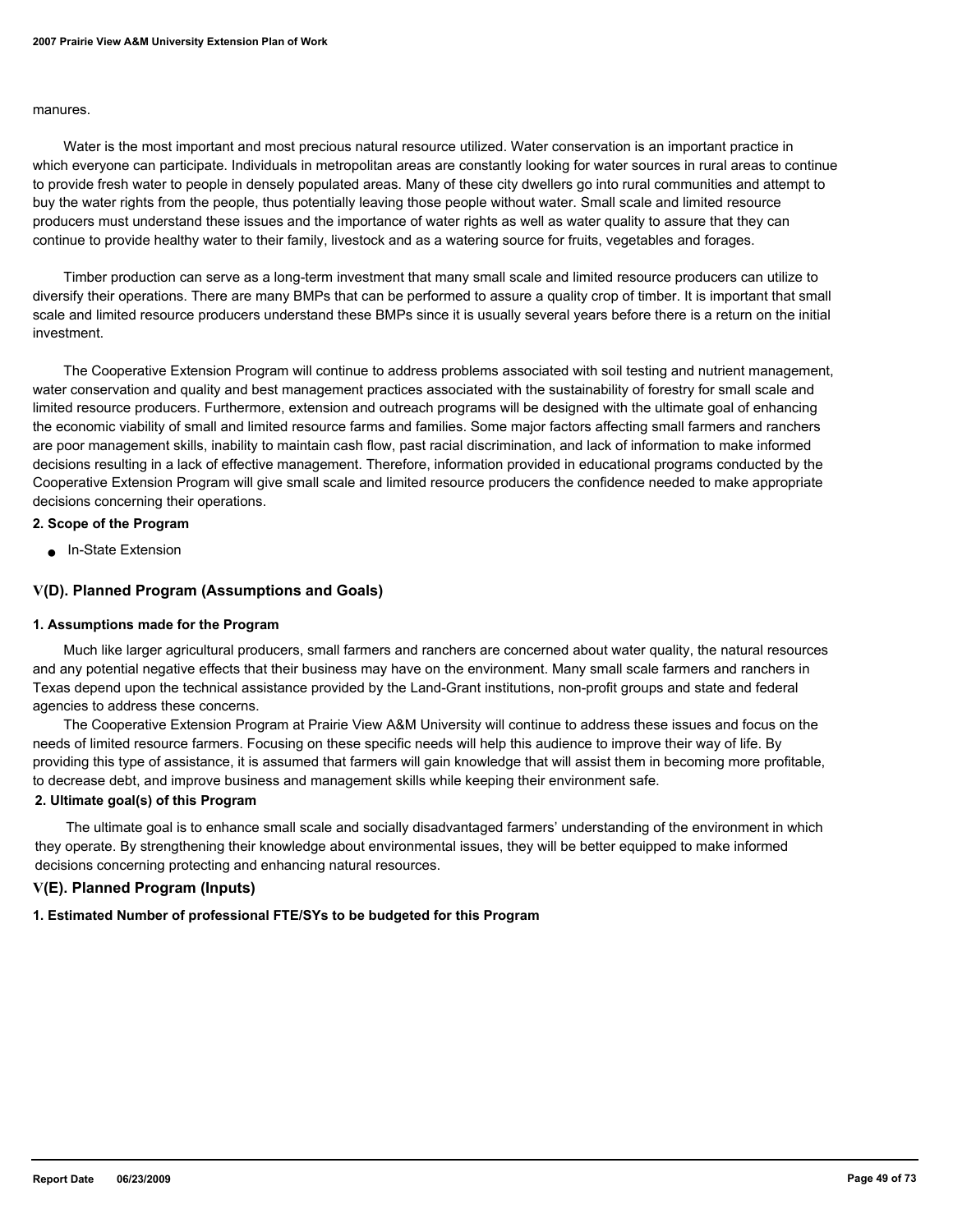manures.

Water is the most important and most precious natural resource utilized. Water conservation is an important practice in which everyone can participate. Individuals in metropolitan areas are constantly looking for water sources in rural areas to continue to provide fresh water to people in densely populated areas. Many of these city dwellers go into rural communities and attempt to buy the water rights from the people, thus potentially leaving those people without water. Small scale and limited resource producers must understand these issues and the importance of water rights as well as water quality to assure that they can continue to provide healthy water to their family, livestock and as a watering source for fruits, vegetables and forages.

Timber production can serve as a long-term investment that many small scale and limited resource producers can utilize to diversify their operations. There are many BMPs that can be performed to assure a quality crop of timber. It is important that small scale and limited resource producers understand these BMPs since it is usually several years before there is a return on the initial investment.

The Cooperative Extension Program will continue to address problems associated with soil testing and nutrient management, water conservation and quality and best management practices associated with the sustainability of forestry for small scale and limited resource producers. Furthermore, extension and outreach programs will be designed with the ultimate goal of enhancing the economic viability of small and limited resource farms and families. Some major factors affecting small farmers and ranchers are poor management skills, inability to maintain cash flow, past racial discrimination, and lack of information to make informed decisions resulting in a lack of effective management. Therefore, information provided in educational programs conducted by the Cooperative Extension Program will give small scale and limited resource producers the confidence needed to make appropriate decisions concerning their operations.

**2. Scope of the Program**

- In-State Extension

## V(D). Planned Program (Assumptions and Goals)

**1. Assumptions made for the Program**

Much like larger agricultural producers, small farmers and ranchers are concerned about water quality, the natural resources and any potential negative effects that their business may have on the environment. Many small scale farmers and ranchers in Texas depend upon the technical assistance provided by the Land-Grant institutions, non-profit groups and state and federal agencies to address these concerns.

The Cooperative Extension Program at Prairie View A&M University will continue to address these issues and focus on the needs of limited resource farmers. Focusing on these specific needs will help this audience to improve their way of life. By providing this type of assistance, it is assumed that farmers will gain knowledge that will assist them in becoming more profitable, to decrease debt, and improve business and management skills while keeping their environment safe.

**2. Ultimate goal(s) of this Program**

The ultimate goal is to enhance small scale and socially disadvantaged farmers' understanding of the environment in which they operate. By strengthening their knowledge about environmental issues, they will be better equipped to make informed decisions concerning protecting and enhancing natural resources.

## V(E). Planned Program (Inputs)

**1. Estimated Number of professional FTE/SYs to be budgeted for this Program**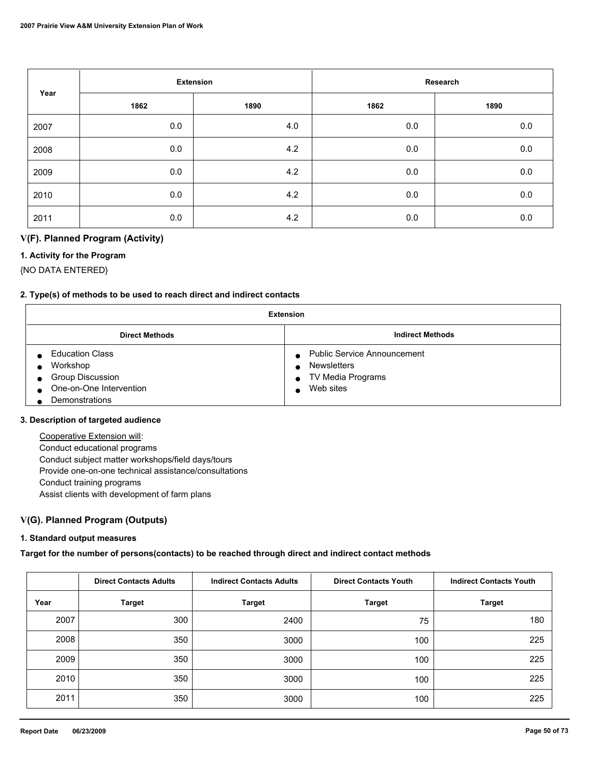| Year | Extension | | Research | |
|---|---|---|---|---|
| | 1862 | 1890 | 1862 | 1890 |
| 2007 | 0.0 | 4.0 | 0.0 | 0.0 |
| 2008 | 0.0 | 4.2 | 0.0 | 0.0 |
| 2009 | 0.0 | 4.2 | 0.0 | 0.0 |
| 2010 | 0.0 | 4.2 | 0.0 | 0.0 |
| 2011 | 0.0 | 4.2 | 0.0 | 0.0 |

### V(F). Planned Program (Activity)

#### 1. Activity for the Program

{NO DATA ENTERED}

#### 2. Type(s) of methods to be used to reach direct and indirect contacts

| Extension | |
|---|---|
| **Direct Methods** | **Indirect Methods** |
| • Education Class<br>• Workshop<br>• Group Discussion<br>• One-on-One Intervention<br>• Demonstrations | • Public Service Announcement<br>• Newsletters<br>• TV Media Programs<br>• Web sites |

#### 3. Description of targeted audience

Cooperative Extension will:
Conduct educational programs
Conduct subject matter workshops/field days/tours
Provide one-on-one technical assistance/consultations
Conduct training programs
Assist clients with development of farm plans

### V(G). Planned Program (Outputs)

#### 1. Standard output measures

**Target for the number of persons(contacts) to be reached through direct and indirect contact methods**

| | Direct Contacts Adults | Indirect Contacts Adults | Direct Contacts Youth | Indirect Contacts Youth |
|---|---|---|---|---|
| Year | Target | Target | Target | Target |
| 2007 | 300 | 2400 | 75 | 180 |
| 2008 | 350 | 3000 | 100 | 225 |
| 2009 | 350 | 3000 | 100 | 225 |
| 2010 | 350 | 3000 | 100 | 225 |
| 2011 | 350 | 3000 | 100 | 225 |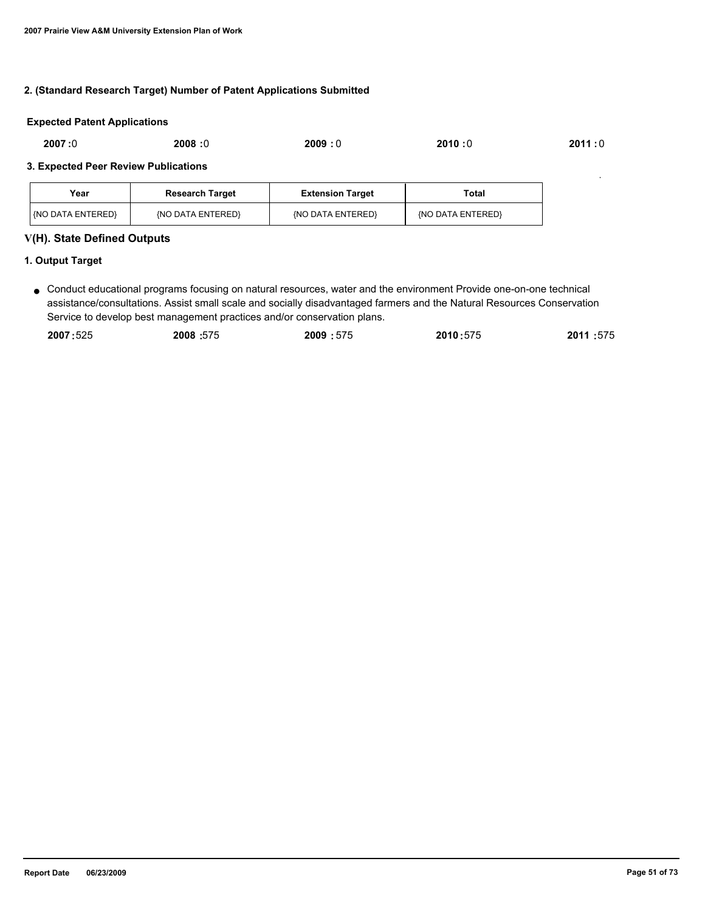### 2. (Standard Research Target) Number of Patent Applications Submitted

**Expected Patent Applications**

**2007 :**0 **2008 :**0 **2009 :** 0 **2010 :**0 **2011 :** 0

### 3. Expected Peer Review Publications

| Year | Research Target | Extension Target | Total |
|---|---|---|---|
| {NO DATA ENTERED} | {NO DATA ENTERED} | {NO DATA ENTERED} | {NO DATA ENTERED} |

## V(H). State Defined Outputs

### 1. Output Target

- Conduct educational programs focusing on natural resources, water and the environment Provide one-on-one technical assistance/consultations. Assist small scale and socially disadvantaged farmers and the Natural Resources Conservation Service to develop best management practices and/or conservation plans.

  **2007 :**525 **2008 :**575 **2009 :** 575 **2010 :**575 **2011 :**575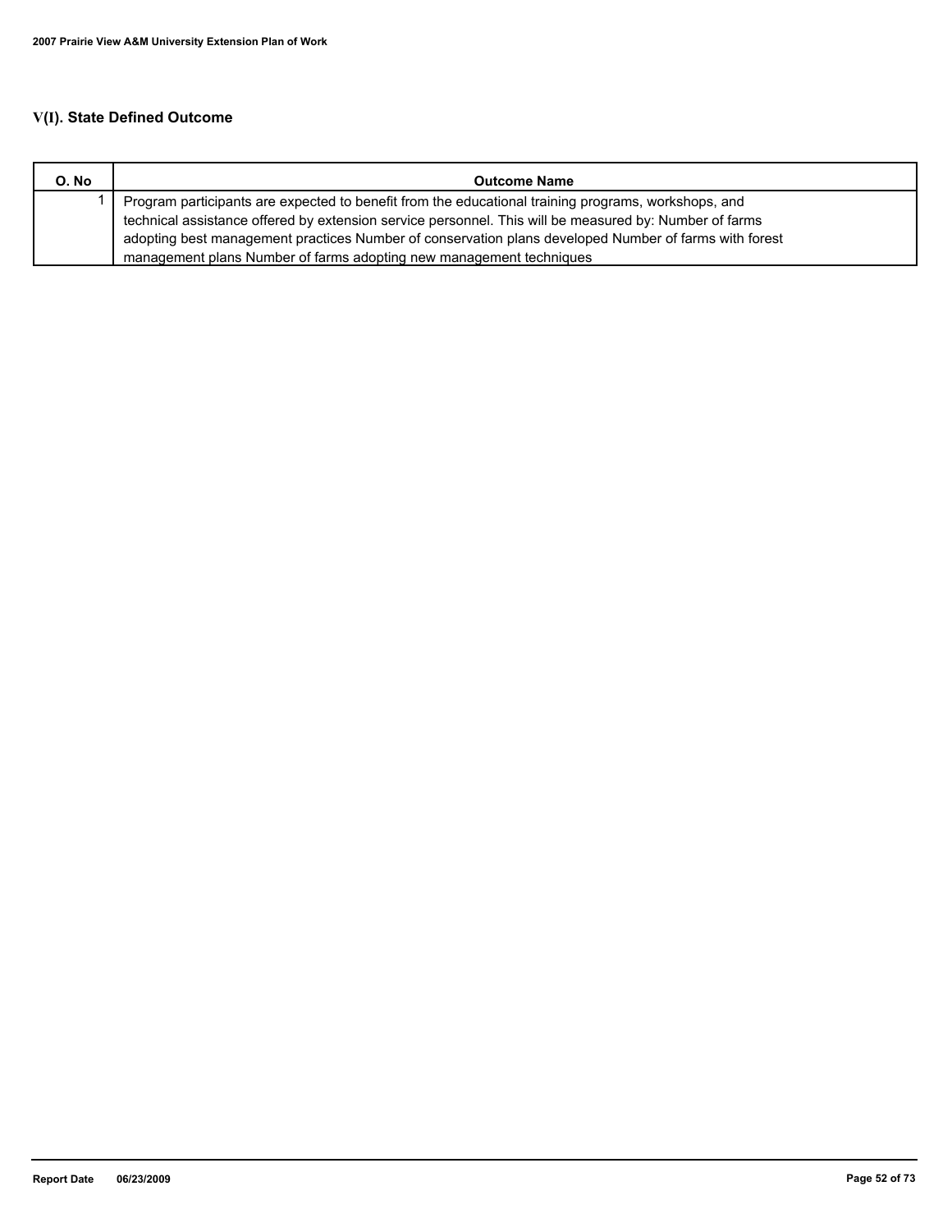## V(I). State Defined Outcome

| O. No | Outcome Name |
|---|---|
| 1 | Program participants are expected to benefit from the educational training programs, workshops, and technical assistance offered by extension service personnel. This will be measured by: Number of farms adopting best management practices Number of conservation plans developed Number of farms with forest management plans Number of farms adopting new management techniques |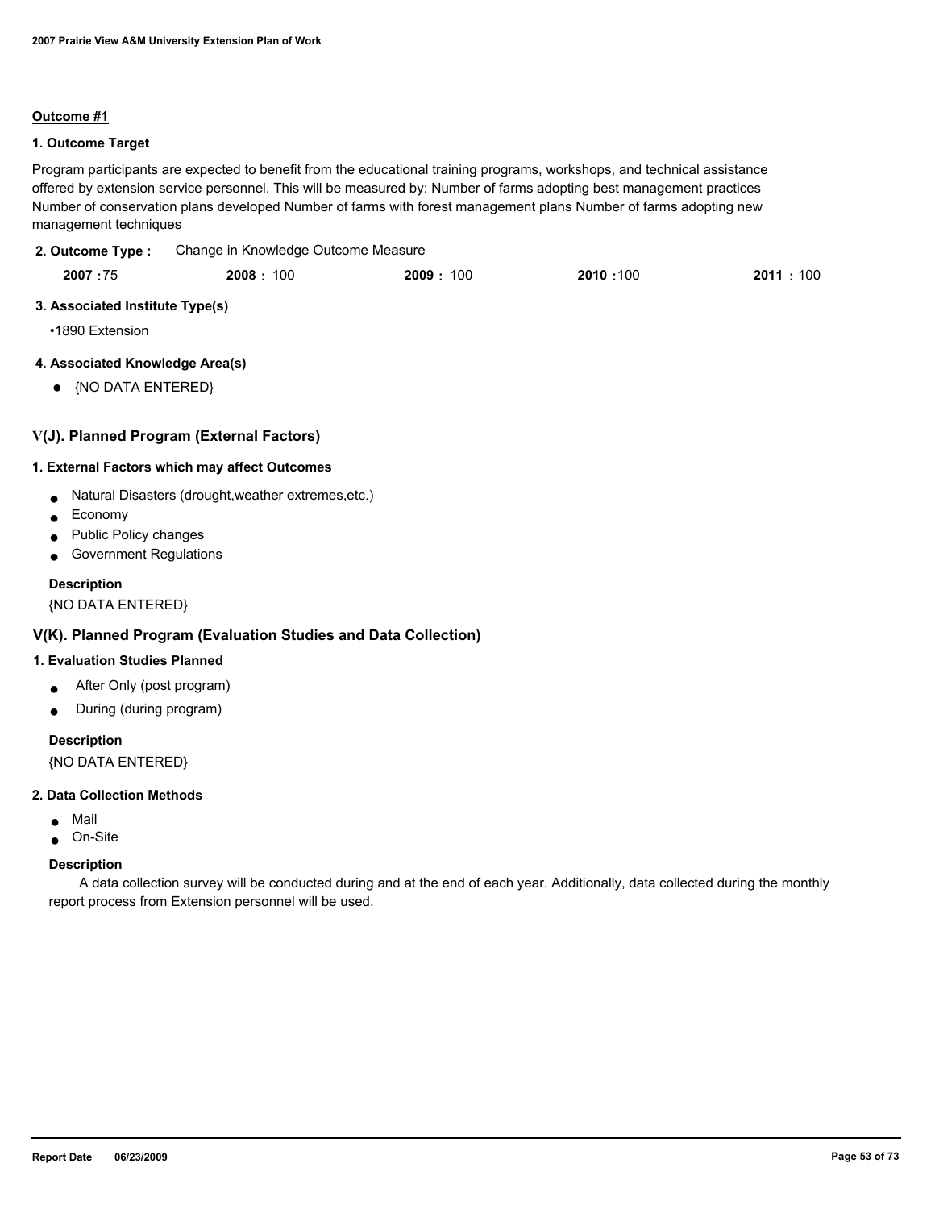**Outcome #1**

**1. Outcome Target**

Program participants are expected to benefit from the educational training programs, workshops, and technical assistance offered by extension service personnel. This will be measured by: Number of farms adopting best management practices Number of conservation plans developed Number of farms with forest management plans Number of farms adopting new management techniques

**2. Outcome Type :** Change in Knowledge Outcome Measure

| 2007 | 2008 | 2009 | 2010 | 2011 |
|---|---|---|---|---|
| 75 | 100 | 100 | 100 | 100 |

**3. Associated Institute Type(s)**

- 1890 Extension

**4. Associated Knowledge Area(s)**

- {NO DATA ENTERED}

## V(J). Planned Program (External Factors)

**1. External Factors which may affect Outcomes**

- Natural Disasters (drought,weather extremes,etc.)
- Economy
- Public Policy changes
- Government Regulations

**Description**

{NO DATA ENTERED}

## V(K). Planned Program (Evaluation Studies and Data Collection)

**1. Evaluation Studies Planned**

- After Only (post program)
- During (during program)

**Description**

{NO DATA ENTERED}

**2. Data Collection Methods**

- Mail
- On-Site

**Description**

A data collection survey will be conducted during and at the end of each year. Additionally, data collected during the monthly report process from Extension personnel will be used.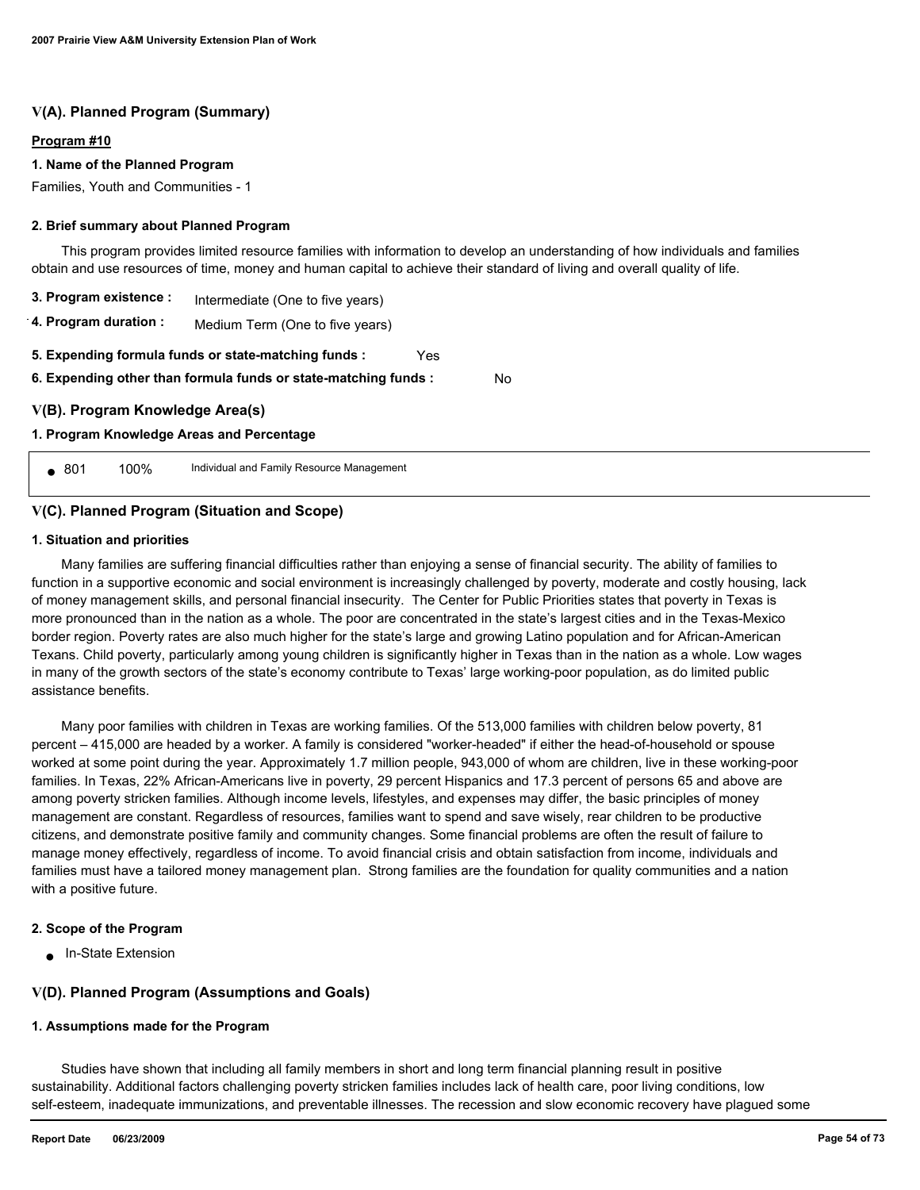## V(A). Planned Program (Summary)

**Program #10**

**1. Name of the Planned Program**

Families, Youth and Communities - 1

**2. Brief summary about Planned Program**

This program provides limited resource families with information to develop an understanding of how individuals and families obtain and use resources of time, money and human capital to achieve their standard of living and overall quality of life.

**3. Program existence :** Intermediate (One to five years)

**4. Program duration :** Medium Term (One to five years)

**5. Expending formula funds or state-matching funds :** Yes

**6. Expending other than formula funds or state-matching funds :** No

## V(B). Program Knowledge Area(s)

**1. Program Knowledge Areas and Percentage**

| KA | Percentage | Description |
|---|---|---|
| 801 | 100% | Individual and Family Resource Management |

## V(C). Planned Program (Situation and Scope)

**1. Situation and priorities**

Many families are suffering financial difficulties rather than enjoying a sense of financial security. The ability of families to function in a supportive economic and social environment is increasingly challenged by poverty, moderate and costly housing, lack of money management skills, and personal financial insecurity. The Center for Public Priorities states that poverty in Texas is more pronounced than in the nation as a whole. The poor are concentrated in the state's largest cities and in the Texas-Mexico border region. Poverty rates are also much higher for the state's large and growing Latino population and for African-American Texans. Child poverty, particularly among young children is significantly higher in Texas than in the nation as a whole. Low wages in many of the growth sectors of the state's economy contribute to Texas' large working-poor population, as do limited public assistance benefits.

Many poor families with children in Texas are working families. Of the 513,000 families with children below poverty, 81 percent – 415,000 are headed by a worker. A family is considered "worker-headed" if either the head-of-household or spouse worked at some point during the year. Approximately 1.7 million people, 943,000 of whom are children, live in these working-poor families. In Texas, 22% African-Americans live in poverty, 29 percent Hispanics and 17.3 percent of persons 65 and above are among poverty stricken families. Although income levels, lifestyles, and expenses may differ, the basic principles of money management are constant. Regardless of resources, families want to spend and save wisely, rear children to be productive citizens, and demonstrate positive family and community changes. Some financial problems are often the result of failure to manage money effectively, regardless of income. To avoid financial crisis and obtain satisfaction from income, individuals and families must have a tailored money management plan. Strong families are the foundation for quality communities and a nation with a positive future.

**2. Scope of the Program**

- In-State Extension

## V(D). Planned Program (Assumptions and Goals)

**1. Assumptions made for the Program**

Studies have shown that including all family members in short and long term financial planning result in positive sustainability. Additional factors challenging poverty stricken families includes lack of health care, poor living conditions, low self-esteem, inadequate immunizations, and preventable illnesses. The recession and slow economic recovery have plagued some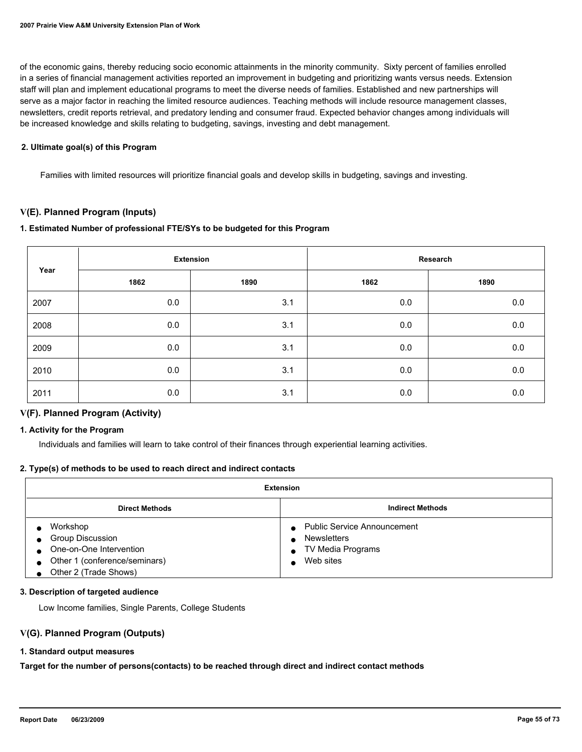of the economic gains, thereby reducing socio economic attainments in the minority community. Sixty percent of families enrolled in a series of financial management activities reported an improvement in budgeting and prioritizing wants versus needs. Extension staff will plan and implement educational programs to meet the diverse needs of families. Established and new partnerships will serve as a major factor in reaching the limited resource audiences. Teaching methods will include resource management classes, newsletters, credit reports retrieval, and predatory lending and consumer fraud. Expected behavior changes among individuals will be increased knowledge and skills relating to budgeting, savings, investing and debt management.

**2. Ultimate goal(s) of this Program**

Families with limited resources will prioritize financial goals and develop skills in budgeting, savings and investing.

## V(E). Planned Program (Inputs)

**1. Estimated Number of professional FTE/SYs to be budgeted for this Program**

| Year | Extension | | Research | |
|---|---|---|---|---|
| | 1862 | 1890 | 1862 | 1890 |
| 2007 | 0.0 | 3.1 | 0.0 | 0.0 |
| 2008 | 0.0 | 3.1 | 0.0 | 0.0 |
| 2009 | 0.0 | 3.1 | 0.0 | 0.0 |
| 2010 | 0.0 | 3.1 | 0.0 | 0.0 |
| 2011 | 0.0 | 3.1 | 0.0 | 0.0 |

## V(F). Planned Program (Activity)

**1. Activity for the Program**

Individuals and families will learn to take control of their finances through experiential learning activities.

**2. Type(s) of methods to be used to reach direct and indirect contacts**

| Extension | |
|---|---|
| **Direct Methods** | **Indirect Methods** |
| • Workshop<br>• Group Discussion<br>• One-on-One Intervention<br>• Other 1 (conference/seminars)<br>• Other 2 (Trade Shows) | • Public Service Announcement<br>• Newsletters<br>• TV Media Programs<br>• Web sites |

**3. Description of targeted audience**

Low Income families, Single Parents, College Students

## V(G). Planned Program (Outputs)

**1. Standard output measures**

**Target for the number of persons(contacts) to be reached through direct and indirect contact methods**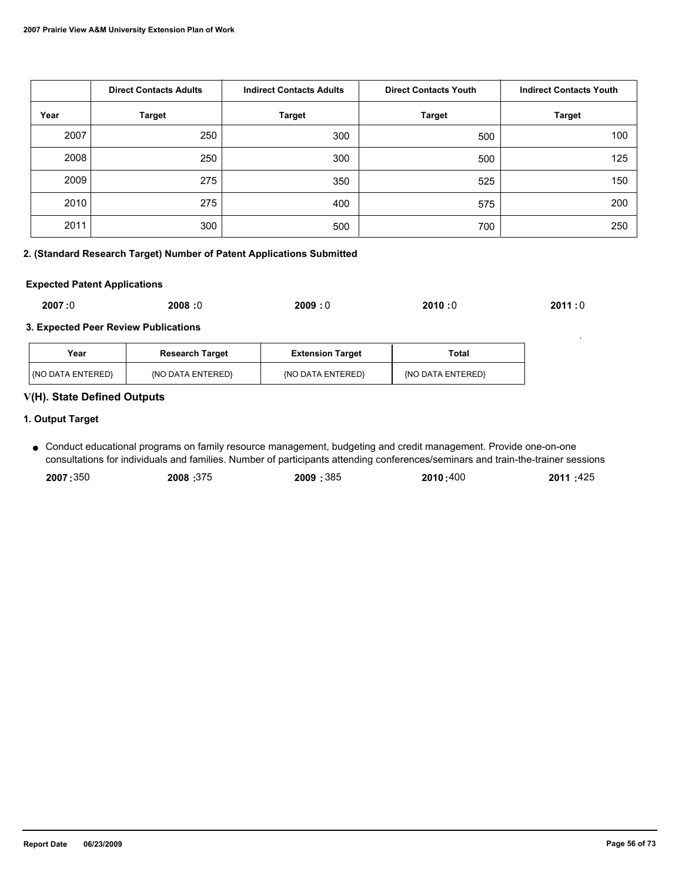| | Direct Contacts Adults | Indirect Contacts Adults | Direct Contacts Youth | Indirect Contacts Youth |
|---|---|---|---|---|
| Year | Target | Target | Target | Target |
| 2007 | 250 | 300 | 500 | 100 |
| 2008 | 250 | 300 | 500 | 125 |
| 2009 | 275 | 350 | 525 | 150 |
| 2010 | 275 | 400 | 575 | 200 |
| 2011 | 300 | 500 | 700 | 250 |

**2. (Standard Research Target) Number of Patent Applications Submitted**

**Expected Patent Applications**

**2007 :**0 **2008 :**0 **2009 :** 0 **2010 :**0 **2011 :** 0

**3. Expected Peer Review Publications**

| Year | Research Target | Extension Target | Total |
|---|---|---|---|
| {NO DATA ENTERED} | {NO DATA ENTERED} | {NO DATA ENTERED} | {NO DATA ENTERED} |

## V(H). State Defined Outputs

**1. Output Target**

- Conduct educational programs on family resource management, budgeting and credit management. Provide one-on-one consultations for individuals and families. Number of participants attending conferences/seminars and train-the-trainer sessions

  **2007 :**350 **2008 :**375 **2009 :** 385 **2010 :**400 **2011 :**425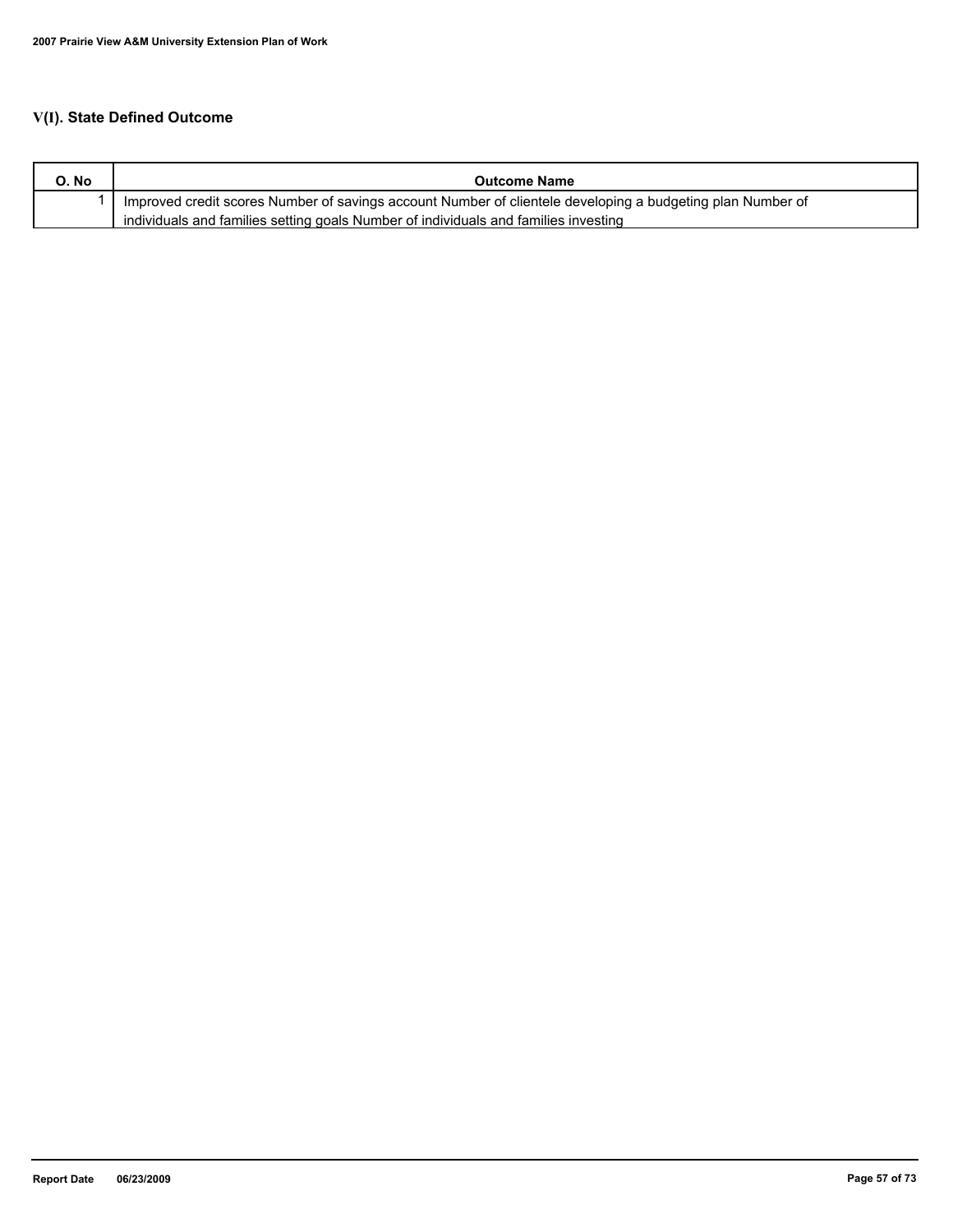## V(I). State Defined Outcome

| O. No | Outcome Name |
| --- | --- |
| 1 | Improved credit scores Number of savings account Number of clientele developing a budgeting plan Number of individuals and families setting goals Number of individuals and families investing |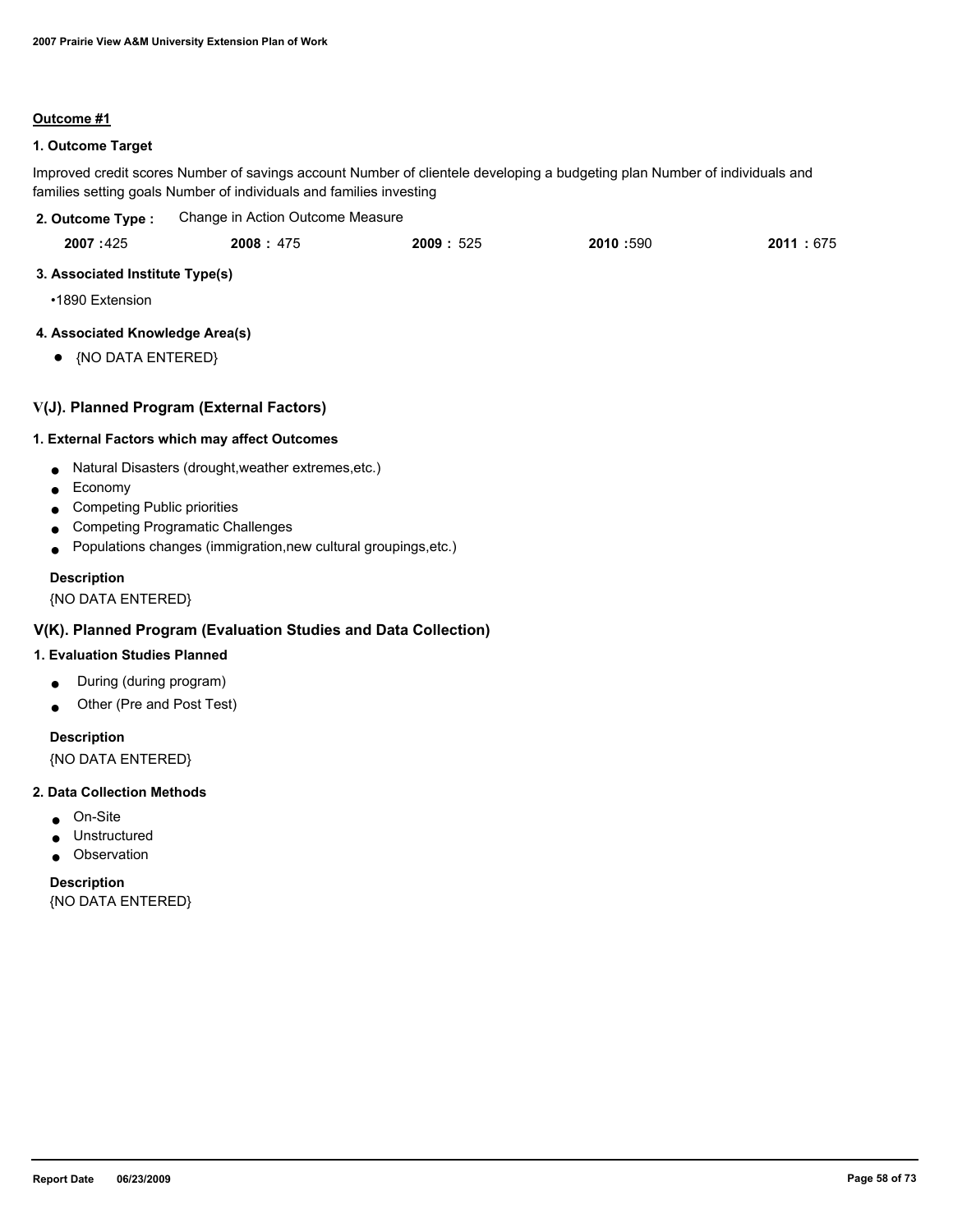**Outcome #1**

**1. Outcome Target**

Improved credit scores Number of savings account Number of clientele developing a budgeting plan Number of individuals and families setting goals Number of individuals and families investing

**2. Outcome Type :** Change in Action Outcome Measure

| **2007 :** 425 | **2008 :** 475 | **2009 :** 525 | **2010 :** 590 | **2011 :** 675 |
|---|---|---|---|---|

**3. Associated Institute Type(s)**

- 1890 Extension

**4. Associated Knowledge Area(s)**

- {NO DATA ENTERED}

## V(J). Planned Program (External Factors)

**1. External Factors which may affect Outcomes**

- Natural Disasters (drought,weather extremes,etc.)
- Economy
- Competing Public priorities
- Competing Programatic Challenges
- Populations changes (immigration,new cultural groupings,etc.)

**Description**

{NO DATA ENTERED}

## V(K). Planned Program (Evaluation Studies and Data Collection)

**1. Evaluation Studies Planned**

- During (during program)
- Other (Pre and Post Test)

**Description**

{NO DATA ENTERED}

**2. Data Collection Methods**

- On-Site
- Unstructured
- Observation

**Description**

{NO DATA ENTERED}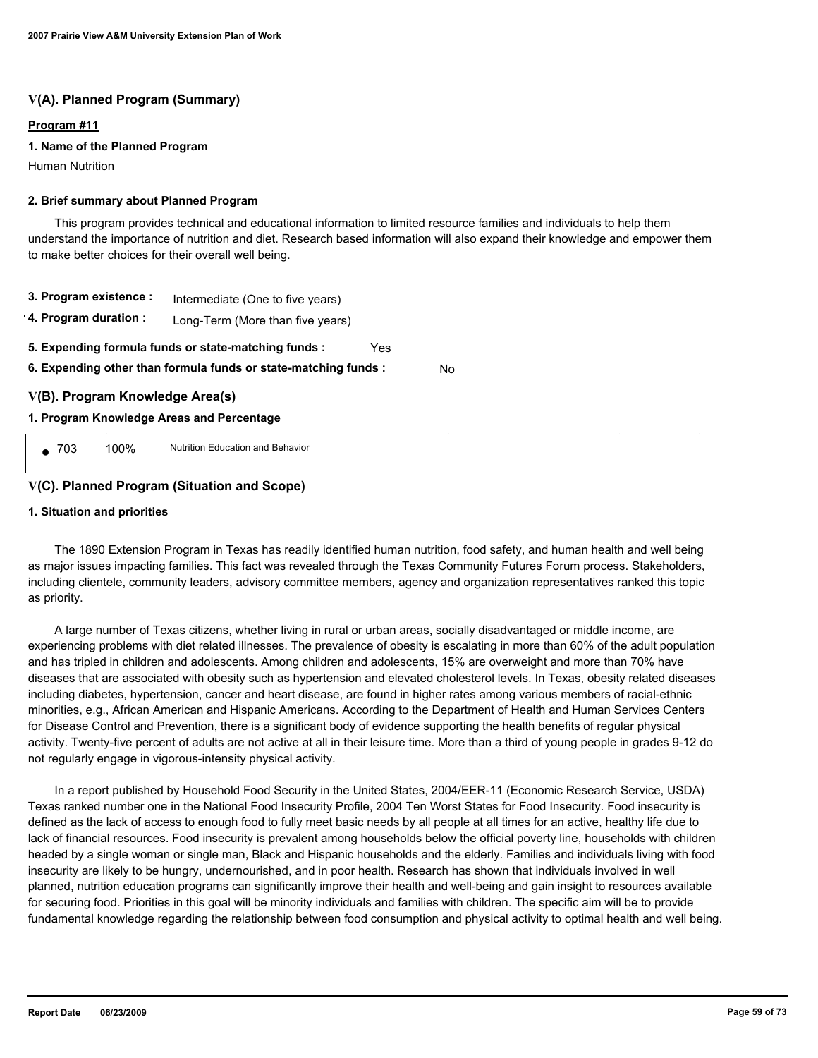## V(A). Planned Program (Summary)

**Program #11**

**1. Name of the Planned Program**

Human Nutrition

**2. Brief summary about Planned Program**

This program provides technical and educational information to limited resource families and individuals to help them understand the importance of nutrition and diet. Research based information will also expand their knowledge and empower them to make better choices for their overall well being.

**3. Program existence :** Intermediate (One to five years)

**4. Program duration :** Long-Term (More than five years)

**5. Expending formula funds or state-matching funds :** Yes

**6. Expending other than formula funds or state-matching funds :** No

## V(B). Program Knowledge Area(s)

**1. Program Knowledge Areas and Percentage**

- 703 100% Nutrition Education and Behavior

## V(C). Planned Program (Situation and Scope)

**1. Situation and priorities**

The 1890 Extension Program in Texas has readily identified human nutrition, food safety, and human health and well being as major issues impacting families. This fact was revealed through the Texas Community Futures Forum process. Stakeholders, including clientele, community leaders, advisory committee members, agency and organization representatives ranked this topic as priority.

A large number of Texas citizens, whether living in rural or urban areas, socially disadvantaged or middle income, are experiencing problems with diet related illnesses. The prevalence of obesity is escalating in more than 60% of the adult population and has tripled in children and adolescents. Among children and adolescents, 15% are overweight and more than 70% have diseases that are associated with obesity such as hypertension and elevated cholesterol levels. In Texas, obesity related diseases including diabetes, hypertension, cancer and heart disease, are found in higher rates among various members of racial-ethnic minorities, e.g., African American and Hispanic Americans. According to the Department of Health and Human Services Centers for Disease Control and Prevention, there is a significant body of evidence supporting the health benefits of regular physical activity. Twenty-five percent of adults are not active at all in their leisure time. More than a third of young people in grades 9-12 do not regularly engage in vigorous-intensity physical activity.

In a report published by Household Food Security in the United States, 2004/EER-11 (Economic Research Service, USDA) Texas ranked number one in the National Food Insecurity Profile, 2004 Ten Worst States for Food Insecurity. Food insecurity is defined as the lack of access to enough food to fully meet basic needs by all people at all times for an active, healthy life due to lack of financial resources. Food insecurity is prevalent among households below the official poverty line, households with children headed by a single woman or single man, Black and Hispanic households and the elderly. Families and individuals living with food insecurity are likely to be hungry, undernourished, and in poor health. Research has shown that individuals involved in well planned, nutrition education programs can significantly improve their health and well-being and gain insight to resources available for securing food. Priorities in this goal will be minority individuals and families with children. The specific aim will be to provide fundamental knowledge regarding the relationship between food consumption and physical activity to optimal health and well being.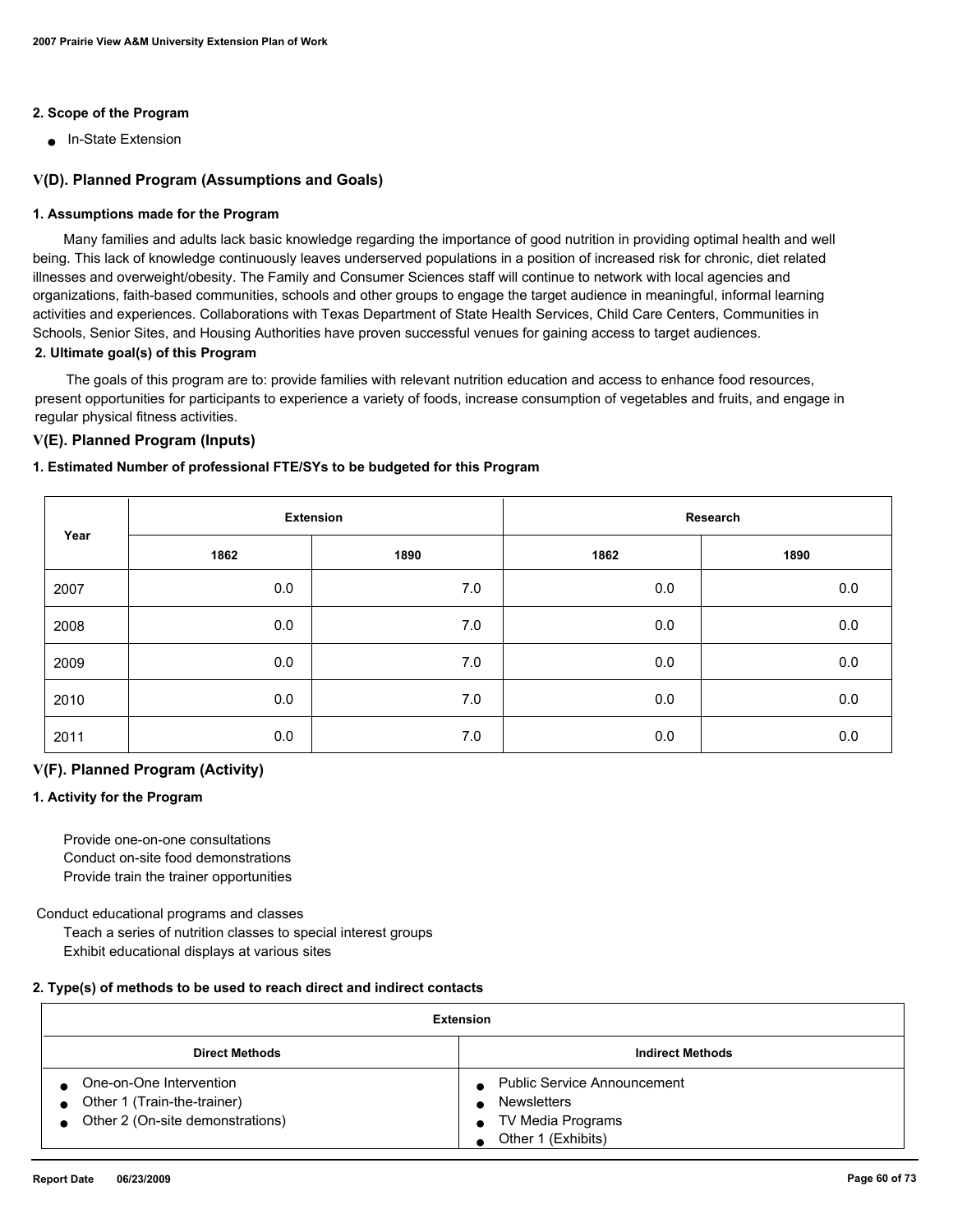**2. Scope of the Program**

- In-State Extension

## V(D). Planned Program (Assumptions and Goals)

**1. Assumptions made for the Program**

Many families and adults lack basic knowledge regarding the importance of good nutrition in providing optimal health and well being. This lack of knowledge continuously leaves underserved populations in a position of increased risk for chronic, diet related illnesses and overweight/obesity. The Family and Consumer Sciences staff will continue to network with local agencies and organizations, faith-based communities, schools and other groups to engage the target audience in meaningful, informal learning activities and experiences. Collaborations with Texas Department of State Health Services, Child Care Centers, Communities in Schools, Senior Sites, and Housing Authorities have proven successful venues for gaining access to target audiences.

**2. Ultimate goal(s) of this Program**

The goals of this program are to: provide families with relevant nutrition education and access to enhance food resources, present opportunities for participants to experience a variety of foods, increase consumption of vegetables and fruits, and engage in regular physical fitness activities.

## V(E). Planned Program (Inputs)

**1. Estimated Number of professional FTE/SYs to be budgeted for this Program**

| Year | Extension | | Research | |
|---|---|---|---|---|
| | 1862 | 1890 | 1862 | 1890 |
| 2007 | 0.0 | 7.0 | 0.0 | 0.0 |
| 2008 | 0.0 | 7.0 | 0.0 | 0.0 |
| 2009 | 0.0 | 7.0 | 0.0 | 0.0 |
| 2010 | 0.0 | 7.0 | 0.0 | 0.0 |
| 2011 | 0.0 | 7.0 | 0.0 | 0.0 |

## V(F). Planned Program (Activity)

**1. Activity for the Program**

Provide one-on-one consultations
Conduct on-site food demonstrations
Provide train the trainer opportunities

Conduct educational programs and classes
Teach a series of nutrition classes to special interest groups
Exhibit educational displays at various sites

**2. Type(s) of methods to be used to reach direct and indirect contacts**

| Extension | |
|---|---|
| **Direct Methods** | **Indirect Methods** |
| • One-on-One Intervention<br>• Other 1 (Train-the-trainer)<br>• Other 2 (On-site demonstrations) | • Public Service Announcement<br>• Newsletters<br>• TV Media Programs<br>• Other 1 (Exhibits) |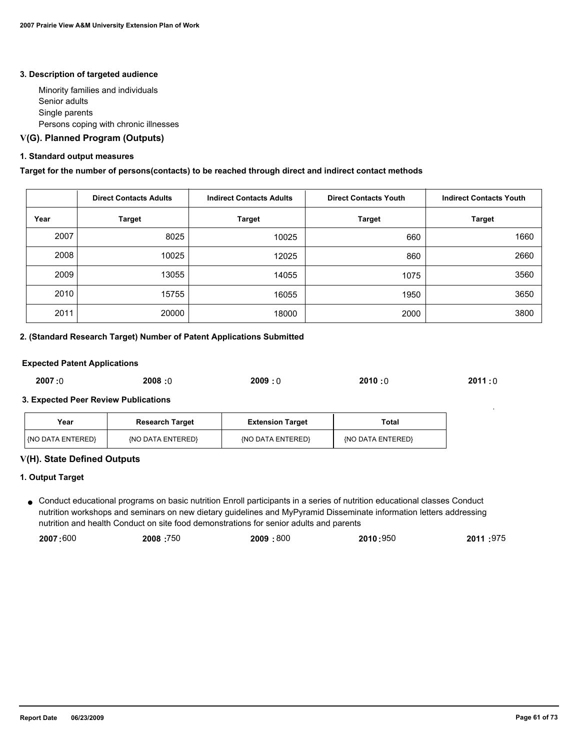### 3. Description of targeted audience

Minority families and individuals
Senior adults
Single parents
Persons coping with chronic illnesses

## V(G). Planned Program (Outputs)

### 1. Standard output measures

**Target for the number of persons(contacts) to be reached through direct and indirect contact methods**

| | Direct Contacts Adults | Indirect Contacts Adults | Direct Contacts Youth | Indirect Contacts Youth |
|---|---|---|---|---|
| **Year** | **Target** | **Target** | **Target** | **Target** |
| 2007 | 8025 | 10025 | 660 | 1660 |
| 2008 | 10025 | 12025 | 860 | 2660 |
| 2009 | 13055 | 14055 | 1075 | 3560 |
| 2010 | 15755 | 16055 | 1950 | 3650 |
| 2011 | 20000 | 18000 | 2000 | 3800 |

### 2. (Standard Research Target) Number of Patent Applications Submitted

**Expected Patent Applications**

**2007 :** 0 **2008 :** 0 **2009 :** 0 **2010 :** 0 **2011 :** 0

### 3. Expected Peer Review Publications

| Year | Research Target | Extension Target | Total |
|---|---|---|---|
| {NO DATA ENTERED} | {NO DATA ENTERED} | {NO DATA ENTERED} | {NO DATA ENTERED} |

## V(H). State Defined Outputs

### 1. Output Target

- Conduct educational programs on basic nutrition Enroll participants in a series of nutrition educational classes Conduct nutrition workshops and seminars on new dietary guidelines and MyPyramid Disseminate information letters addressing nutrition and health Conduct on site food demonstrations for senior adults and parents

  **2007 :** 600 **2008 :** 750 **2009 :** 800 **2010 :** 950 **2011 :** 975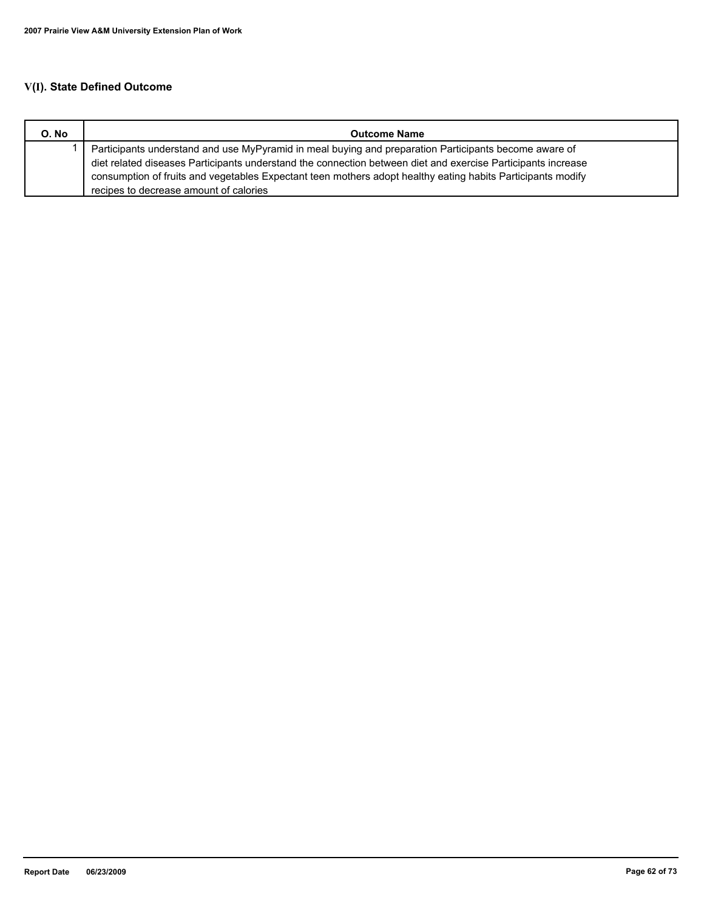## V(I). State Defined Outcome

| O. No | Outcome Name |
| --- | --- |
| 1 | Participants understand and use MyPyramid in meal buying and preparation Participants become aware of diet related diseases Participants understand the connection between diet and exercise Participants increase consumption of fruits and vegetables Expectant teen mothers adopt healthy eating habits Participants modify recipes to decrease amount of calories |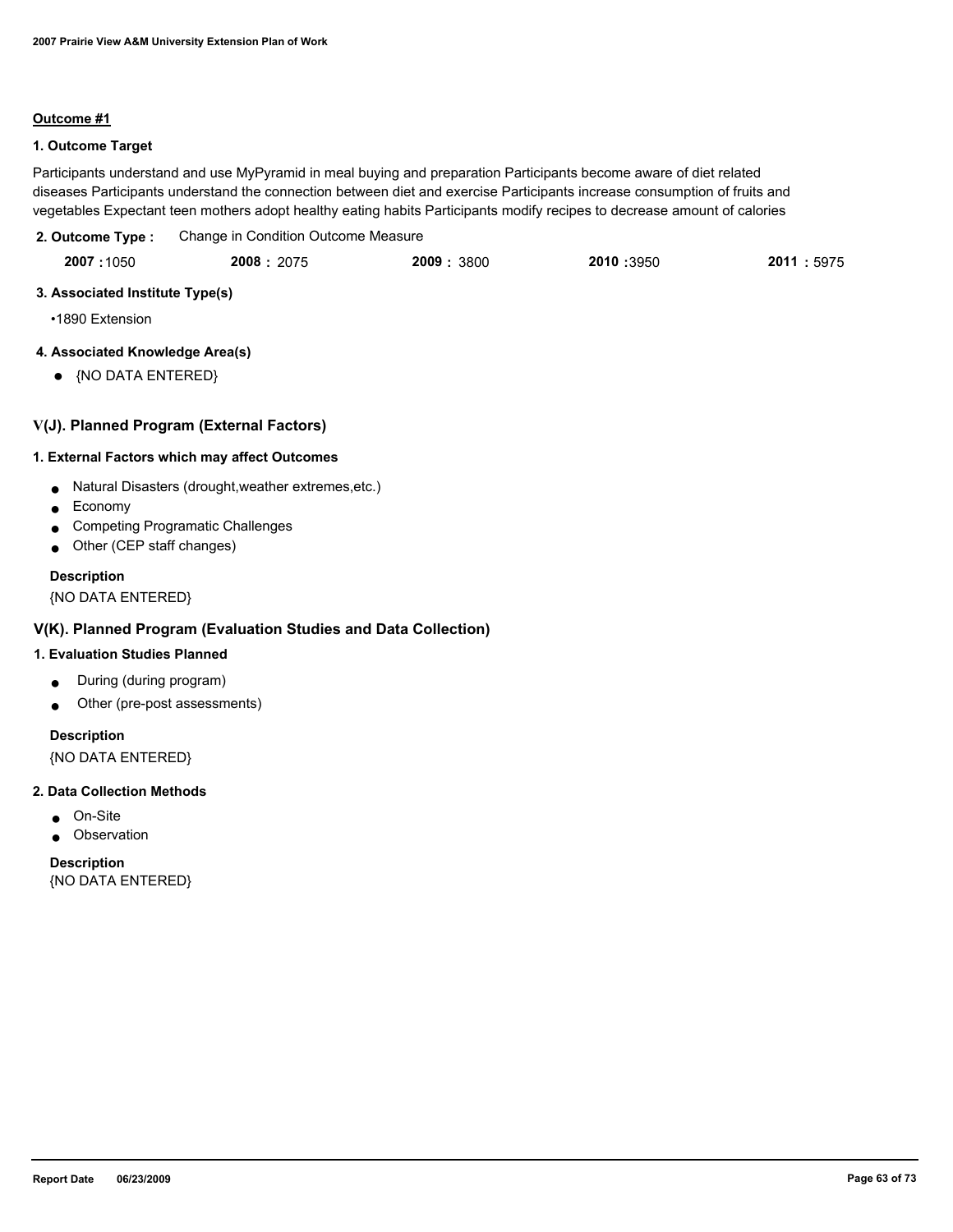**Outcome #1**

**1. Outcome Target**

Participants understand and use MyPyramid in meal buying and preparation Participants become aware of diet related diseases Participants understand the connection between diet and exercise Participants increase consumption of fruits and vegetables Expectant teen mothers adopt healthy eating habits Participants modify recipes to decrease amount of calories

**2. Outcome Type :** Change in Condition Outcome Measure

| 2007 : 1050 | 2008 : 2075 | 2009 : 3800 | 2010 : 3950 | 2011 : 5975 |
|---|---|---|---|---|

**3. Associated Institute Type(s)**

- 1890 Extension

**4. Associated Knowledge Area(s)**

- {NO DATA ENTERED}

## V(J). Planned Program (External Factors)

**1. External Factors which may affect Outcomes**

- Natural Disasters (drought,weather extremes,etc.)
- Economy
- Competing Programatic Challenges
- Other (CEP staff changes)

**Description**

{NO DATA ENTERED}

## V(K). Planned Program (Evaluation Studies and Data Collection)

**1. Evaluation Studies Planned**

- During (during program)
- Other (pre-post assessments)

**Description**

{NO DATA ENTERED}

**2. Data Collection Methods**

- On-Site
- Observation

**Description**

{NO DATA ENTERED}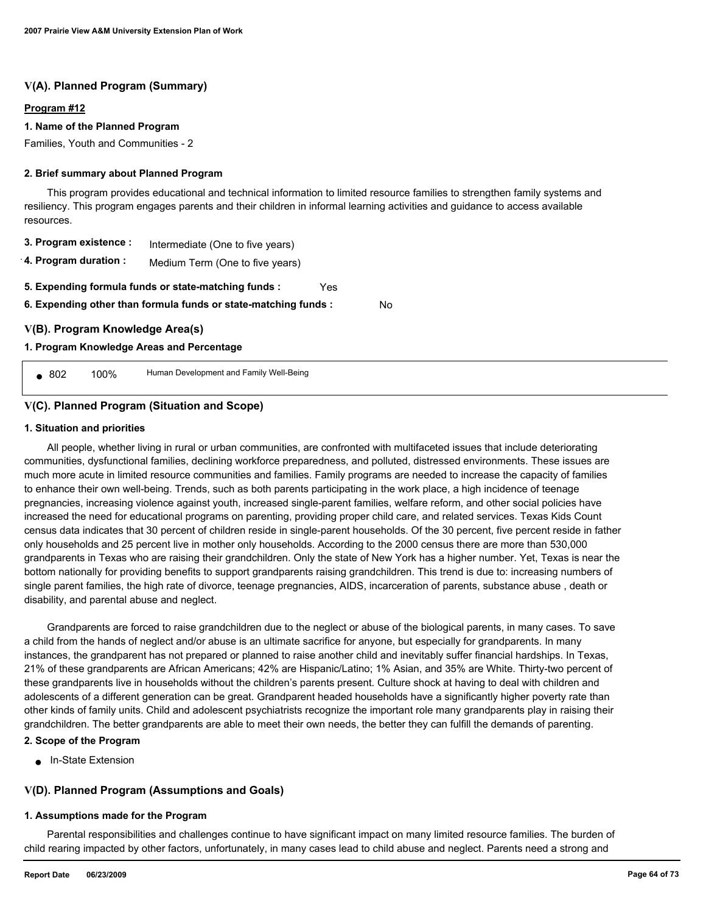## V(A). Planned Program (Summary)

**Program #12**

**1. Name of the Planned Program**

Families, Youth and Communities - 2

**2. Brief summary about Planned Program**

This program provides educational and technical information to limited resource families to strengthen family systems and resiliency. This program engages parents and their children in informal learning activities and guidance to access available resources.

**3. Program existence :** Intermediate (One to five years)

**4. Program duration :** Medium Term (One to five years)

**5. Expending formula funds or state-matching funds :** Yes

**6. Expending other than formula funds or state-matching funds :** No

## V(B). Program Knowledge Area(s)

**1. Program Knowledge Areas and Percentage**

| | | |
|---|---|---|
| ● 802 | 100% | Human Development and Family Well-Being |

## V(C). Planned Program (Situation and Scope)

**1. Situation and priorities**

All people, whether living in rural or urban communities, are confronted with multifaceted issues that include deteriorating communities, dysfunctional families, declining workforce preparedness, and polluted, distressed environments. These issues are much more acute in limited resource communities and families. Family programs are needed to increase the capacity of families to enhance their own well-being. Trends, such as both parents participating in the work place, a high incidence of teenage pregnancies, increasing violence against youth, increased single-parent families, welfare reform, and other social policies have increased the need for educational programs on parenting, providing proper child care, and related services. Texas Kids Count census data indicates that 30 percent of children reside in single-parent households. Of the 30 percent, five percent reside in father only households and 25 percent live in mother only households. According to the 2000 census there are more than 530,000 grandparents in Texas who are raising their grandchildren. Only the state of New York has a higher number. Yet, Texas is near the bottom nationally for providing benefits to support grandparents raising grandchildren. This trend is due to: increasing numbers of single parent families, the high rate of divorce, teenage pregnancies, AIDS, incarceration of parents, substance abuse , death or disability, and parental abuse and neglect.

Grandparents are forced to raise grandchildren due to the neglect or abuse of the biological parents, in many cases. To save a child from the hands of neglect and/or abuse is an ultimate sacrifice for anyone, but especially for grandparents. In many instances, the grandparent has not prepared or planned to raise another child and inevitably suffer financial hardships. In Texas, 21% of these grandparents are African Americans; 42% are Hispanic/Latino; 1% Asian, and 35% are White. Thirty-two percent of these grandparents live in households without the children's parents present. Culture shock at having to deal with children and adolescents of a different generation can be great. Grandparent headed households have a significantly higher poverty rate than other kinds of family units. Child and adolescent psychiatrists recognize the important role many grandparents play in raising their grandchildren. The better grandparents are able to meet their own needs, the better they can fulfill the demands of parenting.

**2. Scope of the Program**

- In-State Extension

## V(D). Planned Program (Assumptions and Goals)

**1. Assumptions made for the Program**

Parental responsibilities and challenges continue to have significant impact on many limited resource families. The burden of child rearing impacted by other factors, unfortunately, in many cases lead to child abuse and neglect. Parents need a strong and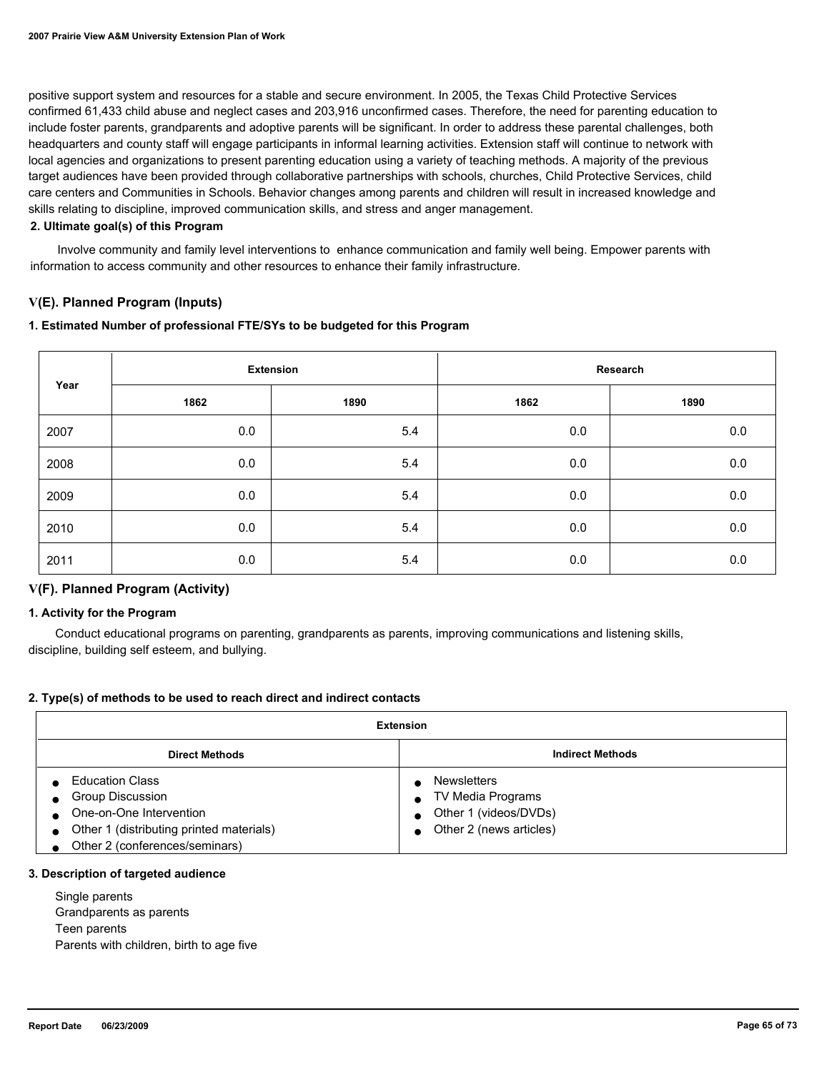positive support system and resources for a stable and secure environment. In 2005, the Texas Child Protective Services confirmed 61,433 child abuse and neglect cases and 203,916 unconfirmed cases. Therefore, the need for parenting education to include foster parents, grandparents and adoptive parents will be significant. In order to address these parental challenges, both headquarters and county staff will engage participants in informal learning activities. Extension staff will continue to network with local agencies and organizations to present parenting education using a variety of teaching methods. A majority of the previous target audiences have been provided through collaborative partnerships with schools, churches, Child Protective Services, child care centers and Communities in Schools. Behavior changes among parents and children will result in increased knowledge and skills relating to discipline, improved communication skills, and stress and anger management.

### 2. Ultimate goal(s) of this Program

Involve community and family level interventions to enhance communication and family well being. Empower parents with information to access community and other resources to enhance their family infrastructure.

## V(E). Planned Program (Inputs)

### 1. Estimated Number of professional FTE/SYs to be budgeted for this Program

| Year | Extension | | Research | |
|---|---|---|---|---|
| | 1862 | 1890 | 1862 | 1890 |
| 2007 | 0.0 | 5.4 | 0.0 | 0.0 |
| 2008 | 0.0 | 5.4 | 0.0 | 0.0 |
| 2009 | 0.0 | 5.4 | 0.0 | 0.0 |
| 2010 | 0.0 | 5.4 | 0.0 | 0.0 |
| 2011 | 0.0 | 5.4 | 0.0 | 0.0 |

## V(F). Planned Program (Activity)

### 1. Activity for the Program

Conduct educational programs on parenting, grandparents as parents, improving communications and listening skills, discipline, building self esteem, and bullying.

### 2. Type(s) of methods to be used to reach direct and indirect contacts

| Extension | |
|---|---|
| **Direct Methods** | **Indirect Methods** |
| • Education Class<br>• Group Discussion<br>• One-on-One Intervention<br>• Other 1 (distributing printed materials)<br>• Other 2 (conferences/seminars) | • Newsletters<br>• TV Media Programs<br>• Other 1 (videos/DVDs)<br>• Other 2 (news articles) |

### 3. Description of targeted audience

Single parents
Grandparents as parents
Teen parents
Parents with children, birth to age five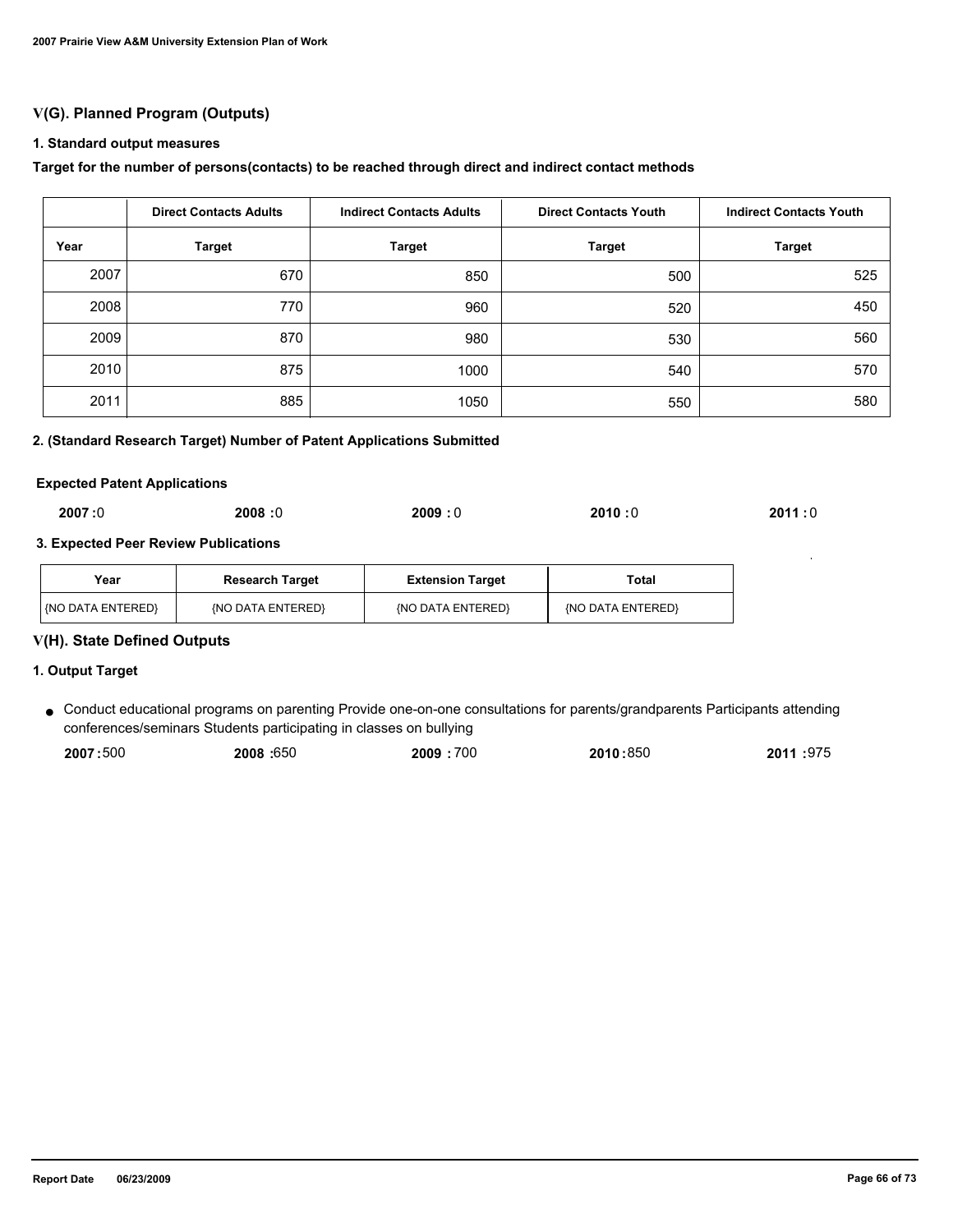## V(G). Planned Program (Outputs)

### 1. Standard output measures

**Target for the number of persons(contacts) to be reached through direct and indirect contact methods**

| | Direct Contacts Adults | Indirect Contacts Adults | Direct Contacts Youth | Indirect Contacts Youth |
|---|---|---|---|---|
| **Year** | **Target** | **Target** | **Target** | **Target** |
| 2007 | 670 | 850 | 500 | 525 |
| 2008 | 770 | 960 | 520 | 450 |
| 2009 | 870 | 980 | 530 | 560 |
| 2010 | 875 | 1000 | 540 | 570 |
| 2011 | 885 | 1050 | 550 | 580 |

### 2. (Standard Research Target) Number of Patent Applications Submitted

**Expected Patent Applications**

**2007 :**0 **2008 :**0 **2009 :** 0 **2010 :**0 **2011 :** 0

### 3. Expected Peer Review Publications

| Year | Research Target | Extension Target | Total |
|---|---|---|---|
| {NO DATA ENTERED} | {NO DATA ENTERED} | {NO DATA ENTERED} | {NO DATA ENTERED} |

## V(H). State Defined Outputs

### 1. Output Target

- Conduct educational programs on parenting Provide one-on-one consultations for parents/grandparents Participants attending conferences/seminars Students participating in classes on bullying

  **2007 :**500 **2008 :**650 **2009 :** 700 **2010 :**850 **2011 :**975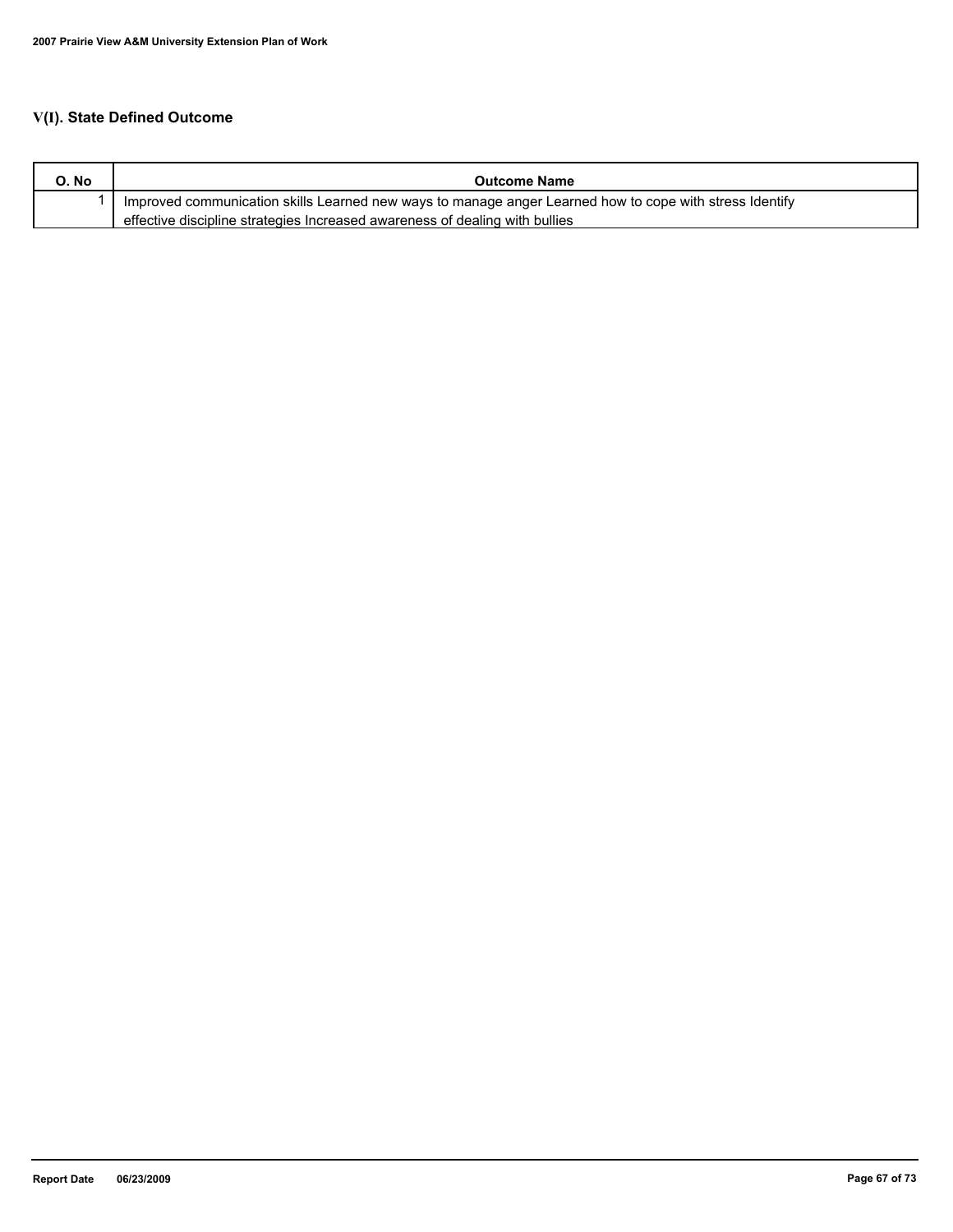## V(I). State Defined Outcome

| O. No | Outcome Name |
|---|---|
| 1 | Improved communication skills Learned new ways to manage anger Learned how to cope with stress Identify effective discipline strategies Increased awareness of dealing with bullies |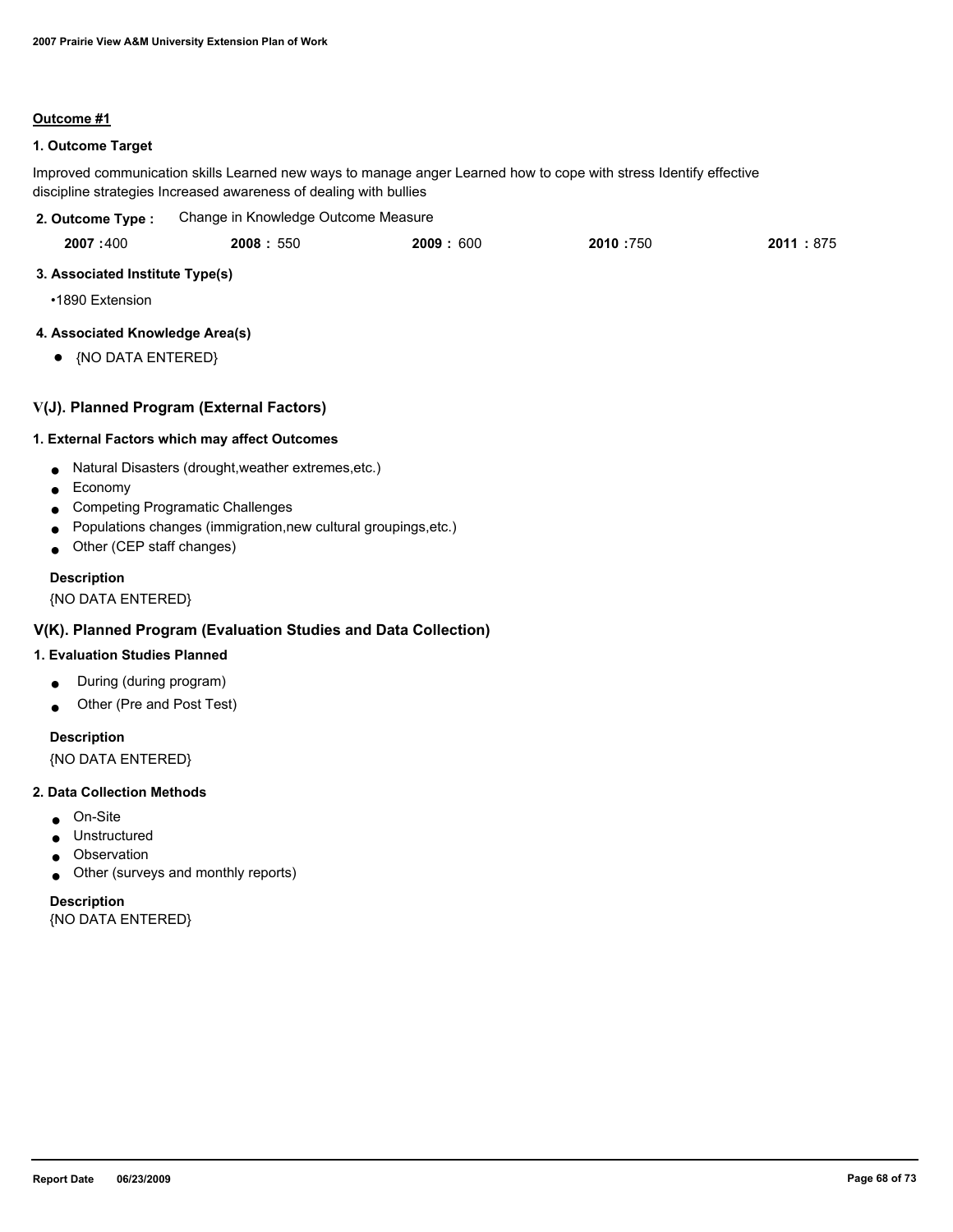**Outcome #1**

**1. Outcome Target**

Improved communication skills Learned new ways to manage anger Learned how to cope with stress Identify effective discipline strategies Increased awareness of dealing with bullies

**2. Outcome Type :** Change in Knowledge Outcome Measure

| **2007 :** 400 | **2008 :** 550 | **2009 :** 600 | **2010 :** 750 | **2011 :** 875 |
|---|---|---|---|---|

**3. Associated Institute Type(s)**

•1890 Extension

**4. Associated Knowledge Area(s)**

- {NO DATA ENTERED}

## V(J). Planned Program (External Factors)

**1. External Factors which may affect Outcomes**

- Natural Disasters (drought,weather extremes,etc.)
- Economy
- Competing Programatic Challenges
- Populations changes (immigration,new cultural groupings,etc.)
- Other (CEP staff changes)

**Description**

{NO DATA ENTERED}

## V(K). Planned Program (Evaluation Studies and Data Collection)

**1. Evaluation Studies Planned**

- During (during program)
- Other (Pre and Post Test)

**Description**

{NO DATA ENTERED}

**2. Data Collection Methods**

- On-Site
- Unstructured
- Observation
- Other (surveys and monthly reports)

**Description**

{NO DATA ENTERED}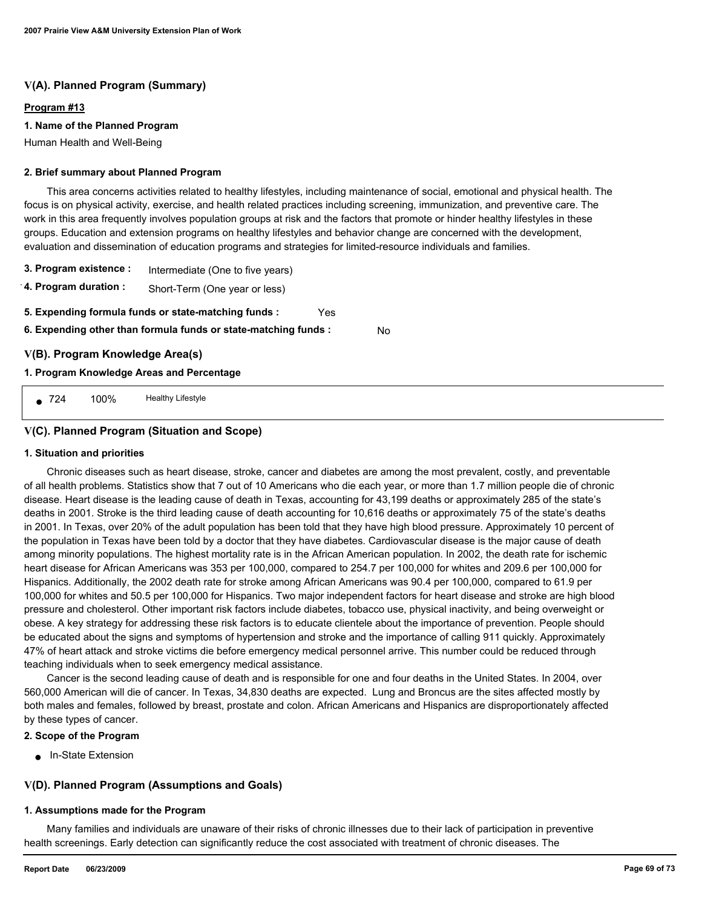## V(A). Planned Program (Summary)

**Program #13**

**1. Name of the Planned Program**

Human Health and Well-Being

**2. Brief summary about Planned Program**

This area concerns activities related to healthy lifestyles, including maintenance of social, emotional and physical health. The focus is on physical activity, exercise, and health related practices including screening, immunization, and preventive care. The work in this area frequently involves population groups at risk and the factors that promote or hinder healthy lifestyles in these groups. Education and extension programs on healthy lifestyles and behavior change are concerned with the development, evaluation and dissemination of education programs and strategies for limited-resource individuals and families.

**3. Program existence :** Intermediate (One to five years)

**4. Program duration :** Short-Term (One year or less)

**5. Expending formula funds or state-matching funds :** Yes

**6. Expending other than formula funds or state-matching funds :** No

## V(B). Program Knowledge Area(s)

**1. Program Knowledge Areas and Percentage**

- 724 100% Healthy Lifestyle

## V(C). Planned Program (Situation and Scope)

**1. Situation and priorities**

Chronic diseases such as heart disease, stroke, cancer and diabetes are among the most prevalent, costly, and preventable of all health problems. Statistics show that 7 out of 10 Americans who die each year, or more than 1.7 million people die of chronic disease. Heart disease is the leading cause of death in Texas, accounting for 43,199 deaths or approximately 285 of the state's deaths in 2001. Stroke is the third leading cause of death accounting for 10,616 deaths or approximately 75 of the state's deaths in 2001. In Texas, over 20% of the adult population has been told that they have high blood pressure. Approximately 10 percent of the population in Texas have been told by a doctor that they have diabetes. Cardiovascular disease is the major cause of death among minority populations. The highest mortality rate is in the African American population. In 2002, the death rate for ischemic heart disease for African Americans was 353 per 100,000, compared to 254.7 per 100,000 for whites and 209.6 per 100,000 for Hispanics. Additionally, the 2002 death rate for stroke among African Americans was 90.4 per 100,000, compared to 61.9 per 100,000 for whites and 50.5 per 100,000 for Hispanics. Two major independent factors for heart disease and stroke are high blood pressure and cholesterol. Other important risk factors include diabetes, tobacco use, physical inactivity, and being overweight or obese. A key strategy for addressing these risk factors is to educate clientele about the importance of prevention. People should be educated about the signs and symptoms of hypertension and stroke and the importance of calling 911 quickly. Approximately 47% of heart attack and stroke victims die before emergency medical personnel arrive. This number could be reduced through teaching individuals when to seek emergency medical assistance.

Cancer is the second leading cause of death and is responsible for one and four deaths in the United States. In 2004, over 560,000 American will die of cancer. In Texas, 34,830 deaths are expected. Lung and Broncus are the sites affected mostly by both males and females, followed by breast, prostate and colon. African Americans and Hispanics are disproportionately affected by these types of cancer.

**2. Scope of the Program**

- In-State Extension

## V(D). Planned Program (Assumptions and Goals)

**1. Assumptions made for the Program**

Many families and individuals are unaware of their risks of chronic illnesses due to their lack of participation in preventive health screenings. Early detection can significantly reduce the cost associated with treatment of chronic diseases. The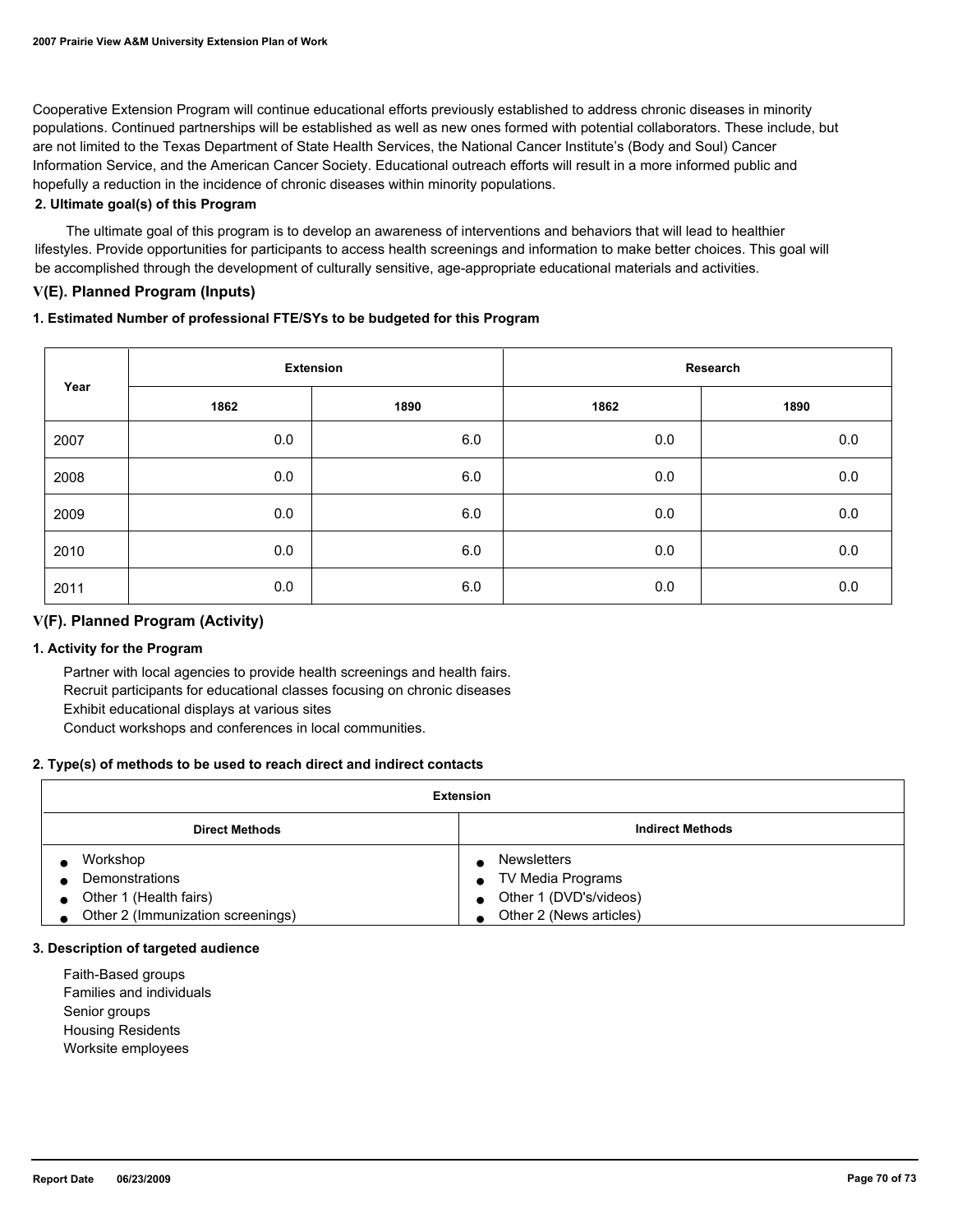Cooperative Extension Program will continue educational efforts previously established to address chronic diseases in minority populations. Continued partnerships will be established as well as new ones formed with potential collaborators. These include, but are not limited to the Texas Department of State Health Services, the National Cancer Institute's (Body and Soul) Cancer Information Service, and the American Cancer Society. Educational outreach efforts will result in a more informed public and hopefully a reduction in the incidence of chronic diseases within minority populations.

**2. Ultimate goal(s) of this Program**

The ultimate goal of this program is to develop an awareness of interventions and behaviors that will lead to healthier lifestyles. Provide opportunities for participants to access health screenings and information to make better choices. This goal will be accomplished through the development of culturally sensitive, age-appropriate educational materials and activities.

## V(E). Planned Program (Inputs)

**1. Estimated Number of professional FTE/SYs to be budgeted for this Program**

| Year | Extension | | Research | |
|---|---|---|---|---|
| | 1862 | 1890 | 1862 | 1890 |
| 2007 | 0.0 | 6.0 | 0.0 | 0.0 |
| 2008 | 0.0 | 6.0 | 0.0 | 0.0 |
| 2009 | 0.0 | 6.0 | 0.0 | 0.0 |
| 2010 | 0.0 | 6.0 | 0.0 | 0.0 |
| 2011 | 0.0 | 6.0 | 0.0 | 0.0 |

## V(F). Planned Program (Activity)

**1. Activity for the Program**

Partner with local agencies to provide health screenings and health fairs.
Recruit participants for educational classes focusing on chronic diseases
Exhibit educational displays at various sites
Conduct workshops and conferences in local communities.

**2. Type(s) of methods to be used to reach direct and indirect contacts**

| Extension | |
|---|---|
| **Direct Methods** | **Indirect Methods** |
| • Workshop<br>• Demonstrations<br>• Other 1 (Health fairs)<br>• Other 2 (Immunization screenings) | • Newsletters<br>• TV Media Programs<br>• Other 1 (DVD's/videos)<br>• Other 2 (News articles) |

**3. Description of targeted audience**

Faith-Based groups
Families and individuals
Senior groups
Housing Residents
Worksite employees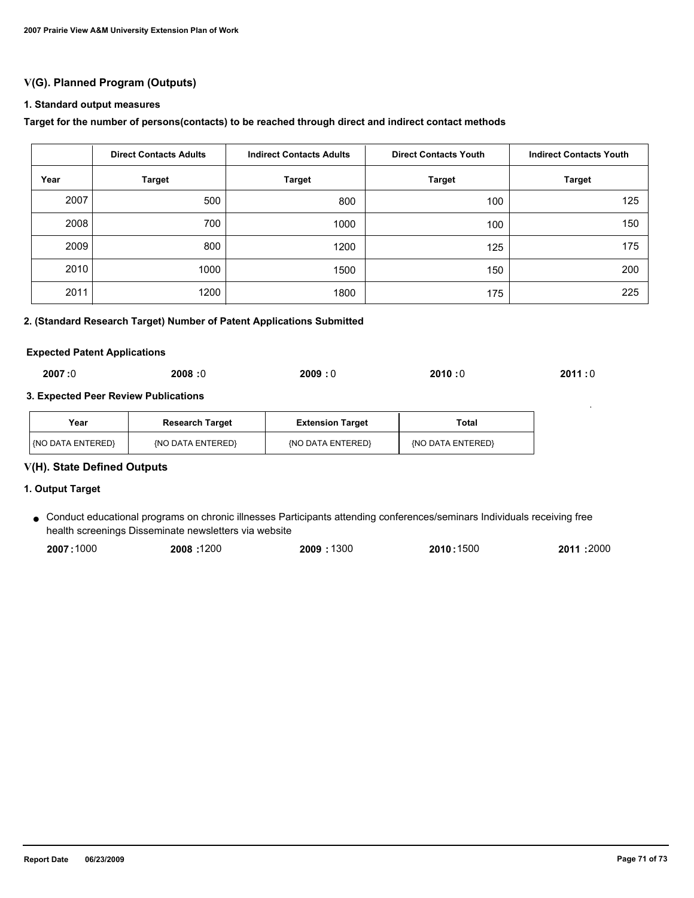## V(G). Planned Program (Outputs)

### 1. Standard output measures

**Target for the number of persons(contacts) to be reached through direct and indirect contact methods**

| | Direct Contacts Adults | Indirect Contacts Adults | Direct Contacts Youth | Indirect Contacts Youth |
|---|---|---|---|---|
| Year | Target | Target | Target | Target |
| 2007 | 500 | 800 | 100 | 125 |
| 2008 | 700 | 1000 | 100 | 150 |
| 2009 | 800 | 1200 | 125 | 175 |
| 2010 | 1000 | 1500 | 150 | 200 |
| 2011 | 1200 | 1800 | 175 | 225 |

### 2. (Standard Research Target) Number of Patent Applications Submitted

**Expected Patent Applications**

**2007 :**0 **2008 :**0 **2009 :** 0 **2010 :**0 **2011 :** 0

### 3. Expected Peer Review Publications

| Year | Research Target | Extension Target | Total |
|---|---|---|---|
| {NO DATA ENTERED} | {NO DATA ENTERED} | {NO DATA ENTERED} | {NO DATA ENTERED} |

## V(H). State Defined Outputs

### 1. Output Target

- Conduct educational programs on chronic illnesses Participants attending conferences/seminars Individuals receiving free health screenings Disseminate newsletters via website

**2007 :**1000 **2008 :**1200 **2009 :** 1300 **2010 :**1500 **2011 :**2000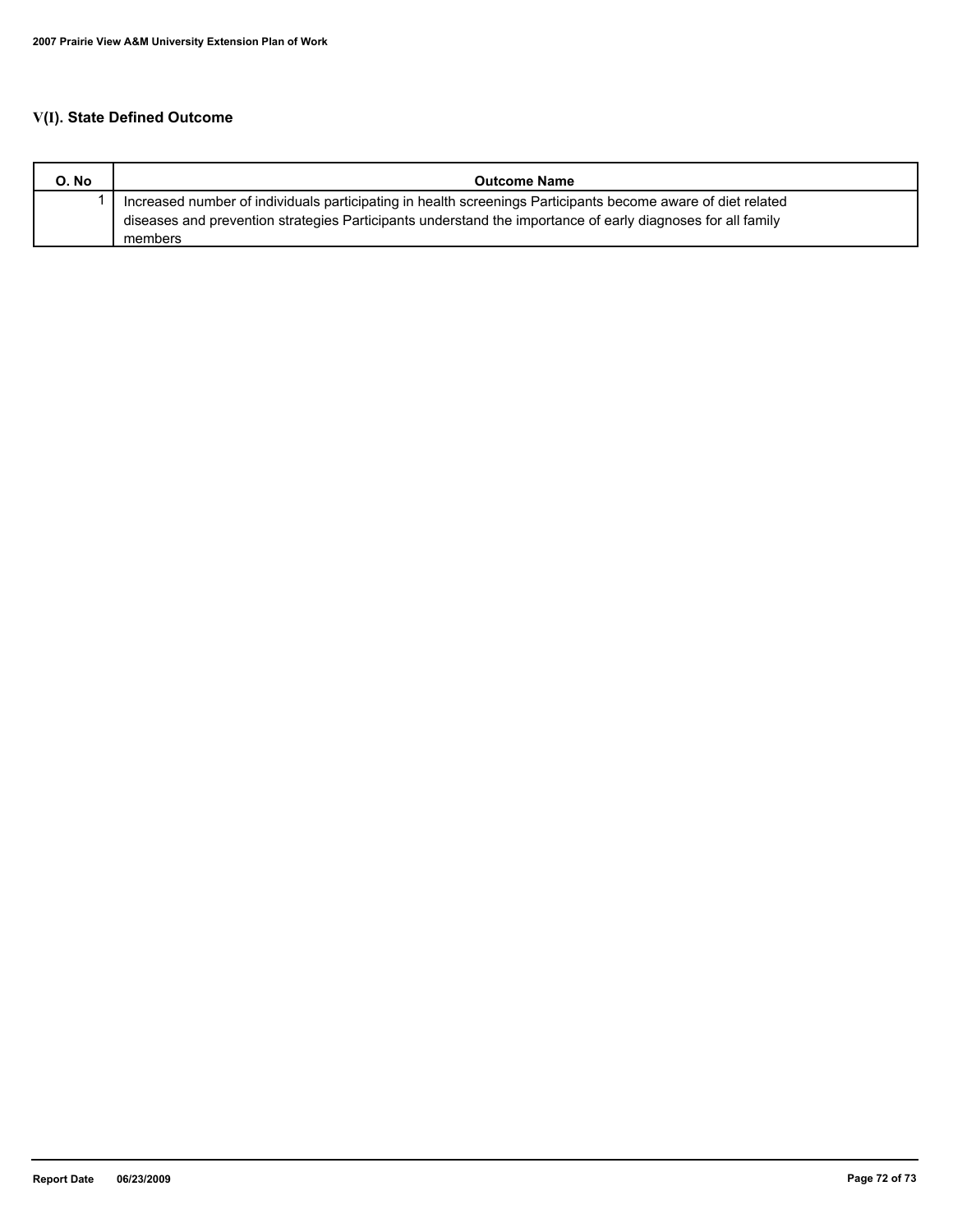## V(I). State Defined Outcome

| O. No | Outcome Name |
|---|---|
| 1 | Increased number of individuals participating in health screenings Participants become aware of diet related diseases and prevention strategies Participants understand the importance of early diagnoses for all family members |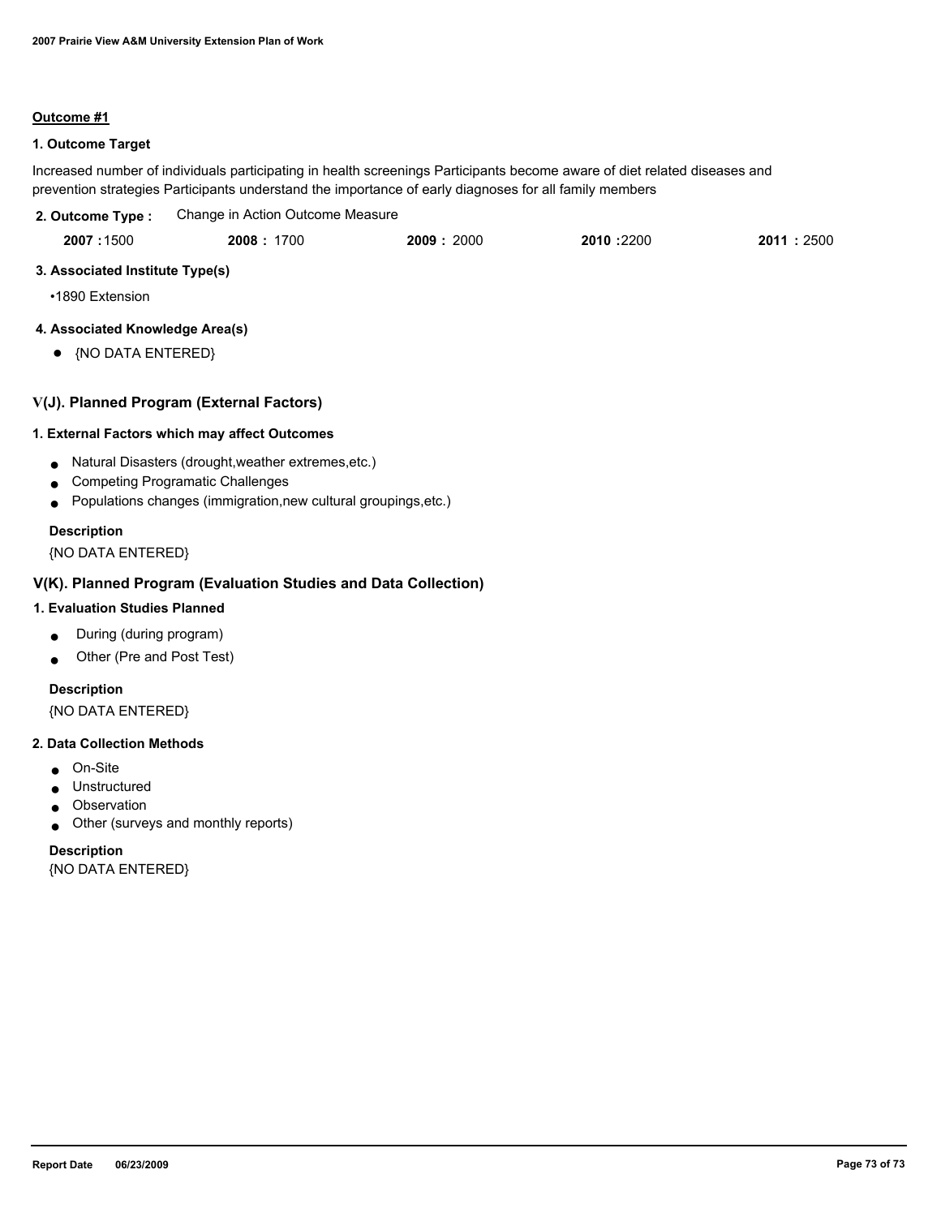**Outcome #1**

**1. Outcome Target**

Increased number of individuals participating in health screenings Participants become aware of diet related diseases and prevention strategies Participants understand the importance of early diagnoses for all family members

**2. Outcome Type :** Change in Action Outcome Measure

**2007 :** 1500 **2008 :** 1700 **2009 :** 2000 **2010 :** 2200 **2011 :** 2500

**3. Associated Institute Type(s)**

•1890 Extension

**4. Associated Knowledge Area(s)**

- {NO DATA ENTERED}

## V(J). Planned Program (External Factors)

**1. External Factors which may affect Outcomes**

- Natural Disasters (drought,weather extremes,etc.)
- Competing Programatic Challenges
- Populations changes (immigration,new cultural groupings,etc.)

**Description**

{NO DATA ENTERED}

## V(K). Planned Program (Evaluation Studies and Data Collection)

**1. Evaluation Studies Planned**

- During (during program)
- Other (Pre and Post Test)

**Description**

{NO DATA ENTERED}

**2. Data Collection Methods**

- On-Site
- Unstructured
- Observation
- Other (surveys and monthly reports)

**Description**

{NO DATA ENTERED}